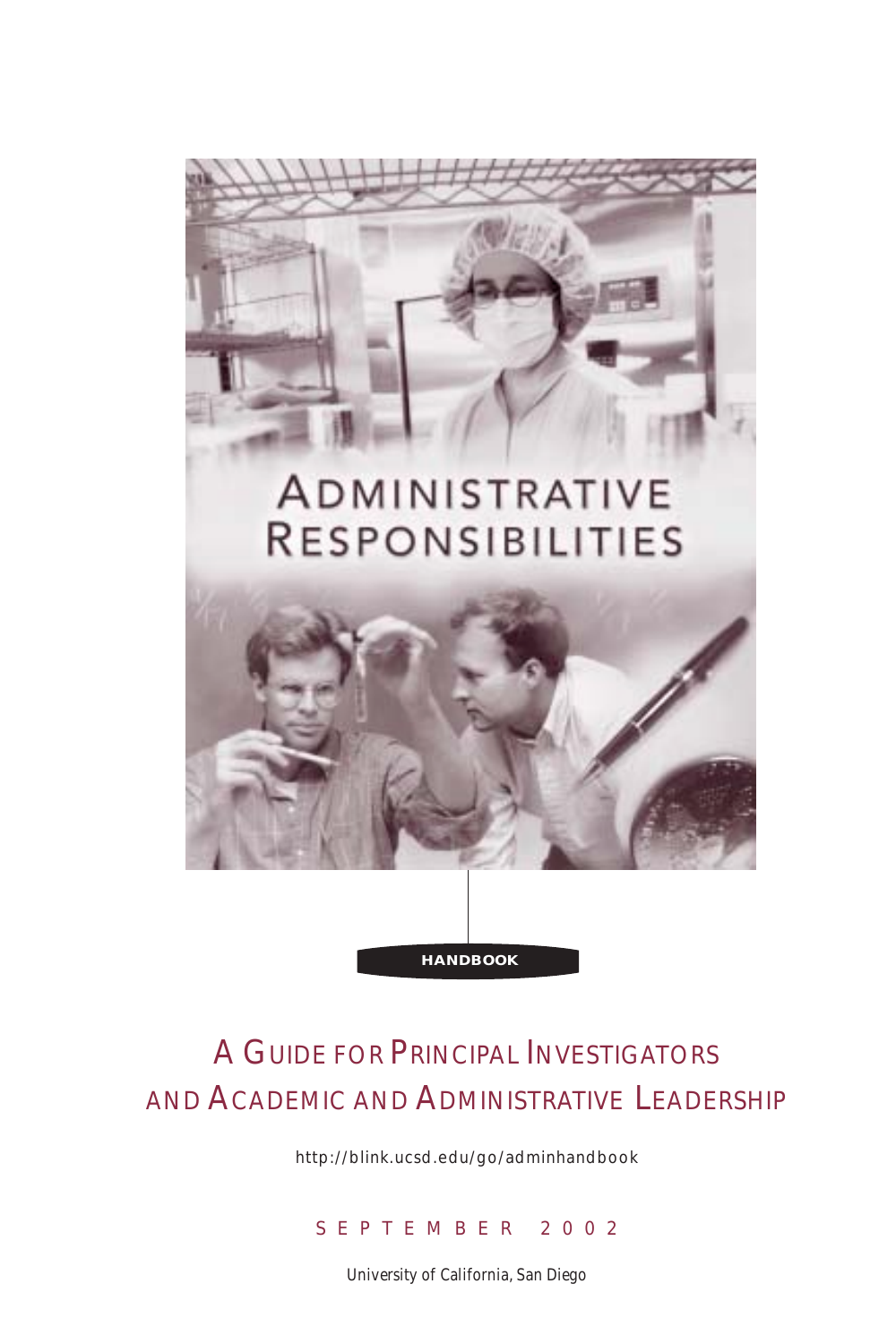# Administrative Responsibilities

**HANDBOOK**

## A Guide for Principal Investigators and Academic and Administrative Leadership

http://blink.ucsd.edu/go/adminhandbook

SEPTEMBER 2002

University of California, San Diego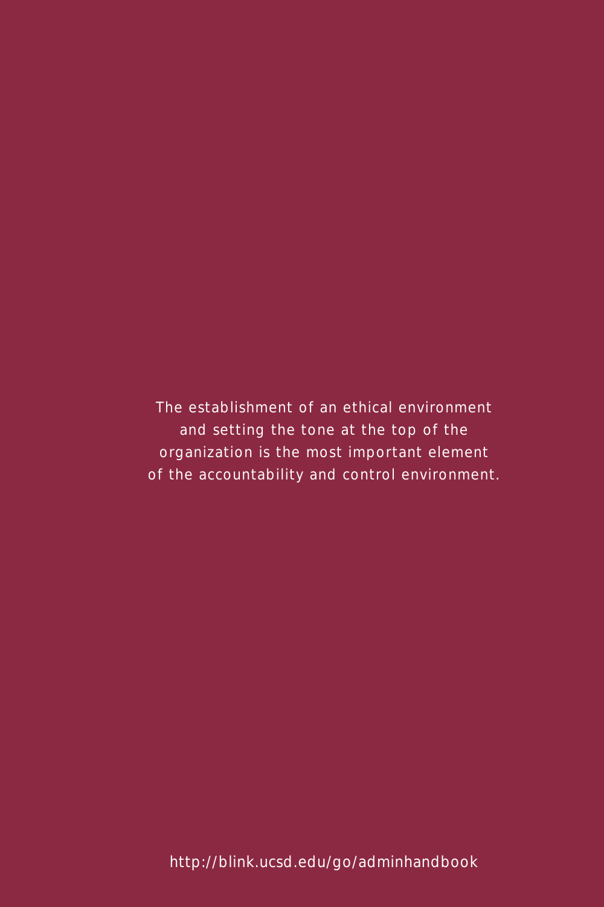The establishment of an ethical environment and setting the tone at the top of the organization is the most important element of the accountability and control environment.

http://blink.ucsd.edu/go/adminhandbook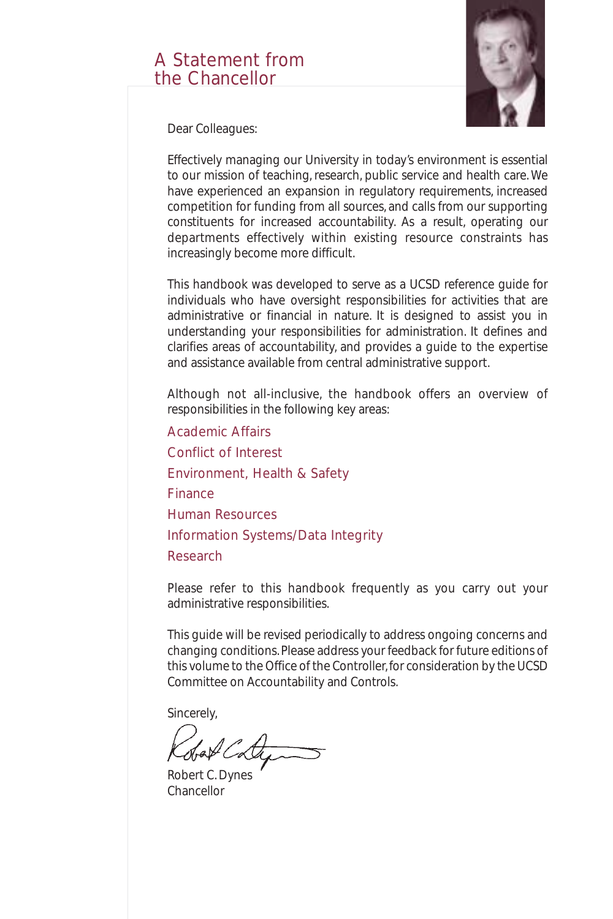# A Statement from the Chancellor

Dear Colleagues:

Effectively managing our University in today's environment is essential to our mission of teaching, research, public service and health care. We have experienced an expansion in regulatory requirements, increased competition for funding from all sources, and calls from our supporting constituents for increased accountability. As a result, operating our departments effectively within existing resource constraints has increasingly become more difficult.

This handbook was developed to serve as a UCSD reference guide for individuals who have oversight responsibilities for activities that are administrative or financial in nature. It is designed to assist you in understanding your responsibilities for administration. It defines and clarifies areas of accountability, and provides a guide to the expertise and assistance available from central administrative support.

Although not all-inclusive, the handbook offers an overview of responsibilities in the following key areas:

- Academic Affairs
- Conflict of Interest
- Environment, Health & Safety
- Finance
- Human Resources
- Information Systems/Data Integrity
- Research

Please refer to this handbook frequently as you carry out your administrative responsibilities.

This guide will be revised periodically to address ongoing concerns and changing conditions. Please address your feedback for future editions of this volume to the Office of the Controller, for consideration by the UCSD Committee on Accountability and Controls.

Sincerely,

Robert C. Dynes
Chancellor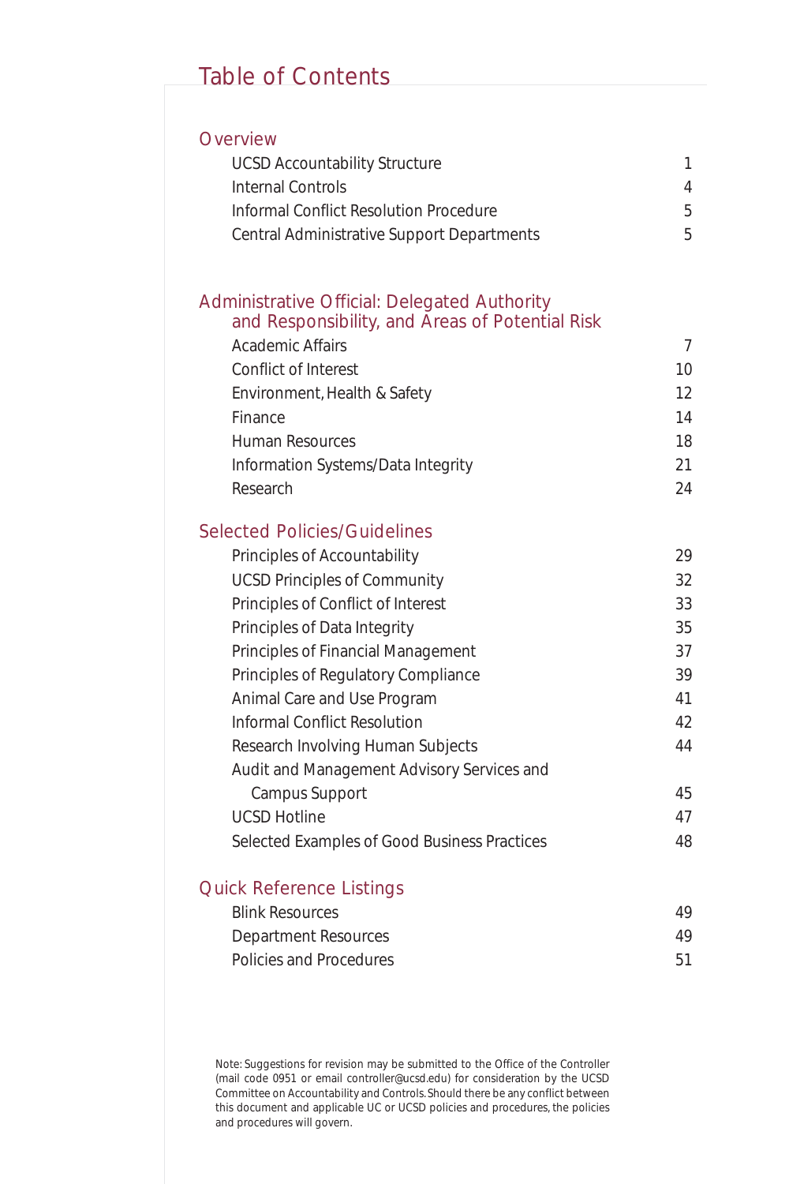# Table of Contents

## Overview

| | |
|---|---|
| UCSD Accountability Structure | 1 |
| Internal Controls | 4 |
| Informal Conflict Resolution Procedure | 5 |
| Central Administrative Support Departments | 5 |

## Administrative Official: Delegated Authority and Responsibility, and Areas of Potential Risk

| | |
|---|---|
| Academic Affairs | 7 |
| Conflict of Interest | 10 |
| Environment, Health & Safety | 12 |
| Finance | 14 |
| Human Resources | 18 |
| Information Systems/Data Integrity | 21 |
| Research | 24 |

## Selected Policies/Guidelines

| | |
|---|---|
| Principles of Accountability | 29 |
| UCSD Principles of Community | 32 |
| Principles of Conflict of Interest | 33 |
| Principles of Data Integrity | 35 |
| Principles of Financial Management | 37 |
| Principles of Regulatory Compliance | 39 |
| Animal Care and Use Program | 41 |
| Informal Conflict Resolution | 42 |
| Research Involving Human Subjects | 44 |
| Audit and Management Advisory Services and Campus Support | 45 |
| UCSD Hotline | 47 |
| Selected Examples of Good Business Practices | 48 |

## Quick Reference Listings

| | |
|---|---|
| Blink Resources | 49 |
| Department Resources | 49 |
| Policies and Procedures | 51 |

Note: Suggestions for revision may be submitted to the Office of the Controller (mail code 0951 or email controller@ucsd.edu) for consideration by the UCSD Committee on Accountability and Controls. Should there be any conflict between this document and applicable UC or UCSD policies and procedures, the policies and procedures will govern.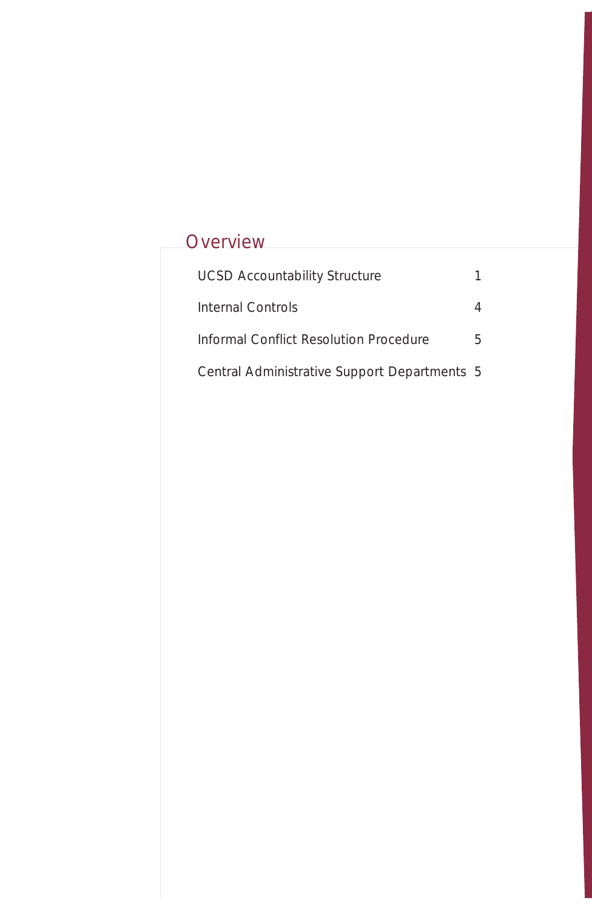# Overview

| | |
|---|---|
| UCSD Accountability Structure | 1 |
| Internal Controls | 4 |
| Informal Conflict Resolution Procedure | 5 |
| Central Administrative Support Departments | 5 |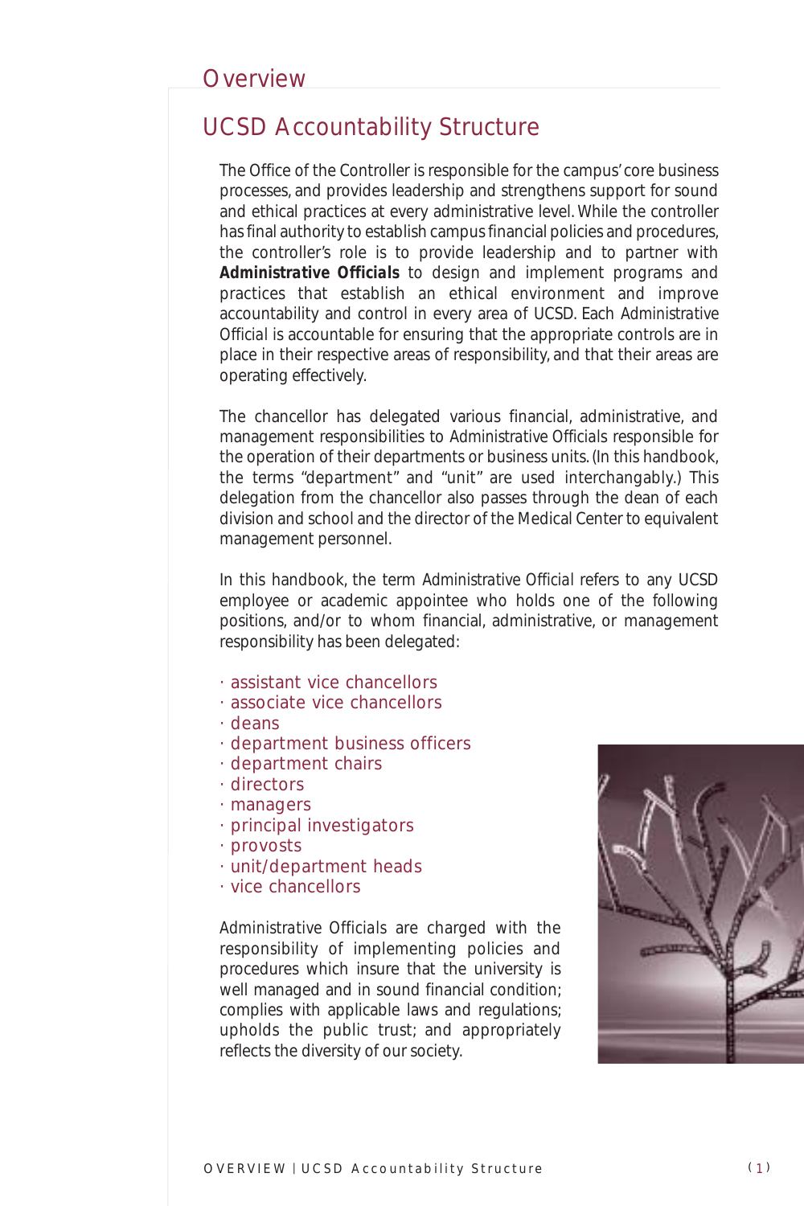# Overview

## UCSD Accountability Structure

The Office of the Controller is responsible for the campus' core business processes, and provides leadership and strengthens support for sound and ethical practices at every administrative level. While the controller has final authority to establish campus financial policies and procedures, the controller's role is to provide leadership and to partner with ***Administrative Officials*** to design and implement programs and practices that establish an ethical environment and improve accountability and control in every area of UCSD. Each Administrative Official is accountable for ensuring that the appropriate controls are in place in their respective areas of responsibility, and that their areas are operating effectively.

The chancellor has delegated various financial, administrative, and management responsibilities to Administrative Officials responsible for the operation of their departments or business units. (In this handbook, the terms "department" and "unit" are used interchangably.) This delegation from the chancellor also passes through the dean of each division and school and the director of the Medical Center to equivalent management personnel.

In this handbook, the term Administrative Official refers to any UCSD employee or academic appointee who holds one of the following positions, and/or to whom financial, administrative, or management responsibility has been delegated:

- assistant vice chancellors
- associate vice chancellors
- deans
- department business officers
- department chairs
- directors
- managers
- principal investigators
- provosts
- unit/department heads
- vice chancellors

Administrative Officials are charged with the responsibility of implementing policies and procedures which insure that the university is well managed and in sound financial condition; complies with applicable laws and regulations; upholds the public trust; and appropriately reflects the diversity of our society.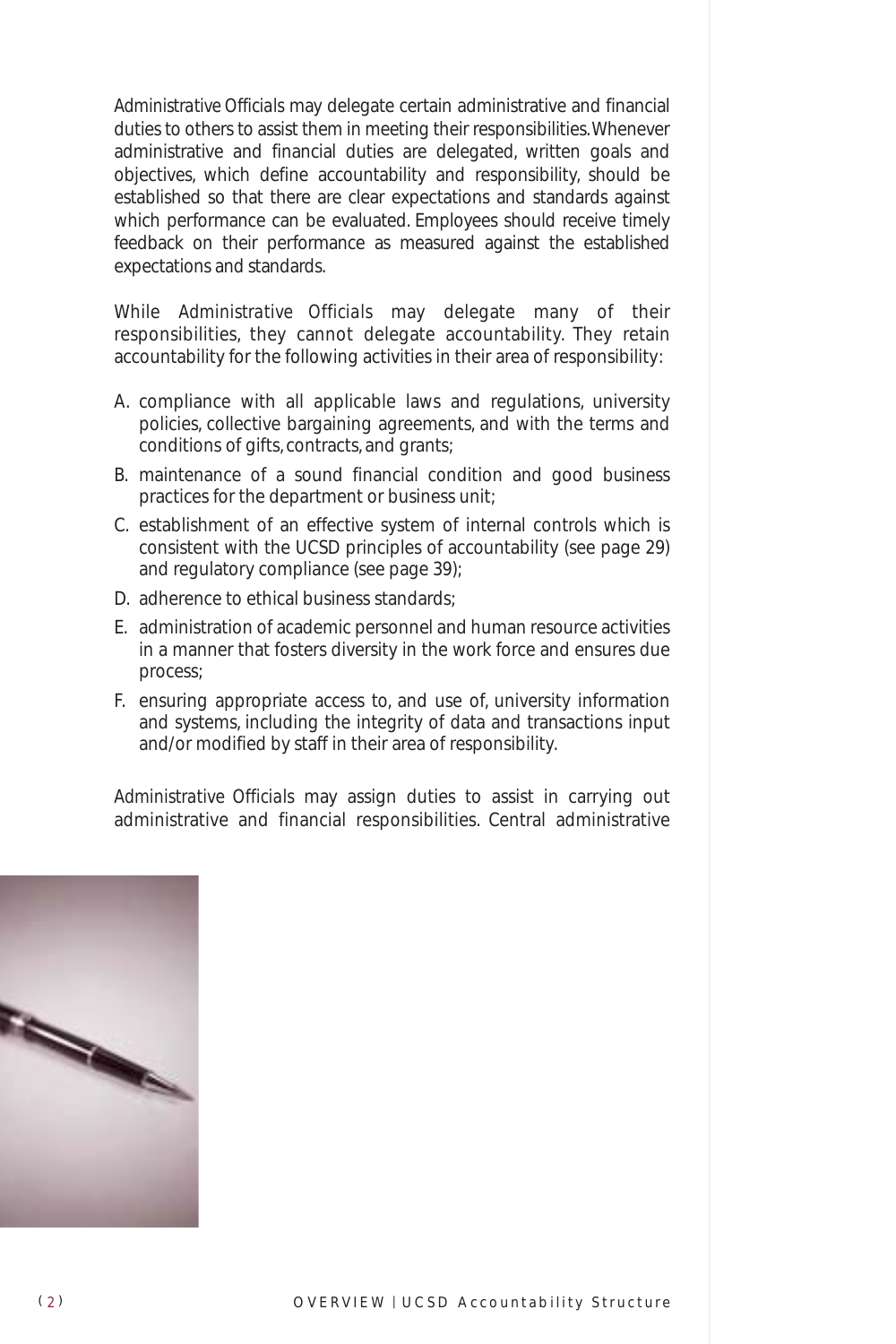Administrative Officials may delegate certain administrative and financial duties to others to assist them in meeting their responsibilities. Whenever administrative and financial duties are delegated, written goals and objectives, which define accountability and responsibility, should be established so that there are clear expectations and standards against which performance can be evaluated. Employees should receive timely feedback on their performance as measured against the established expectations and standards.

While Administrative Officials may delegate many of their responsibilities, they cannot delegate accountability. They retain accountability for the following activities in their area of responsibility:

A. compliance with all applicable laws and regulations, university policies, collective bargaining agreements, and with the terms and conditions of gifts, contracts, and grants;

B. maintenance of a sound financial condition and good business practices for the department or business unit;

C. establishment of an effective system of internal controls which is consistent with the UCSD principles of accountability (see page 29) and regulatory compliance (see page 39);

D. adherence to ethical business standards;

E. administration of academic personnel and human resource activities in a manner that fosters diversity in the work force and ensures due process;

F. ensuring appropriate access to, and use of, university information and systems, including the integrity of data and transactions input and/or modified by staff in their area of responsibility.

Administrative Officials may assign duties to assist in carrying out administrative and financial responsibilities. Central administrative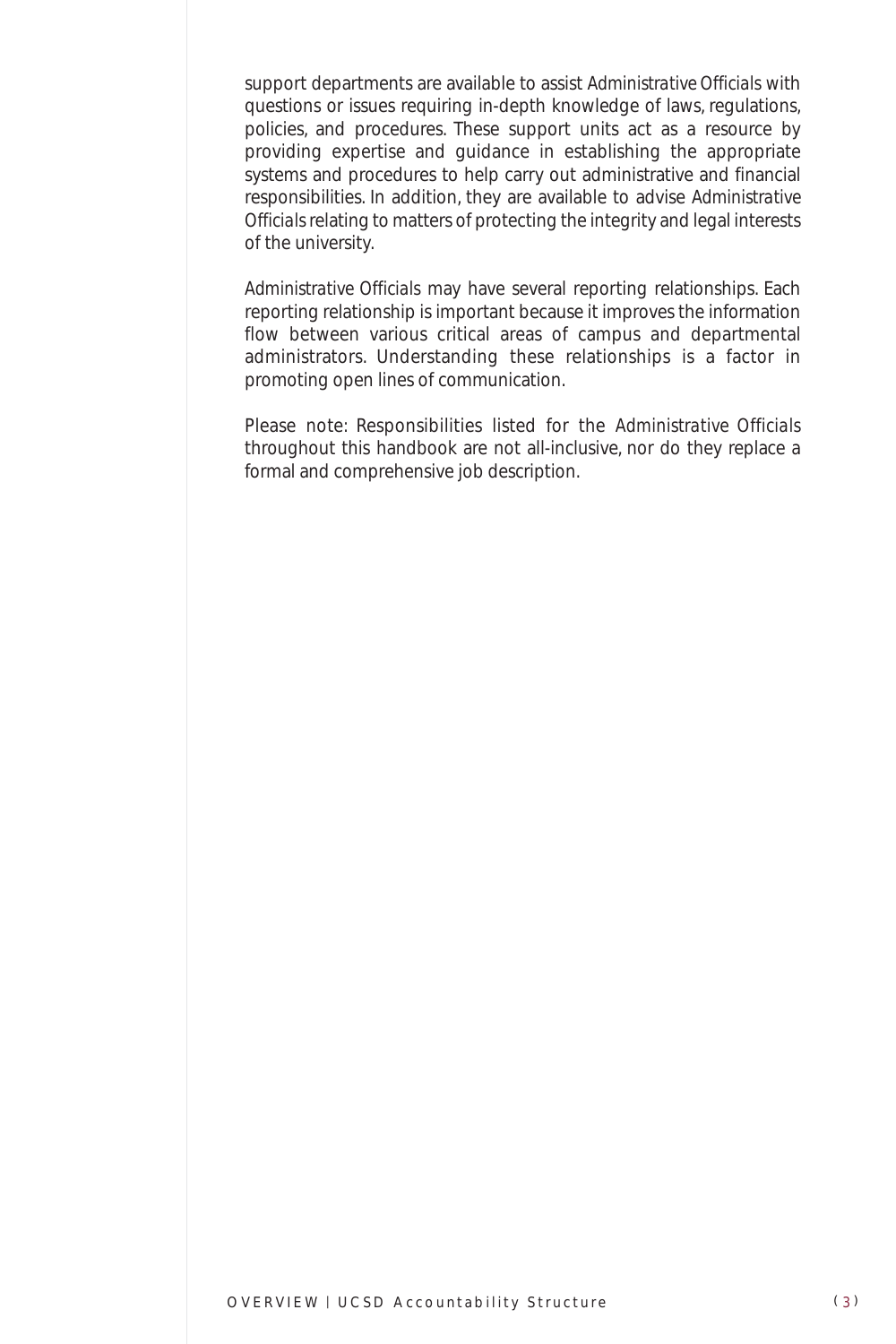support departments are available to assist Administrative Officials with questions or issues requiring in-depth knowledge of laws, regulations, policies, and procedures. These support units act as a resource by providing expertise and guidance in establishing the appropriate systems and procedures to help carry out administrative and financial responsibilities. In addition, they are available to advise Administrative Officials relating to matters of protecting the integrity and legal interests of the university.

Administrative Officials may have several reporting relationships. Each reporting relationship is important because it improves the information flow between various critical areas of campus and departmental administrators. Understanding these relationships is a factor in promoting open lines of communication.

Please note: Responsibilities listed for the Administrative Officials throughout this handbook are not all-inclusive, nor do they replace a formal and comprehensive job description.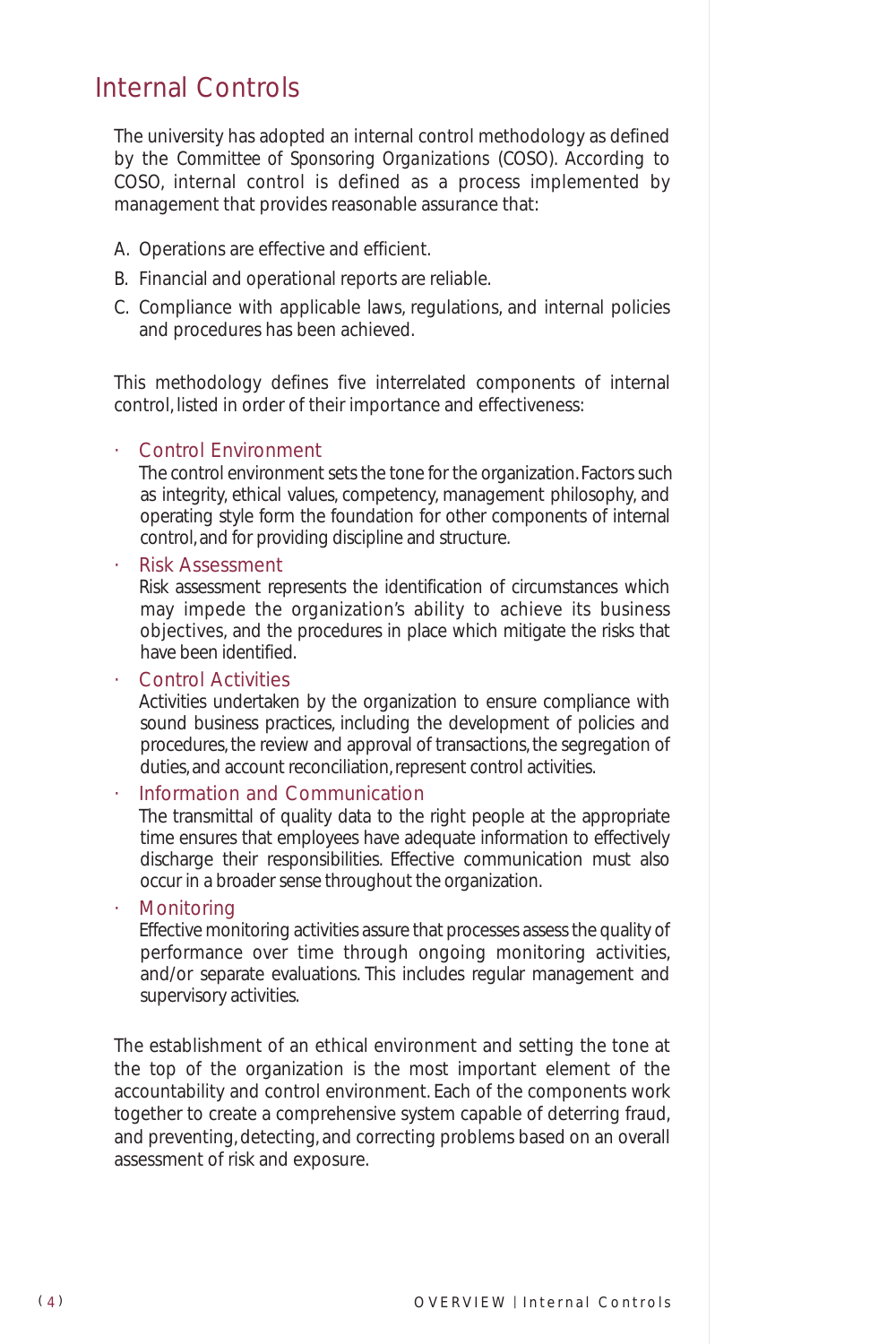## Internal Controls

The university has adopted an internal control methodology as defined by the Committee of Sponsoring Organizations (COSO). According to COSO, internal control is defined as a process implemented by management that provides reasonable assurance that:

A. Operations are effective and efficient.

B. Financial and operational reports are reliable.

C. Compliance with applicable laws, regulations, and internal policies and procedures has been achieved.

This methodology defines five interrelated components of internal control, listed in order of their importance and effectiveness:

- **Control Environment**
  The control environment sets the tone for the organization. Factors such as integrity, ethical values, competency, management philosophy, and operating style form the foundation for other components of internal control, and for providing discipline and structure.
- **Risk Assessment**
  Risk assessment represents the identification of circumstances which may impede the organization's ability to achieve its business objectives, and the procedures in place which mitigate the risks that have been identified.
- **Control Activities**
  Activities undertaken by the organization to ensure compliance with sound business practices, including the development of policies and procedures, the review and approval of transactions, the segregation of duties, and account reconciliation, represent control activities.
- **Information and Communication**
  The transmittal of quality data to the right people at the appropriate time ensures that employees have adequate information to effectively discharge their responsibilities. Effective communication must also occur in a broader sense throughout the organization.
- **Monitoring**
  Effective monitoring activities assure that processes assess the quality of performance over time through ongoing monitoring activities, and/or separate evaluations. This includes regular management and supervisory activities.

The establishment of an ethical environment and setting the tone at the top of the organization is the most important element of the accountability and control environment. Each of the components work together to create a comprehensive system capable of deterring fraud, and preventing, detecting, and correcting problems based on an overall assessment of risk and exposure.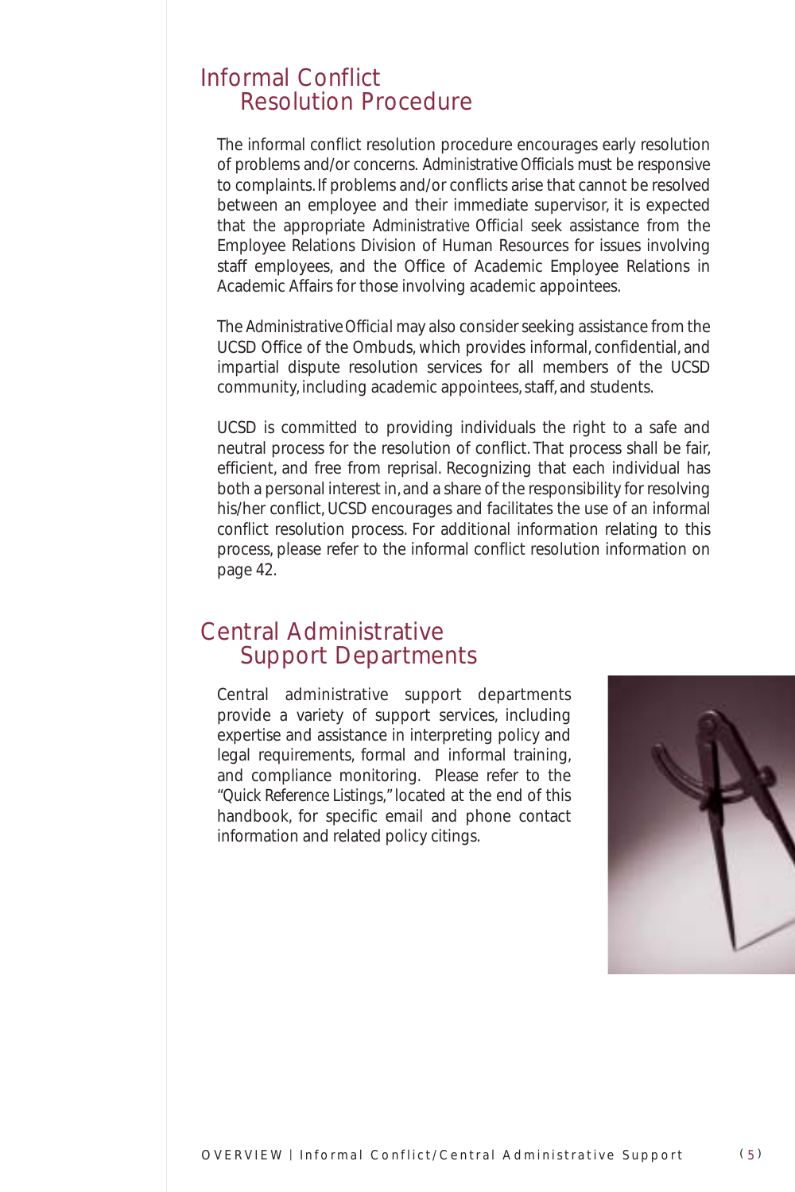## Informal Conflict Resolution Procedure

The informal conflict resolution procedure encourages early resolution of problems and/or concerns. *Administrative Officials* must be responsive to complaints. If problems and/or conflicts arise that cannot be resolved between an employee and their immediate supervisor, it is expected that the appropriate *Administrative Official* seek assistance from the Employee Relations Division of Human Resources for issues involving staff employees, and the Office of Academic Employee Relations in Academic Affairs for those involving academic appointees.

The *Administrative Official* may also consider seeking assistance from the UCSD Office of the Ombuds, which provides informal, confidential, and impartial dispute resolution services for all members of the UCSD community, including academic appointees, staff, and students.

UCSD is committed to providing individuals the right to a safe and neutral process for the resolution of conflict. That process shall be fair, efficient, and free from reprisal. Recognizing that each individual has both a personal interest in, and a share of the responsibility for resolving his/her conflict, UCSD encourages and facilitates the use of an informal conflict resolution process. For additional information relating to this process, please refer to the informal conflict resolution information on page 42.

## Central Administrative Support Departments

Central administrative support departments provide a variety of support services, including expertise and assistance in interpreting policy and legal requirements, formal and informal training, and compliance monitoring. Please refer to the "Quick Reference Listings," located at the end of this handbook, for specific email and phone contact information and related policy citings.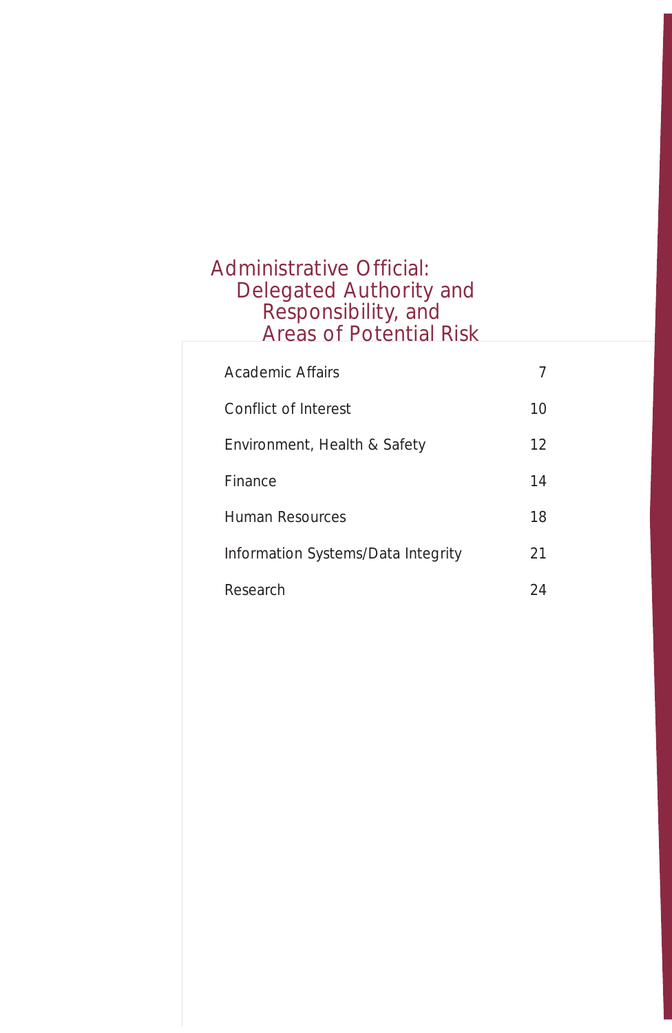# Administrative Official: Delegated Authority and Responsibility, and Areas of Potential Risk

| | |
|---|---|
| Academic Affairs | 7 |
| Conflict of Interest | 10 |
| Environment, Health & Safety | 12 |
| Finance | 14 |
| Human Resources | 18 |
| Information Systems/Data Integrity | 21 |
| Research | 24 |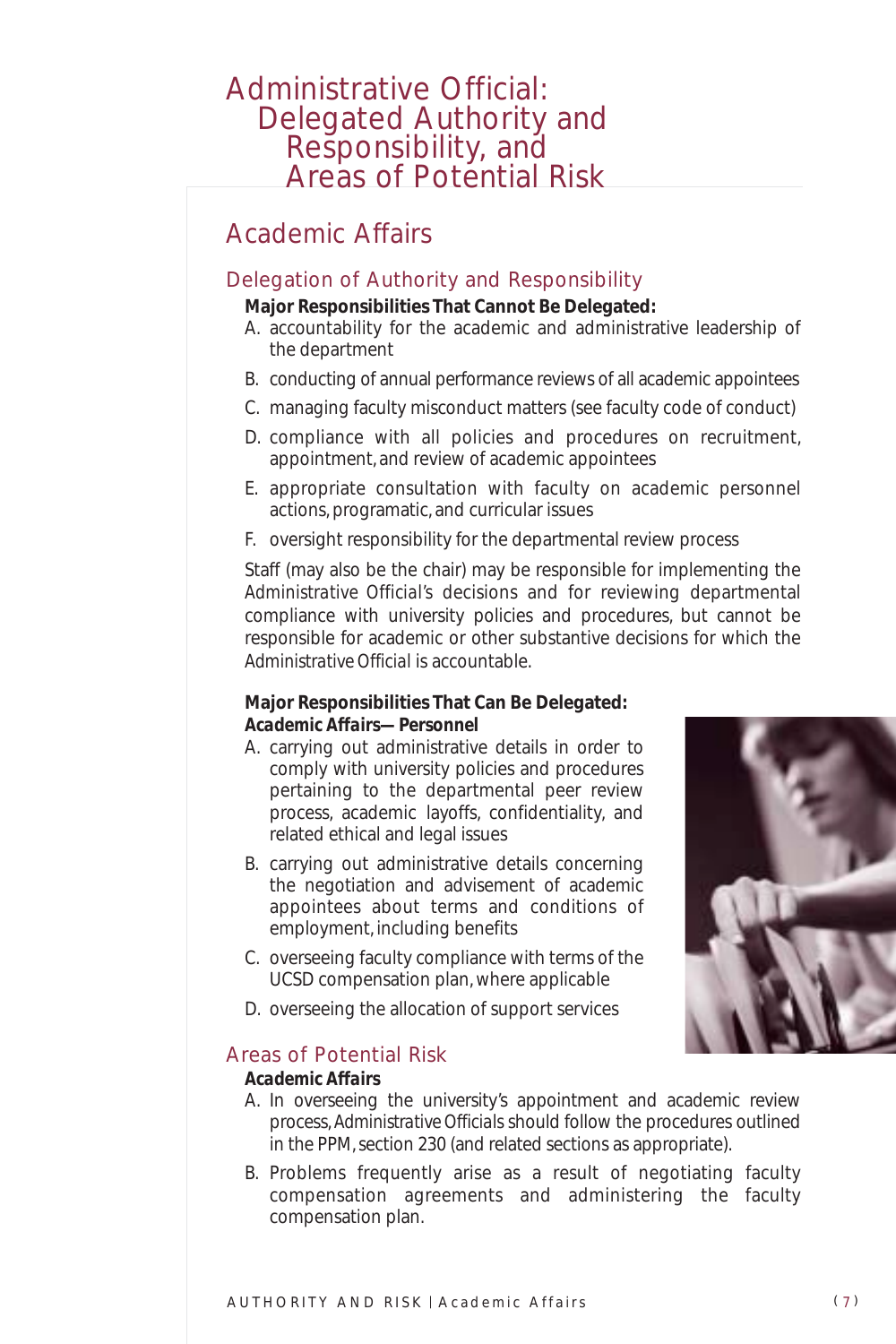# Administrative Official: Delegated Authority and Responsibility, and Areas of Potential Risk

## Academic Affairs

### Delegation of Authority and Responsibility

**Major Responsibilities That Cannot Be Delegated:**

A. accountability for the academic and administrative leadership of the department

B. conducting of annual performance reviews of all academic appointees

C. managing faculty misconduct matters (see faculty code of conduct)

D. compliance with all policies and procedures on recruitment, appointment, and review of academic appointees

E. appropriate consultation with faculty on academic personnel actions, programatic, and curricular issues

F. oversight responsibility for the departmental review process

Staff (may also be the chair) may be responsible for implementing the Administrative Official's decisions and for reviewing departmental compliance with university policies and procedures, but cannot be responsible for academic or other substantive decisions for which the Administrative Official is accountable.

**Major Responsibilities That Can Be Delegated:**
***Academic Affairs— Personnel***

A. carrying out administrative details in order to comply with university policies and procedures pertaining to the departmental peer review process, academic layoffs, confidentiality, and related ethical and legal issues

B. carrying out administrative details concerning the negotiation and advisement of academic appointees about terms and conditions of employment, including benefits

C. overseeing faculty compliance with terms of the UCSD compensation plan, where applicable

D. overseeing the allocation of support services

### Areas of Potential Risk

***Academic Affairs***

A. In overseeing the university's appointment and academic review process, Administrative Officials should follow the procedures outlined in the PPM, section 230 (and related sections as appropriate).

B. Problems frequently arise as a result of negotiating faculty compensation agreements and administering the faculty compensation plan.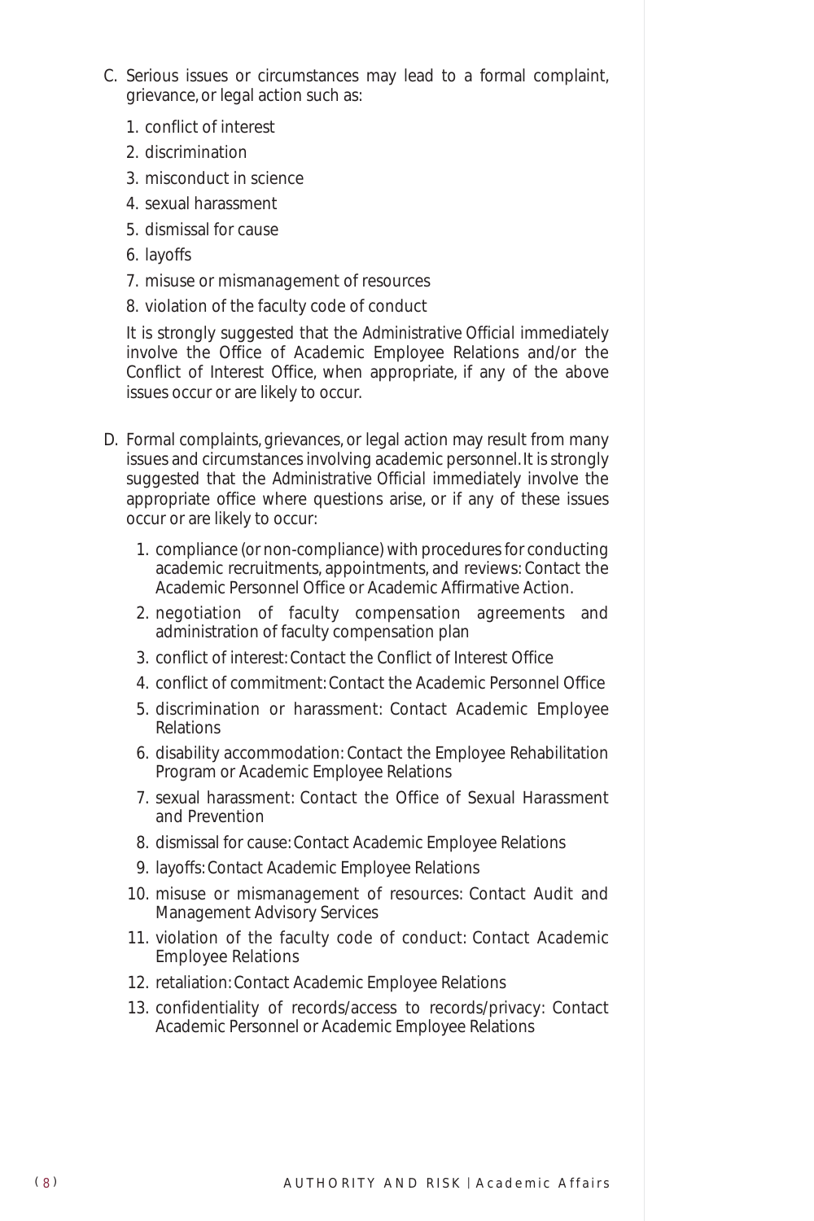C. Serious issues or circumstances may lead to a formal complaint, grievance, or legal action such as:

   1. conflict of interest
   2. discrimination
   3. misconduct in science
   4. sexual harassment
   5. dismissal for cause
   6. layoffs
   7. misuse or mismanagement of resources
   8. violation of the faculty code of conduct

   It is strongly suggested that the *Administrative Official* immediately involve the Office of Academic Employee Relations and/or the Conflict of Interest Office, when appropriate, if any of the above issues occur or are likely to occur.

D. Formal complaints, grievances, or legal action may result from many issues and circumstances involving academic personnel. It is strongly suggested that the *Administrative Official* immediately involve the appropriate office where questions arise, or if any of these issues occur or are likely to occur:

   1. compliance (or non-compliance) with procedures for conducting academic recruitments, appointments, and reviews: Contact the Academic Personnel Office or Academic Affirmative Action.
   2. negotiation of faculty compensation agreements and administration of faculty compensation plan
   3. conflict of interest: Contact the Conflict of Interest Office
   4. conflict of commitment: Contact the Academic Personnel Office
   5. discrimination or harassment: Contact Academic Employee Relations
   6. disability accommodation: Contact the Employee Rehabilitation Program or Academic Employee Relations
   7. sexual harassment: Contact the Office of Sexual Harassment and Prevention
   8. dismissal for cause: Contact Academic Employee Relations
   9. layoffs: Contact Academic Employee Relations
   10. misuse or mismanagement of resources: Contact Audit and Management Advisory Services
   11. violation of the faculty code of conduct: Contact Academic Employee Relations
   12. retaliation: Contact Academic Employee Relations
   13. confidentiality of records/access to records/privacy: Contact Academic Personnel or Academic Employee Relations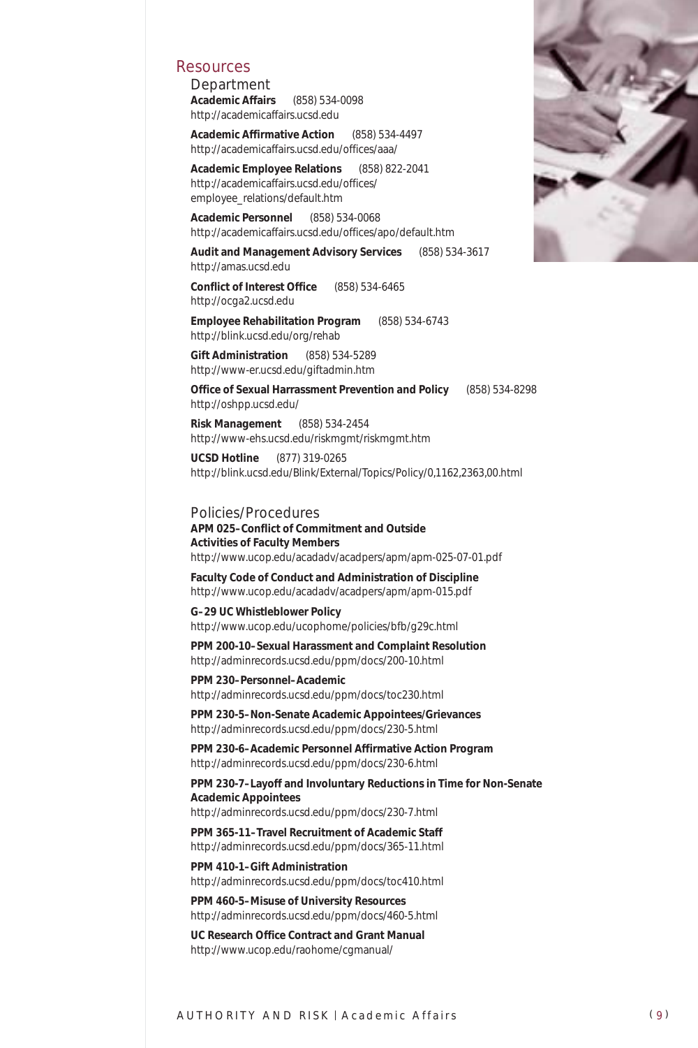## Resources

### Department

**Academic Affairs** (858) 534-0098
http://academicaffairs.ucsd.edu

**Academic Affirmative Action** (858) 534-4497
http://academicaffairs.ucsd.edu/offices/aaa/

**Academic Employee Relations** (858) 822-2041
http://academicaffairs.ucsd.edu/offices/employee_relations/default.htm

**Academic Personnel** (858) 534-0068
http://academicaffairs.ucsd.edu/offices/apo/default.htm

**Audit and Management Advisory Services** (858) 534-3617
http://amas.ucsd.edu

**Conflict of Interest Office** (858) 534-6465
http://ocga2.ucsd.edu

**Employee Rehabilitation Program** (858) 534-6743
http://blink.ucsd.edu/org/rehab

**Gift Administration** (858) 534-5289
http://www-er.ucsd.edu/giftadmin.htm

**Office of Sexual Harrassment Prevention and Policy** (858) 534-8298
http://oshpp.ucsd.edu/

**Risk Management** (858) 534-2454
http://www-ehs.ucsd.edu/riskmgmt/riskmgmt.htm

**UCSD Hotline** (877) 319-0265
http://blink.ucsd.edu/Blink/External/Topics/Policy/0,1162,2363,00.html

### Policies/Procedures

**APM 025–Conflict of Commitment and Outside Activities of Faculty Members**
http://www.ucop.edu/acadadv/acadpers/apm/apm-025-07-01.pdf

**Faculty Code of Conduct and Administration of Discipline**
http://www.ucop.edu/acadadv/acadpers/apm/apm-015.pdf

**G–29 UC Whistleblower Policy**
http://www.ucop.edu/ucophome/policies/bfb/g29c.html

**PPM 200-10–Sexual Harassment and Complaint Resolution**
http://adminrecords.ucsd.edu/ppm/docs/200-10.html

**PPM 230–Personnel–Academic**
http://adminrecords.ucsd.edu/ppm/docs/toc230.html

**PPM 230-5–Non-Senate Academic Appointees/Grievances**
http://adminrecords.ucsd.edu/ppm/docs/230-5.html

**PPM 230-6–Academic Personnel Affirmative Action Program**
http://adminrecords.ucsd.edu/ppm/docs/230-6.html

**PPM 230-7–Layoff and Involuntary Reductions in Time for Non-Senate Academic Appointees**
http://adminrecords.ucsd.edu/ppm/docs/230-7.html

**PPM 365-11–Travel Recruitment of Academic Staff**
http://adminrecords.ucsd.edu/ppm/docs/365-11.html

**PPM 410-1–Gift Administration**
http://adminrecords.ucsd.edu/ppm/docs/toc410.html

**PPM 460-5–Misuse of University Resources**
http://adminrecords.ucsd.edu/ppm/docs/460-5.html

**UC Research Office Contract and Grant Manual**
http://www.ucop.edu/raohome/cgmanual/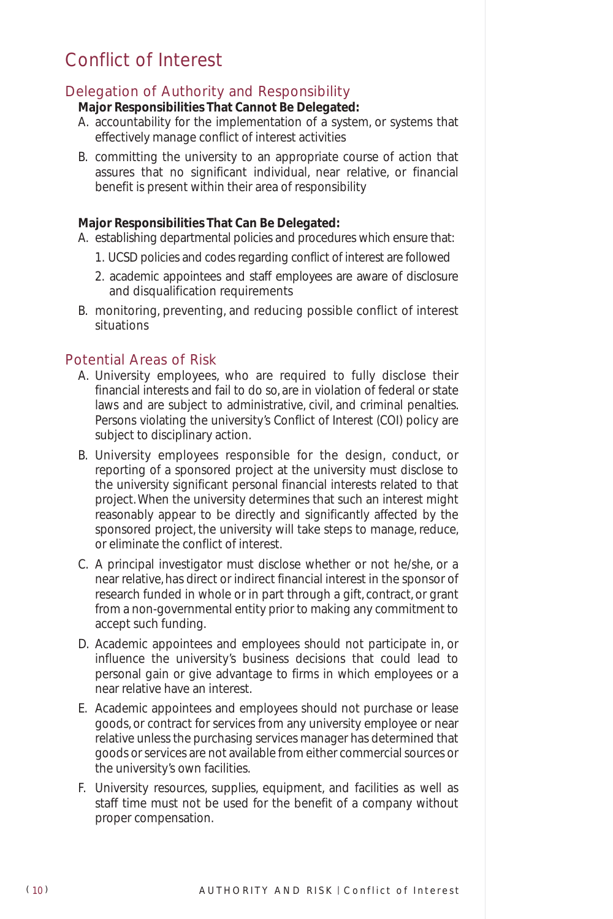# Conflict of Interest

## Delegation of Authority and Responsibility

**Major Responsibilities That Cannot Be Delegated:**

A. accountability for the implementation of a system, or systems that effectively manage conflict of interest activities

B. committing the university to an appropriate course of action that assures that no significant individual, near relative, or financial benefit is present within their area of responsibility

**Major Responsibilities That Can Be Delegated:**

A. establishing departmental policies and procedures which ensure that:

   1. UCSD policies and codes regarding conflict of interest are followed

   2. academic appointees and staff employees are aware of disclosure and disqualification requirements

B. monitoring, preventing, and reducing possible conflict of interest situations

## Potential Areas of Risk

A. University employees, who are required to fully disclose their financial interests and fail to do so, are in violation of federal or state laws and are subject to administrative, civil, and criminal penalties. Persons violating the university's Conflict of Interest (COI) policy are subject to disciplinary action.

B. University employees responsible for the design, conduct, or reporting of a sponsored project at the university must disclose to the university significant personal financial interests related to that project. When the university determines that such an interest might reasonably appear to be directly and significantly affected by the sponsored project, the university will take steps to manage, reduce, or eliminate the conflict of interest.

C. A principal investigator must disclose whether or not he/she, or a near relative, has direct or indirect financial interest in the sponsor of research funded in whole or in part through a gift, contract, or grant from a non-governmental entity prior to making any commitment to accept such funding.

D. Academic appointees and employees should not participate in, or influence the university's business decisions that could lead to personal gain or give advantage to firms in which employees or a near relative have an interest.

E. Academic appointees and employees should not purchase or lease goods, or contract for services from any university employee or near relative unless the purchasing services manager has determined that goods or services are not available from either commercial sources or the university's own facilities.

F. University resources, supplies, equipment, and facilities as well as staff time must not be used for the benefit of a company without proper compensation.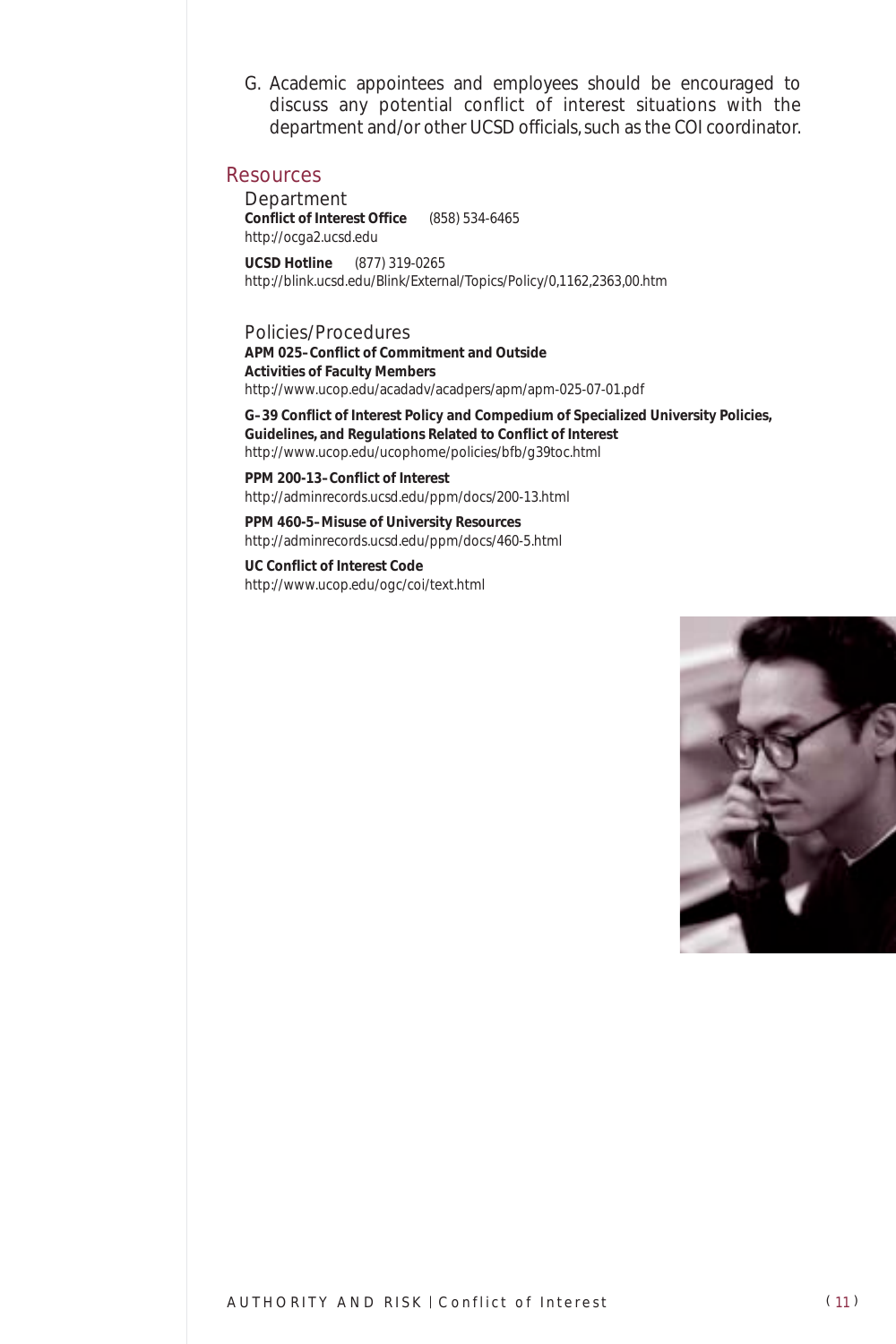G. Academic appointees and employees should be encouraged to discuss any potential conflict of interest situations with the department and/or other UCSD officials, such as the COI coordinator.

## Resources

### Department

**Conflict of Interest Office** (858) 534-6465
http://ocga2.ucsd.edu

**UCSD Hotline** (877) 319-0265
http://blink.ucsd.edu/Blink/External/Topics/Policy/0,1162,2363,00.htm

### Policies/Procedures

**APM 025–Conflict of Commitment and Outside Activities of Faculty Members**
http://www.ucop.edu/acadadv/acadpers/apm/apm-025-07-01.pdf

**G–39 Conflict of Interest Policy and Compedium of Specialized University Policies, Guidelines, and Regulations Related to Conflict of Interest**
http://www.ucop.edu/ucophome/policies/bfb/g39toc.html

**PPM 200-13–Conflict of Interest**
http://adminrecords.ucsd.edu/ppm/docs/200-13.html

**PPM 460-5–Misuse of University Resources**
http://adminrecords.ucsd.edu/ppm/docs/460-5.html

**UC Conflict of Interest Code**
http://www.ucop.edu/ogc/coi/text.html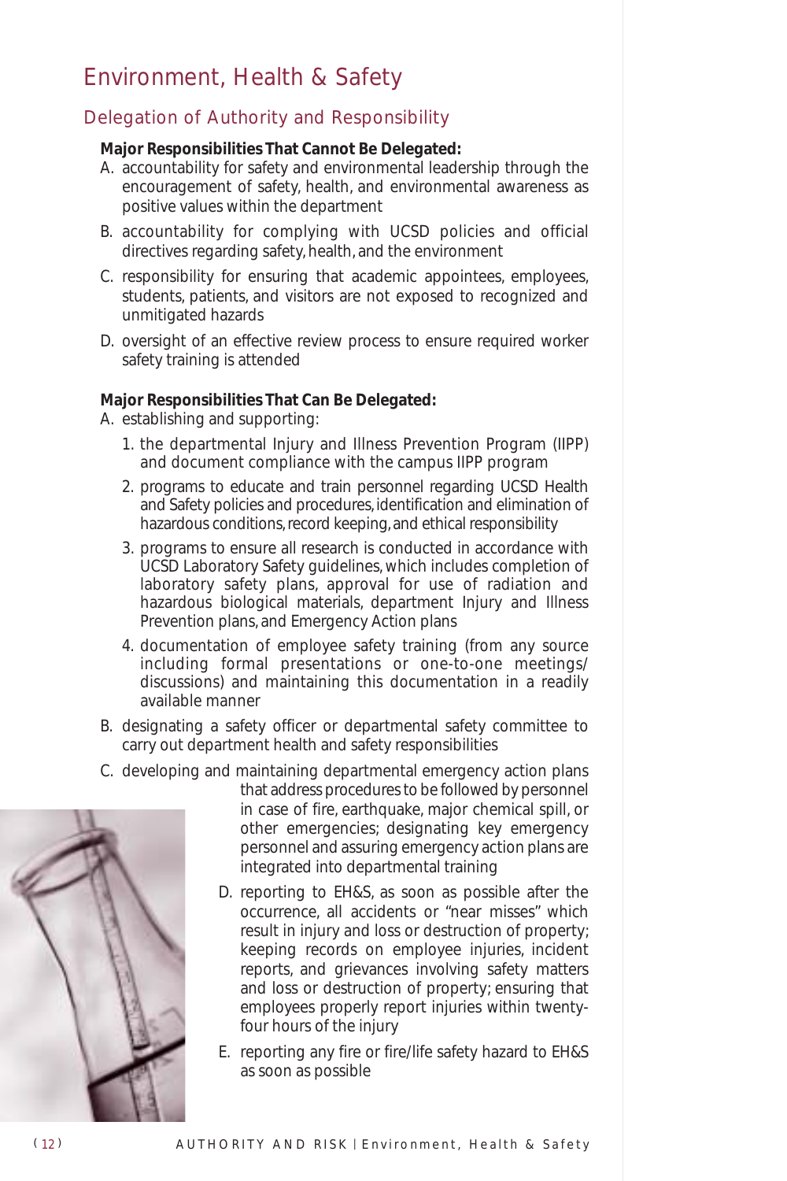# Environment, Health & Safety

## Delegation of Authority and Responsibility

**Major Responsibilities That Cannot Be Delegated:**

A. accountability for safety and environmental leadership through the encouragement of safety, health, and environmental awareness as positive values within the department

B. accountability for complying with UCSD policies and official directives regarding safety, health, and the environment

C. responsibility for ensuring that academic appointees, employees, students, patients, and visitors are not exposed to recognized and unmitigated hazards

D. oversight of an effective review process to ensure required worker safety training is attended

**Major Responsibilities That Can Be Delegated:**

A. establishing and supporting:

   1. the departmental Injury and Illness Prevention Program (IIPP) and document compliance with the campus IIPP program
   2. programs to educate and train personnel regarding UCSD Health and Safety policies and procedures, identification and elimination of hazardous conditions, record keeping, and ethical responsibility
   3. programs to ensure all research is conducted in accordance with UCSD Laboratory Safety guidelines, which includes completion of laboratory safety plans, approval for use of radiation and hazardous biological materials, department Injury and Illness Prevention plans, and Emergency Action plans
   4. documentation of employee safety training (from any source including formal presentations or one-to-one meetings/ discussions) and maintaining this documentation in a readily available manner

B. designating a safety officer or departmental safety committee to carry out department health and safety responsibilities

C. developing and maintaining departmental emergency action plans that address procedures to be followed by personnel in case of fire, earthquake, major chemical spill, or other emergencies; designating key emergency personnel and assuring emergency action plans are integrated into departmental training

D. reporting to EH&S, as soon as possible after the occurrence, all accidents or "near misses" which result in injury and loss or destruction of property; keeping records on employee injuries, incident reports, and grievances involving safety matters and loss or destruction of property; ensuring that employees properly report injuries within twenty-four hours of the injury

E. reporting any fire or fire/life safety hazard to EH&S as soon as possible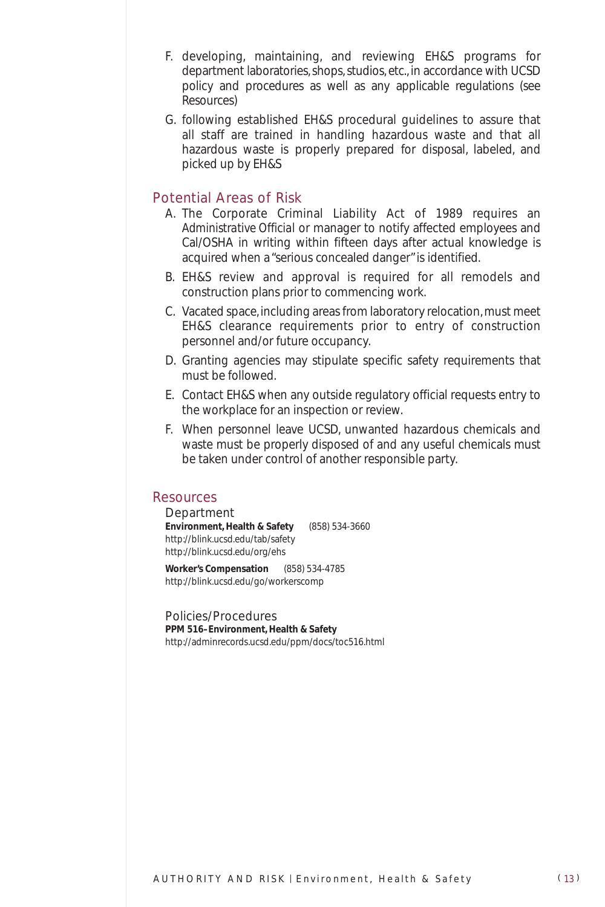F. developing, maintaining, and reviewing EH&S programs for department laboratories, shops, studios, etc., in accordance with UCSD policy and procedures as well as any applicable regulations (see Resources)

G. following established EH&S procedural guidelines to assure that all staff are trained in handling hazardous waste and that all hazardous waste is properly prepared for disposal, labeled, and picked up by EH&S

## Potential Areas of Risk

A. The Corporate Criminal Liability Act of 1989 requires an Administrative Official or manager to notify affected employees and Cal/OSHA in writing within fifteen days after actual knowledge is acquired when a "serious concealed danger" is identified.

B. EH&S review and approval is required for all remodels and construction plans prior to commencing work.

C. Vacated space, including areas from laboratory relocation, must meet EH&S clearance requirements prior to entry of construction personnel and/or future occupancy.

D. Granting agencies may stipulate specific safety requirements that must be followed.

E. Contact EH&S when any outside regulatory official requests entry to the workplace for an inspection or review.

F. When personnel leave UCSD, unwanted hazardous chemicals and waste must be properly disposed of and any useful chemicals must be taken under control of another responsible party.

## Resources

### Department

**Environment, Health & Safety** (858) 534-3660
http://blink.ucsd.edu/tab/safety
http://blink.ucsd.edu/org/ehs

**Worker's Compensation** (858) 534-4785
http://blink.ucsd.edu/go/workerscomp

### Policies/Procedures

**PPM 516–Environment, Health & Safety**
http://adminrecords.ucsd.edu/ppm/docs/toc516.html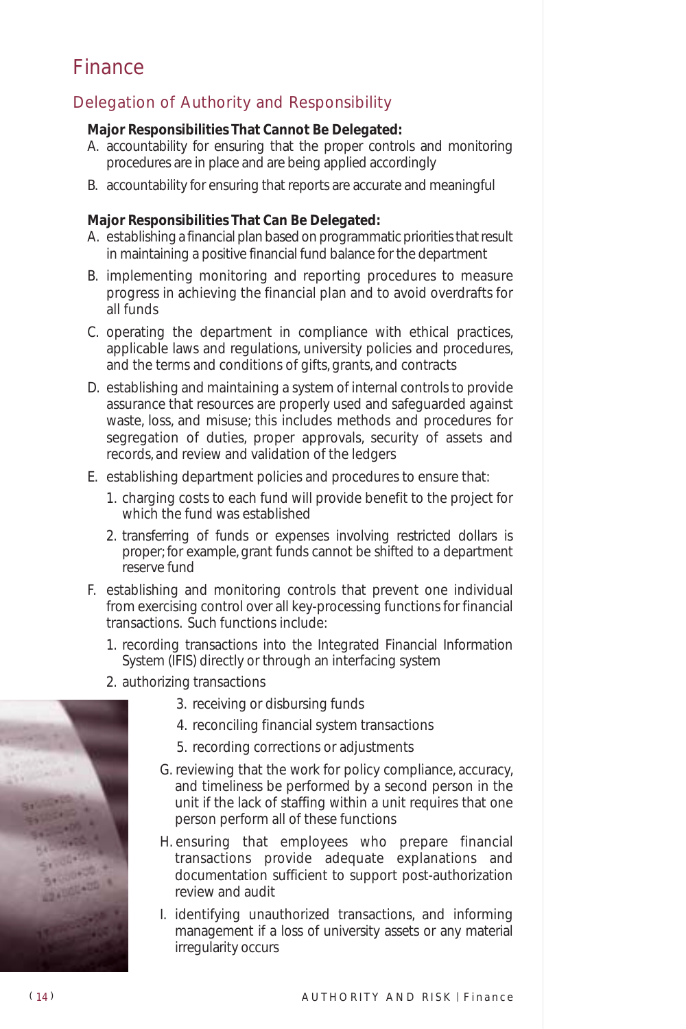# Finance

## Delegation of Authority and Responsibility

**Major Responsibilities That Cannot Be Delegated:**

A. accountability for ensuring that the proper controls and monitoring procedures are in place and are being applied accordingly

B. accountability for ensuring that reports are accurate and meaningful

**Major Responsibilities That Can Be Delegated:**

A. establishing a financial plan based on programmatic priorities that result in maintaining a positive financial fund balance for the department

B. implementing monitoring and reporting procedures to measure progress in achieving the financial plan and to avoid overdrafts for all funds

C. operating the department in compliance with ethical practices, applicable laws and regulations, university policies and procedures, and the terms and conditions of gifts, grants, and contracts

D. establishing and maintaining a system of internal controls to provide assurance that resources are properly used and safeguarded against waste, loss, and misuse; this includes methods and procedures for segregation of duties, proper approvals, security of assets and records, and review and validation of the ledgers

E. establishing department policies and procedures to ensure that:
   1. charging costs to each fund will provide benefit to the project for which the fund was established
   2. transferring of funds or expenses involving restricted dollars is proper; for example, grant funds cannot be shifted to a department reserve fund

F. establishing and monitoring controls that prevent one individual from exercising control over all key-processing functions for financial transactions. Such functions include:
   1. recording transactions into the Integrated Financial Information System (IFIS) directly or through an interfacing system
   2. authorizing transactions
   3. receiving or disbursing funds
   4. reconciling financial system transactions
   5. recording corrections or adjustments

G. reviewing that the work for policy compliance, accuracy, and timeliness be performed by a second person in the unit if the lack of staffing within a unit requires that one person perform all of these functions

H. ensuring that employees who prepare financial transactions provide adequate explanations and documentation sufficient to support post-authorization review and audit

I. identifying unauthorized transactions, and informing management if a loss of university assets or any material irregularity occurs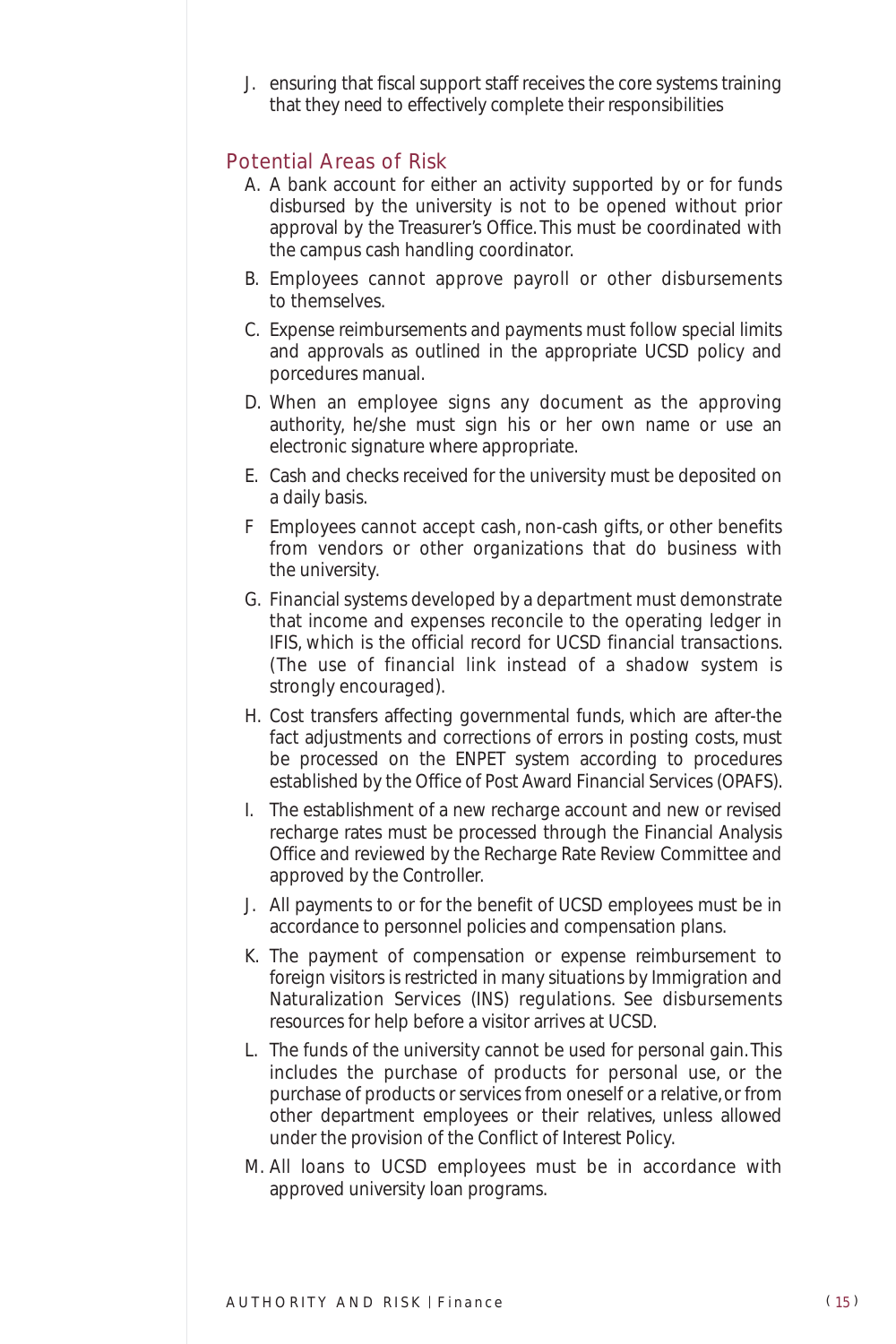J. ensuring that fiscal support staff receives the core systems training that they need to effectively complete their responsibilities

## Potential Areas of Risk

A. A bank account for either an activity supported by or for funds disbursed by the university is not to be opened without prior approval by the Treasurer's Office. This must be coordinated with the campus cash handling coordinator.

B. Employees cannot approve payroll or other disbursements to themselves.

C. Expense reimbursements and payments must follow special limits and approvals as outlined in the appropriate UCSD policy and porcedures manual.

D. When an employee signs any document as the approving authority, he/she must sign his or her own name or use an electronic signature where appropriate.

E. Cash and checks received for the university must be deposited on a daily basis.

F Employees cannot accept cash, non-cash gifts, or other benefits from vendors or other organizations that do business with the university.

G. Financial systems developed by a department must demonstrate that income and expenses reconcile to the operating ledger in IFIS, which is the official record for UCSD financial transactions. (The use of financial link instead of a shadow system is strongly encouraged).

H. Cost transfers affecting governmental funds, which are after-the fact adjustments and corrections of errors in posting costs, must be processed on the ENPET system according to procedures established by the Office of Post Award Financial Services (OPAFS).

I. The establishment of a new recharge account and new or revised recharge rates must be processed through the Financial Analysis Office and reviewed by the Recharge Rate Review Committee and approved by the Controller.

J. All payments to or for the benefit of UCSD employees must be in accordance to personnel policies and compensation plans.

K. The payment of compensation or expense reimbursement to foreign visitors is restricted in many situations by Immigration and Naturalization Services (INS) regulations. See disbursements resources for help before a visitor arrives at UCSD.

L. The funds of the university cannot be used for personal gain. This includes the purchase of products for personal use, or the purchase of products or services from oneself or a relative, or from other department employees or their relatives, unless allowed under the provision of the Conflict of Interest Policy.

M. All loans to UCSD employees must be in accordance with approved university loan programs.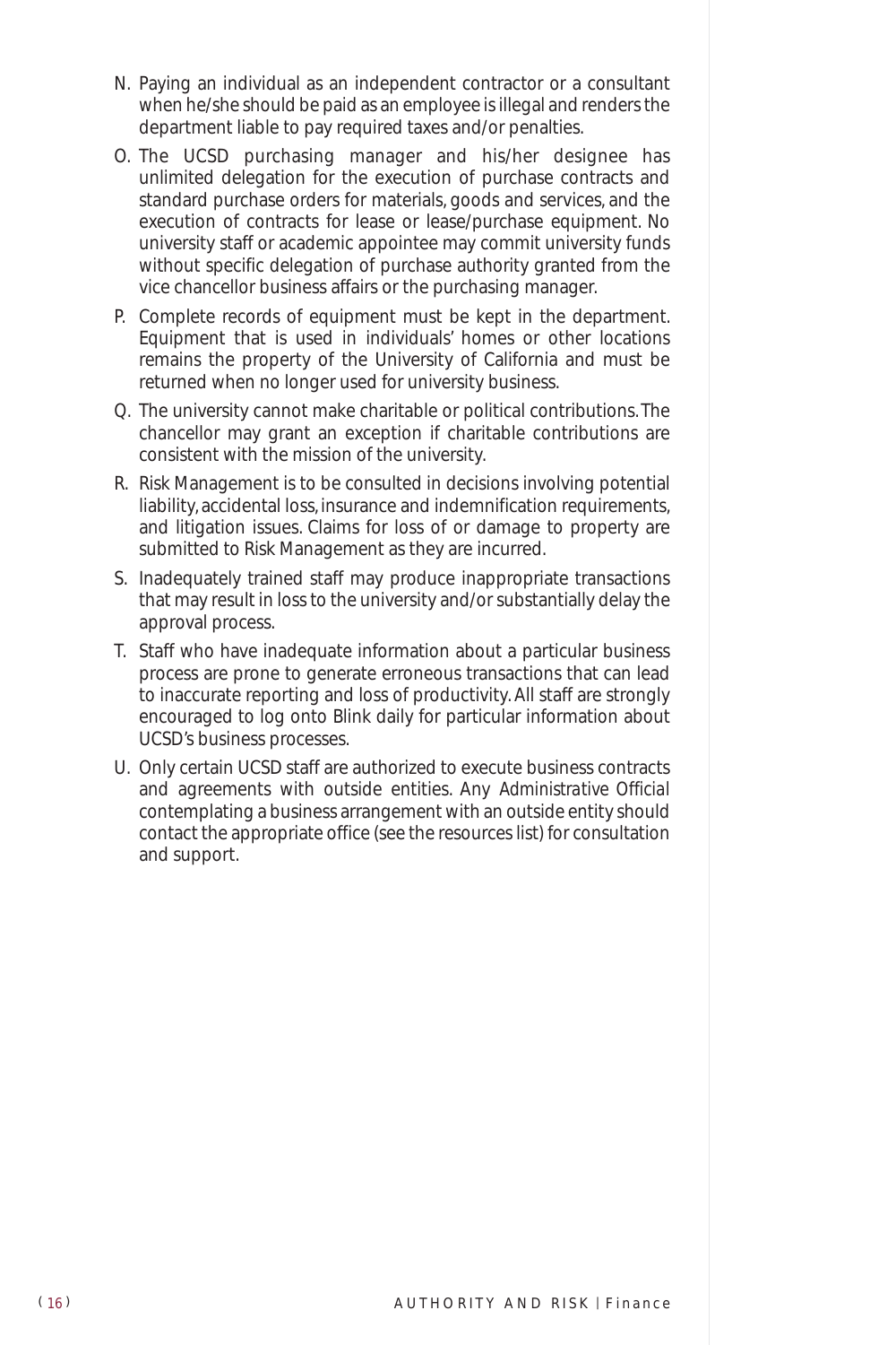N. Paying an individual as an independent contractor or a consultant when he/she should be paid as an employee is illegal and renders the department liable to pay required taxes and/or penalties.

O. The UCSD purchasing manager and his/her designee has unlimited delegation for the execution of purchase contracts and standard purchase orders for materials, goods and services, and the execution of contracts for lease or lease/purchase equipment. No university staff or academic appointee may commit university funds without specific delegation of purchase authority granted from the vice chancellor business affairs or the purchasing manager.

P. Complete records of equipment must be kept in the department. Equipment that is used in individuals' homes or other locations remains the property of the University of California and must be returned when no longer used for university business.

Q. The university cannot make charitable or political contributions. The chancellor may grant an exception if charitable contributions are consistent with the mission of the university.

R. Risk Management is to be consulted in decisions involving potential liability, accidental loss, insurance and indemnification requirements, and litigation issues. Claims for loss of or damage to property are submitted to Risk Management as they are incurred.

S. Inadequately trained staff may produce inappropriate transactions that may result in loss to the university and/or substantially delay the approval process.

T. Staff who have inadequate information about a particular business process are prone to generate erroneous transactions that can lead to inaccurate reporting and loss of productivity. All staff are strongly encouraged to log onto Blink daily for particular information about UCSD's business processes.

U. Only certain UCSD staff are authorized to execute business contracts and agreements with outside entities. Any Administrative Official contemplating a business arrangement with an outside entity should contact the appropriate office (see the resources list) for consultation and support.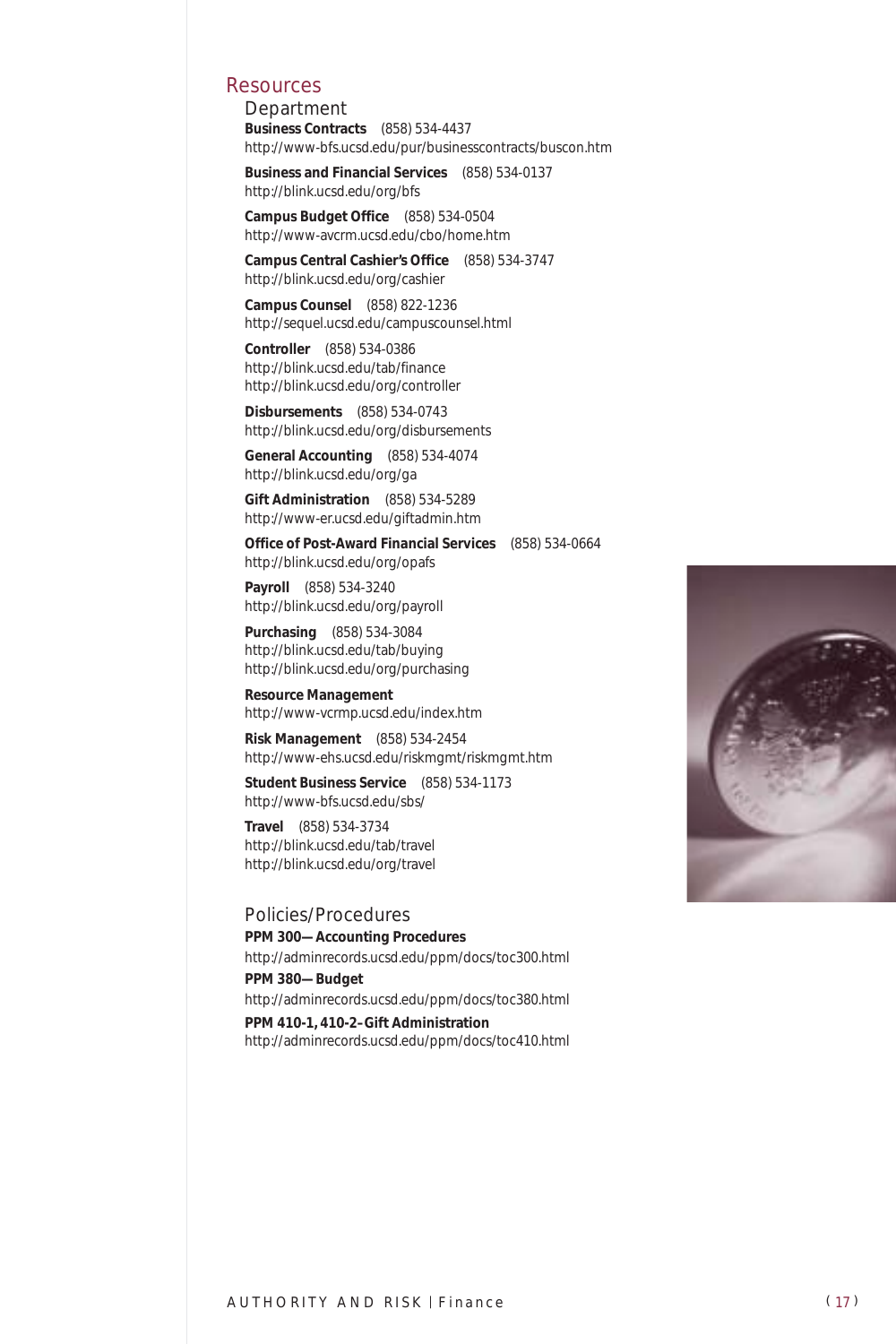## Resources

### Department

**Business Contracts** (858) 534-4437
http://www-bfs.ucsd.edu/pur/businesscontracts/buscon.htm

**Business and Financial Services** (858) 534-0137
http://blink.ucsd.edu/org/bfs

**Campus Budget Office** (858) 534-0504
http://www-avcrm.ucsd.edu/cbo/home.htm

**Campus Central Cashier's Office** (858) 534-3747
http://blink.ucsd.edu/org/cashier

**Campus Counsel** (858) 822-1236
http://sequel.ucsd.edu/campuscounsel.html

**Controller** (858) 534-0386
http://blink.ucsd.edu/tab/finance
http://blink.ucsd.edu/org/controller

**Disbursements** (858) 534-0743
http://blink.ucsd.edu/org/disbursements

**General Accounting** (858) 534-4074
http://blink.ucsd.edu/org/ga

**Gift Administration** (858) 534-5289
http://www-er.ucsd.edu/giftadmin.htm

**Office of Post-Award Financial Services** (858) 534-0664
http://blink.ucsd.edu/org/opafs

**Payroll** (858) 534-3240
http://blink.ucsd.edu/org/payroll

**Purchasing** (858) 534-3084
http://blink.ucsd.edu/tab/buying
http://blink.ucsd.edu/org/purchasing

**Resource Management**
http://www-vcrmp.ucsd.edu/index.htm

**Risk Management** (858) 534-2454
http://www-ehs.ucsd.edu/riskmgmt/riskmgmt.htm

**Student Business Service** (858) 534-1173
http://www-bfs.ucsd.edu/sbs/

**Travel** (858) 534-3734
http://blink.ucsd.edu/tab/travel
http://blink.ucsd.edu/org/travel

### Policies/Procedures

**PPM 300—Accounting Procedures**
http://adminrecords.ucsd.edu/ppm/docs/toc300.html

**PPM 380—Budget**
http://adminrecords.ucsd.edu/ppm/docs/toc380.html

**PPM 410-1, 410-2–Gift Administration**
http://adminrecords.ucsd.edu/ppm/docs/toc410.html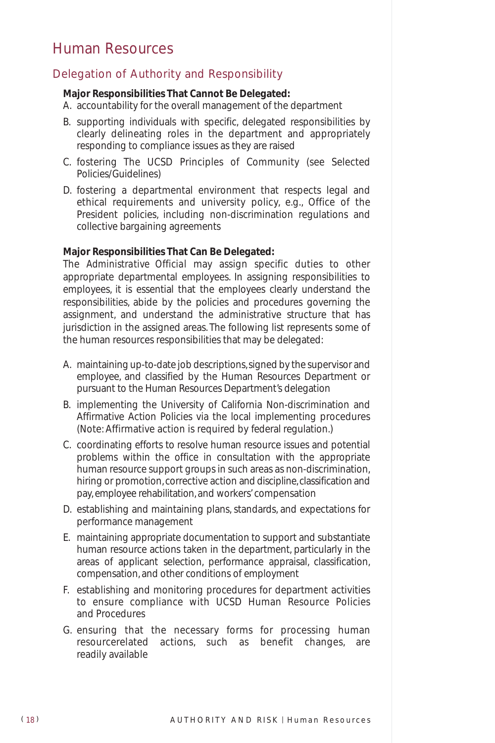# Human Resources

## Delegation of Authority and Responsibility

**Major Responsibilities That Cannot Be Delegated:**

A. accountability for the overall management of the department

B. supporting individuals with specific, delegated responsibilities by clearly delineating roles in the department and appropriately responding to compliance issues as they are raised

C. fostering The UCSD Principles of Community (see Selected Policies/Guidelines)

D. fostering a departmental environment that respects legal and ethical requirements and university policy, e.g., Office of the President policies, including non-discrimination regulations and collective bargaining agreements

**Major Responsibilities That Can Be Delegated:**

The Administrative Official may assign specific duties to other appropriate departmental employees. In assigning responsibilities to employees, it is essential that the employees clearly understand the responsibilities, abide by the policies and procedures governing the assignment, and understand the administrative structure that has jurisdiction in the assigned areas. The following list represents some of the human resources responsibilities that may be delegated:

A. maintaining up-to-date job descriptions, signed by the supervisor and employee, and classified by the Human Resources Department or pursuant to the Human Resources Department's delegation

B. implementing the University of California Non-discrimination and Affirmative Action Policies via the local implementing procedures (Note: Affirmative action is required by federal regulation.)

C. coordinating efforts to resolve human resource issues and potential problems within the office in consultation with the appropriate human resource support groups in such areas as non-discrimination, hiring or promotion, corrective action and discipline, classification and pay, employee rehabilitation, and workers' compensation

D. establishing and maintaining plans, standards, and expectations for performance management

E. maintaining appropriate documentation to support and substantiate human resource actions taken in the department, particularly in the areas of applicant selection, performance appraisal, classification, compensation, and other conditions of employment

F. establishing and monitoring procedures for department activities to ensure compliance with UCSD Human Resource Policies and Procedures

G. ensuring that the necessary forms for processing human resourcerelated actions, such as benefit changes, are readily available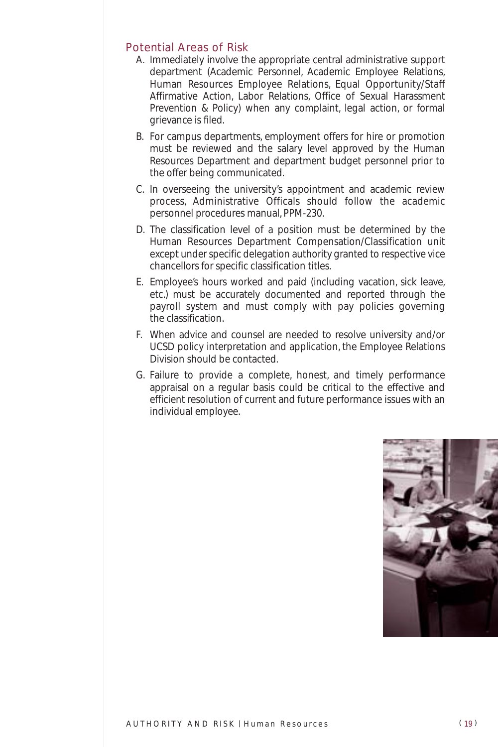## Potential Areas of Risk

A. Immediately involve the appropriate central administrative support department (Academic Personnel, Academic Employee Relations, Human Resources Employee Relations, Equal Opportunity/Staff Affirmative Action, Labor Relations, Office of Sexual Harassment Prevention & Policy) when any complaint, legal action, or formal grievance is filed.

B. For campus departments, employment offers for hire or promotion must be reviewed and the salary level approved by the Human Resources Department and department budget personnel prior to the offer being communicated.

C. In overseeing the university's appointment and academic review process, Administrative Officals should follow the academic personnel procedures manual, PPM-230.

D. The classification level of a position must be determined by the Human Resources Department Compensation/Classification unit except under specific delegation authority granted to respective vice chancellors for specific classification titles.

E. Employee's hours worked and paid (including vacation, sick leave, etc.) must be accurately documented and reported through the payroll system and must comply with pay policies governing the classification.

F. When advice and counsel are needed to resolve university and/or UCSD policy interpretation and application, the Employee Relations Division should be contacted.

G. Failure to provide a complete, honest, and timely performance appraisal on a regular basis could be critical to the effective and efficient resolution of current and future performance issues with an individual employee.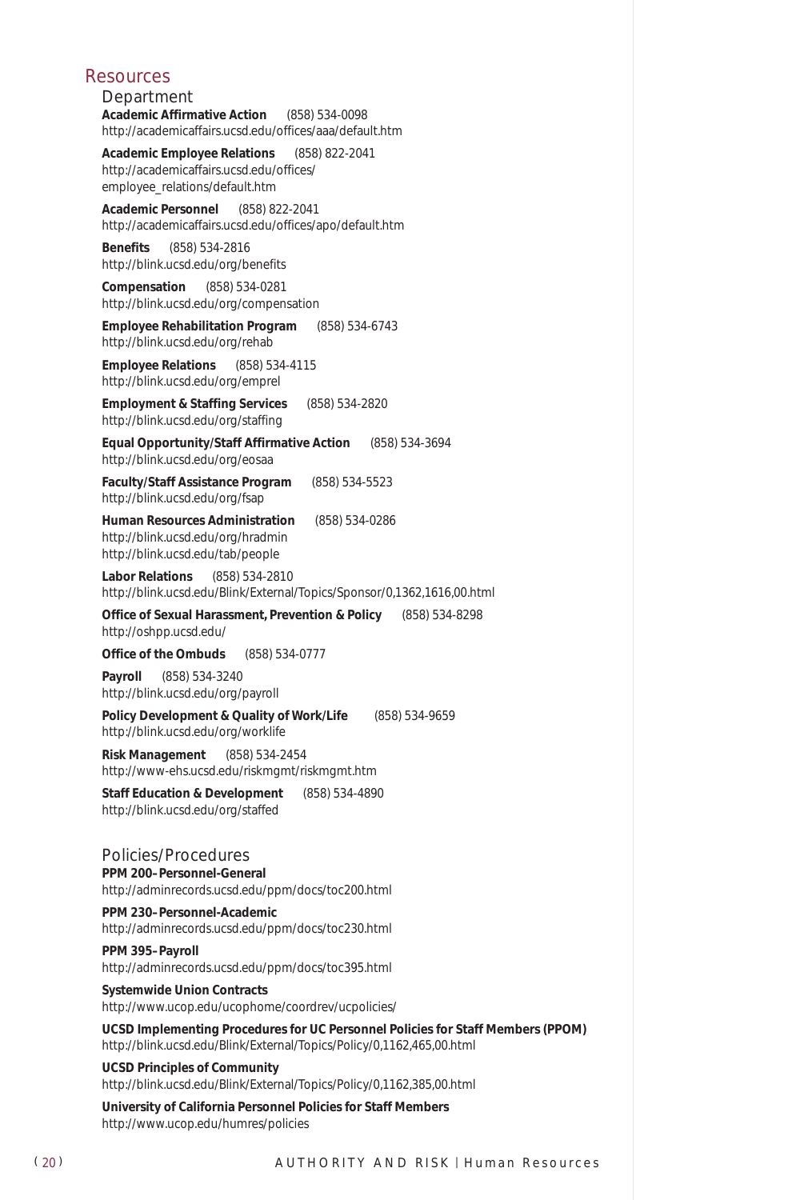## Resources

### Department

**Academic Affirmative Action** (858) 534-0098
http://academicaffairs.ucsd.edu/offices/aaa/default.htm

**Academic Employee Relations** (858) 822-2041
http://academicaffairs.ucsd.edu/offices/employee_relations/default.htm

**Academic Personnel** (858) 822-2041
http://academicaffairs.ucsd.edu/offices/apo/default.htm

**Benefits** (858) 534-2816
http://blink.ucsd.edu/org/benefits

**Compensation** (858) 534-0281
http://blink.ucsd.edu/org/compensation

**Employee Rehabilitation Program** (858) 534-6743
http://blink.ucsd.edu/org/rehab

**Employee Relations** (858) 534-4115
http://blink.ucsd.edu/org/emprel

**Employment & Staffing Services** (858) 534-2820
http://blink.ucsd.edu/org/staffing

**Equal Opportunity/Staff Affirmative Action** (858) 534-3694
http://blink.ucsd.edu/org/eosaa

**Faculty/Staff Assistance Program** (858) 534-5523
http://blink.ucsd.edu/org/fsap

**Human Resources Administration** (858) 534-0286
http://blink.ucsd.edu/org/hradmin
http://blink.ucsd.edu/tab/people

**Labor Relations** (858) 534-2810
http://blink.ucsd.edu/Blink/External/Topics/Sponsor/0,1362,1616,00.html

**Office of Sexual Harassment, Prevention & Policy** (858) 534-8298
http://oshpp.ucsd.edu/

**Office of the Ombuds** (858) 534-0777

**Payroll** (858) 534-3240
http://blink.ucsd.edu/org/payroll

**Policy Development & Quality of Work/Life** (858) 534-9659
http://blink.ucsd.edu/org/worklife

**Risk Management** (858) 534-2454
http://www-ehs.ucsd.edu/riskmgmt/riskmgmt.htm

**Staff Education & Development** (858) 534-4890
http://blink.ucsd.edu/org/staffed

### Policies/Procedures

**PPM 200–Personnel-General**
http://adminrecords.ucsd.edu/ppm/docs/toc200.html

**PPM 230–Personnel-Academic**
http://adminrecords.ucsd.edu/ppm/docs/toc230.html

**PPM 395–Payroll**
http://adminrecords.ucsd.edu/ppm/docs/toc395.html

**Systemwide Union Contracts**
http://www.ucop.edu/ucophome/coordrev/ucpolicies/

**UCSD Implementing Procedures for UC Personnel Policies for Staff Members (PPOM)**
http://blink.ucsd.edu/Blink/External/Topics/Policy/0,1162,465,00.html

**UCSD Principles of Community**
http://blink.ucsd.edu/Blink/External/Topics/Policy/0,1162,385,00.html

**University of California Personnel Policies for Staff Members**
http://www.ucop.edu/humres/policies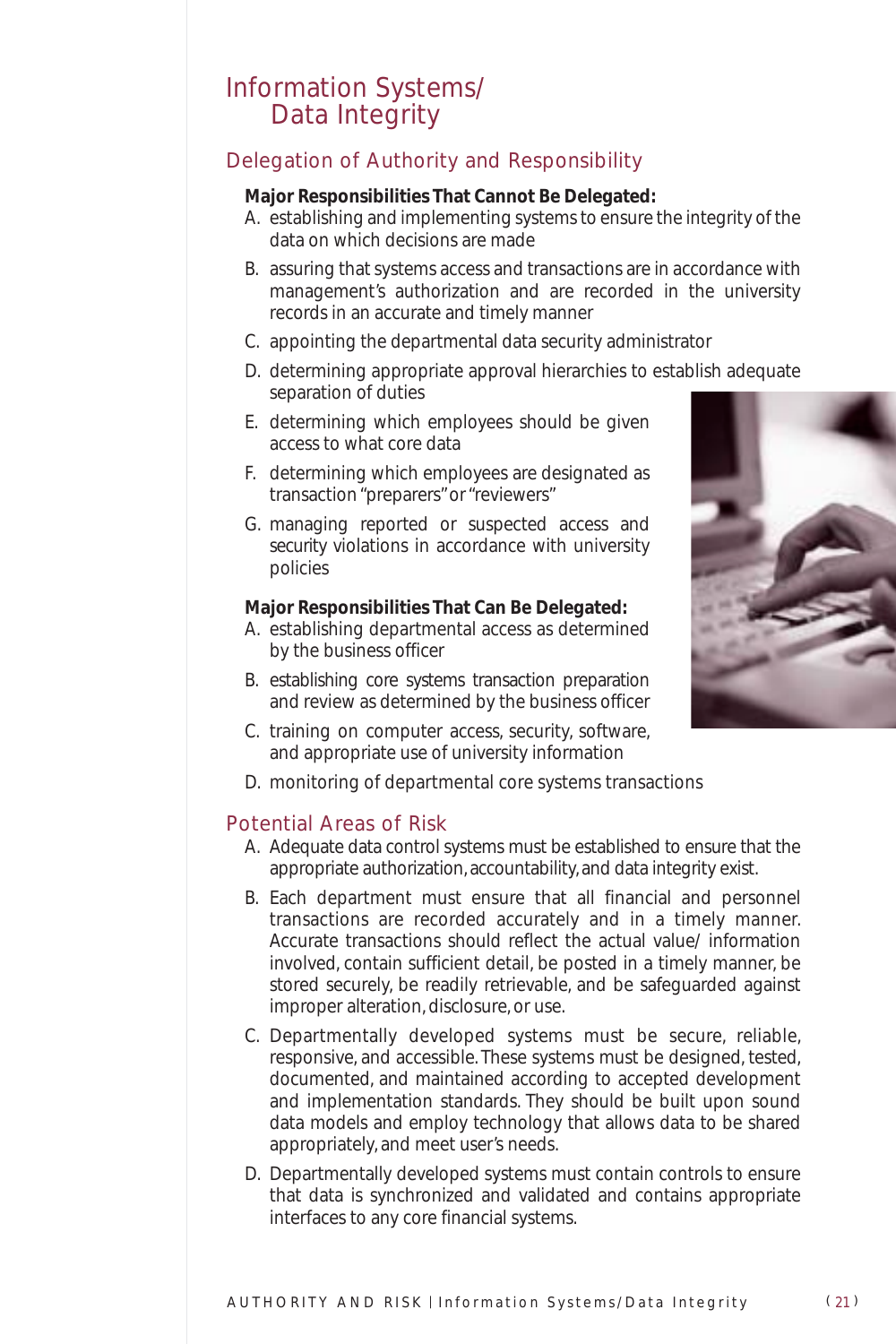# Information Systems/ Data Integrity

## Delegation of Authority and Responsibility

**Major Responsibilities That Cannot Be Delegated:**

A. establishing and implementing systems to ensure the integrity of the data on which decisions are made

B. assuring that systems access and transactions are in accordance with management's authorization and are recorded in the university records in an accurate and timely manner

C. appointing the departmental data security administrator

D. determining appropriate approval hierarchies to establish adequate separation of duties

E. determining which employees should be given access to what core data

F. determining which employees are designated as transaction "preparers" or "reviewers"

G. managing reported or suspected access and security violations in accordance with university policies

**Major Responsibilities That Can Be Delegated:**

A. establishing departmental access as determined by the business officer

B. establishing core systems transaction preparation and review as determined by the business officer

C. training on computer access, security, software, and appropriate use of university information

D. monitoring of departmental core systems transactions

## Potential Areas of Risk

A. Adequate data control systems must be established to ensure that the appropriate authorization, accountability, and data integrity exist.

B. Each department must ensure that all financial and personnel transactions are recorded accurately and in a timely manner. Accurate transactions should reflect the actual value/ information involved, contain sufficient detail, be posted in a timely manner, be stored securely, be readily retrievable, and be safeguarded against improper alteration, disclosure, or use.

C. Departmentally developed systems must be secure, reliable, responsive, and accessible. These systems must be designed, tested, documented, and maintained according to accepted development and implementation standards. They should be built upon sound data models and employ technology that allows data to be shared appropriately, and meet user's needs.

D. Departmentally developed systems must contain controls to ensure that data is synchronized and validated and contains appropriate interfaces to any core financial systems.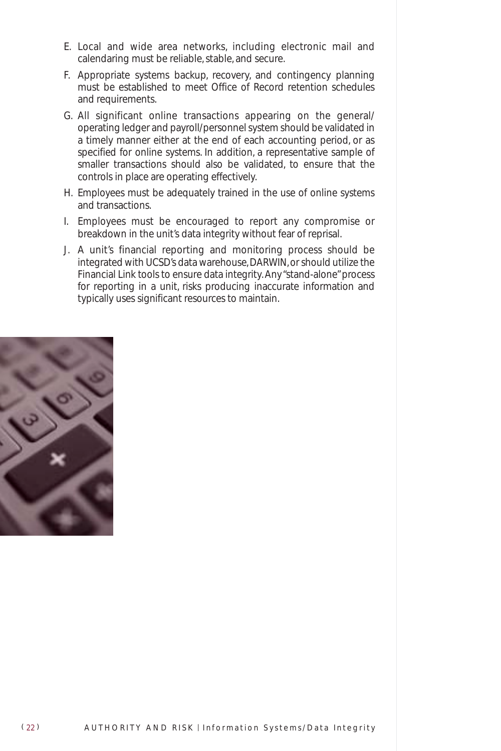E. Local and wide area networks, including electronic mail and calendaring must be reliable, stable, and secure.

F. Appropriate systems backup, recovery, and contingency planning must be established to meet Office of Record retention schedules and requirements.

G. All significant online transactions appearing on the general/operating ledger and payroll/personnel system should be validated in a timely manner either at the end of each accounting period, or as specified for online systems. In addition, a representative sample of smaller transactions should also be validated, to ensure that the controls in place are operating effectively.

H. Employees must be adequately trained in the use of online systems and transactions.

I. Employees must be encouraged to report any compromise or breakdown in the unit's data integrity without fear of reprisal.

J. A unit's financial reporting and monitoring process should be integrated with UCSD's data warehouse, DARWIN, or should utilize the Financial Link tools to ensure data integrity. Any "stand-alone" process for reporting in a unit, risks producing inaccurate information and typically uses significant resources to maintain.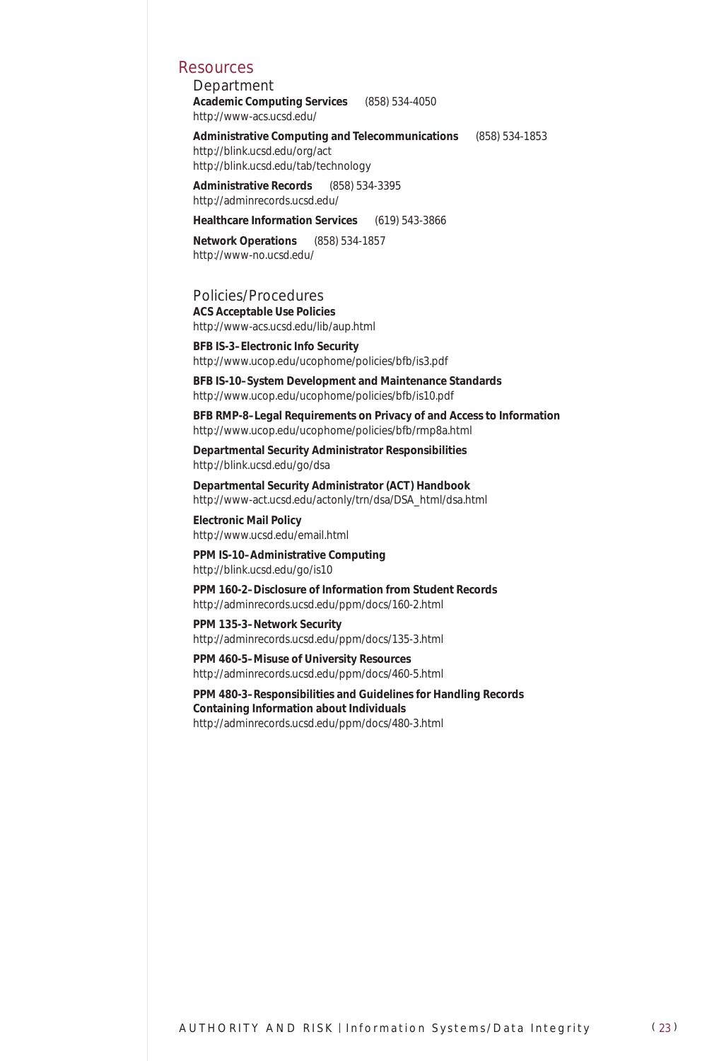## Resources

### Department

**Academic Computing Services** (858) 534-4050
http://www-acs.ucsd.edu/

**Administrative Computing and Telecommunications** (858) 534-1853
http://blink.ucsd.edu/org/act
http://blink.ucsd.edu/tab/technology

**Administrative Records** (858) 534-3395
http://adminrecords.ucsd.edu/

**Healthcare Information Services** (619) 543-3866

**Network Operations** (858) 534-1857
http://www-no.ucsd.edu/

### Policies/Procedures

**ACS Acceptable Use Policies**
http://www-acs.ucsd.edu/lib/aup.html

**BFB IS-3–Electronic Info Security**
http://www.ucop.edu/ucophome/policies/bfb/is3.pdf

**BFB IS-10–System Development and Maintenance Standards**
http://www.ucop.edu/ucophome/policies/bfb/is10.pdf

**BFB RMP-8–Legal Requirements on Privacy of and Access to Information**
http://www.ucop.edu/ucophome/policies/bfb/rmp8a.html

**Departmental Security Administrator Responsibilities**
http://blink.ucsd.edu/go/dsa

**Departmental Security Administrator (ACT) Handbook**
http://www-act.ucsd.edu/actonly/trn/dsa/DSA_html/dsa.html

**Electronic Mail Policy**
http://www.ucsd.edu/email.html

**PPM IS-10–Administrative Computing**
http://blink.ucsd.edu/go/is10

**PPM 160-2–Disclosure of Information from Student Records**
http://adminrecords.ucsd.edu/ppm/docs/160-2.html

**PPM 135-3–Network Security**
http://adminrecords.ucsd.edu/ppm/docs/135-3.html

**PPM 460-5–Misuse of University Resources**
http://adminrecords.ucsd.edu/ppm/docs/460-5.html

**PPM 480-3–Responsibilities and Guidelines for Handling Records Containing Information about Individuals**
http://adminrecords.ucsd.edu/ppm/docs/480-3.html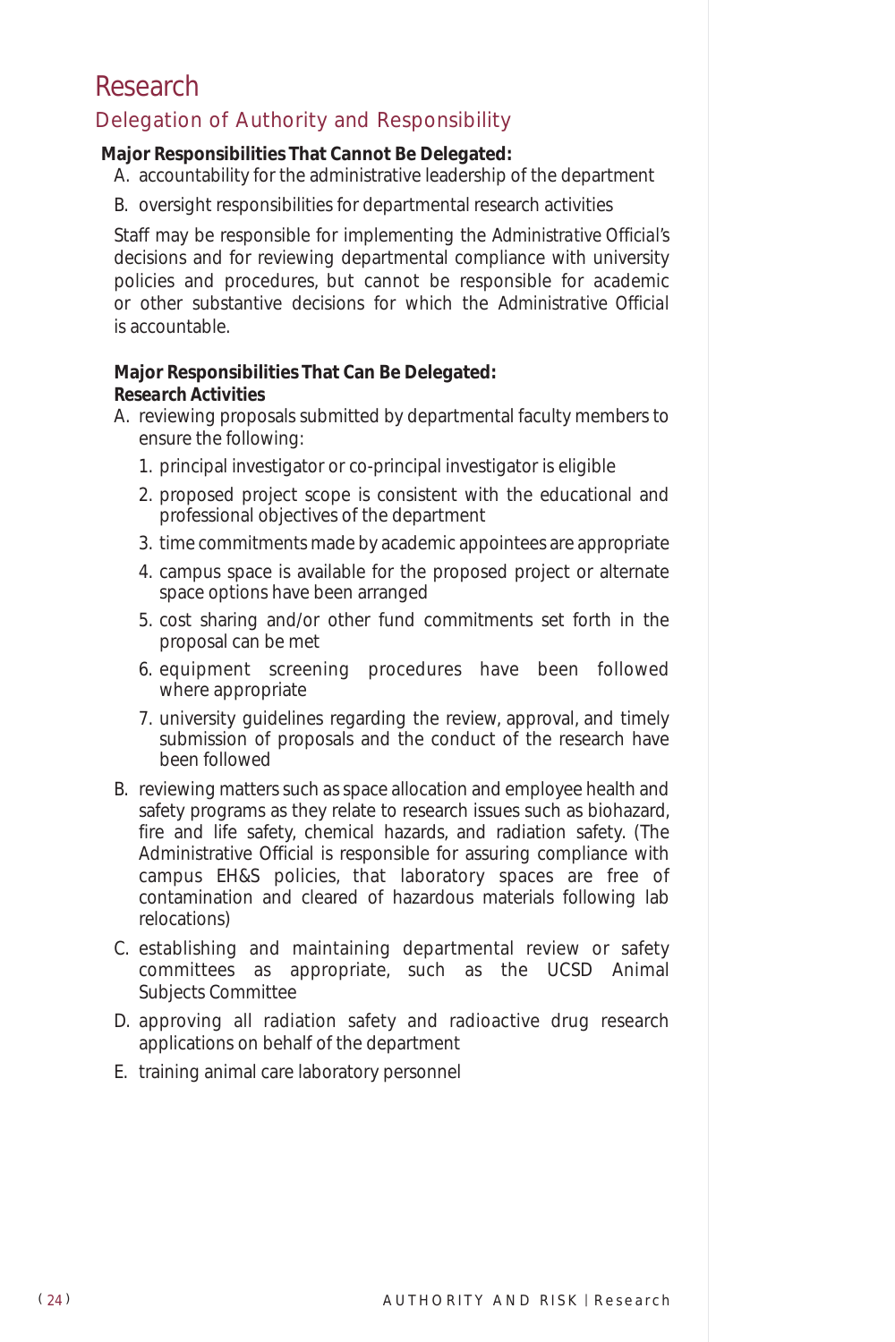# Research

## Delegation of Authority and Responsibility

**Major Responsibilities That Cannot Be Delegated:**

A. accountability for the administrative leadership of the department

B. oversight responsibilities for departmental research activities

Staff may be responsible for implementing the Administrative Official's decisions and for reviewing departmental compliance with university policies and procedures, but cannot be responsible for academic or other substantive decisions for which the Administrative Official is accountable.

**Major Responsibilities That Can Be Delegated:**

***Research Activities***

A. reviewing proposals submitted by departmental faculty members to ensure the following:
   1. principal investigator or co-principal investigator is eligible
   2. proposed project scope is consistent with the educational and professional objectives of the department
   3. time commitments made by academic appointees are appropriate
   4. campus space is available for the proposed project or alternate space options have been arranged
   5. cost sharing and/or other fund commitments set forth in the proposal can be met
   6. equipment screening procedures have been followed where appropriate
   7. university guidelines regarding the review, approval, and timely submission of proposals and the conduct of the research have been followed

B. reviewing matters such as space allocation and employee health and safety programs as they relate to research issues such as biohazard, fire and life safety, chemical hazards, and radiation safety. (The Administrative Official is responsible for assuring compliance with campus EH&S policies, that laboratory spaces are free of contamination and cleared of hazardous materials following lab relocations)

C. establishing and maintaining departmental review or safety committees as appropriate, such as the UCSD Animal Subjects Committee

D. approving all radiation safety and radioactive drug research applications on behalf of the department

E. training animal care laboratory personnel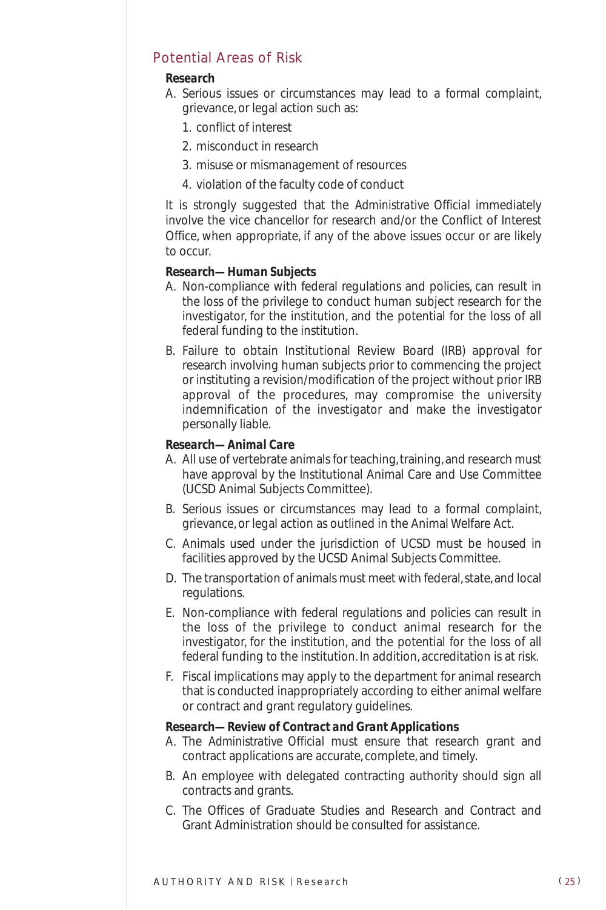## Potential Areas of Risk

**_Research_**

A. Serious issues or circumstances may lead to a formal complaint, grievance, or legal action such as:

1. conflict of interest
2. misconduct in research
3. misuse or mismanagement of resources
4. violation of the faculty code of conduct

It is strongly suggested that the *Administrative Official* immediately involve the vice chancellor for research and/or the Conflict of Interest Office, when appropriate, if any of the above issues occur or are likely to occur.

**_Research—Human Subjects_**

A. Non-compliance with federal regulations and policies, can result in the loss of the privilege to conduct human subject research for the investigator, for the institution, and the potential for the loss of all federal funding to the institution.

B. Failure to obtain Institutional Review Board (IRB) approval for research involving human subjects prior to commencing the project or instituting a revision/modification of the project without prior IRB approval of the procedures, may compromise the university indemnification of the investigator and make the investigator personally liable.

**_Research—Animal Care_**

A. All use of vertebrate animals for teaching, training, and research must have approval by the Institutional Animal Care and Use Committee (UCSD Animal Subjects Committee).

B. Serious issues or circumstances may lead to a formal complaint, grievance, or legal action as outlined in the Animal Welfare Act.

C. Animals used under the jurisdiction of UCSD must be housed in facilities approved by the UCSD Animal Subjects Committee.

D. The transportation of animals must meet with federal, state, and local regulations.

E. Non-compliance with federal regulations and policies can result in the loss of the privilege to conduct animal research for the investigator, for the institution, and the potential for the loss of all federal funding to the institution. In addition, accreditation is at risk.

F. Fiscal implications may apply to the department for animal research that is conducted inappropriately according to either animal welfare or contract and grant regulatory guidelines.

**_Research—Review of Contract and Grant Applications_**

A. The *Administrative Official* must ensure that research grant and contract applications are accurate, complete, and timely.

B. An employee with delegated contracting authority should sign all contracts and grants.

C. The Offices of Graduate Studies and Research and Contract and Grant Administration should be consulted for assistance.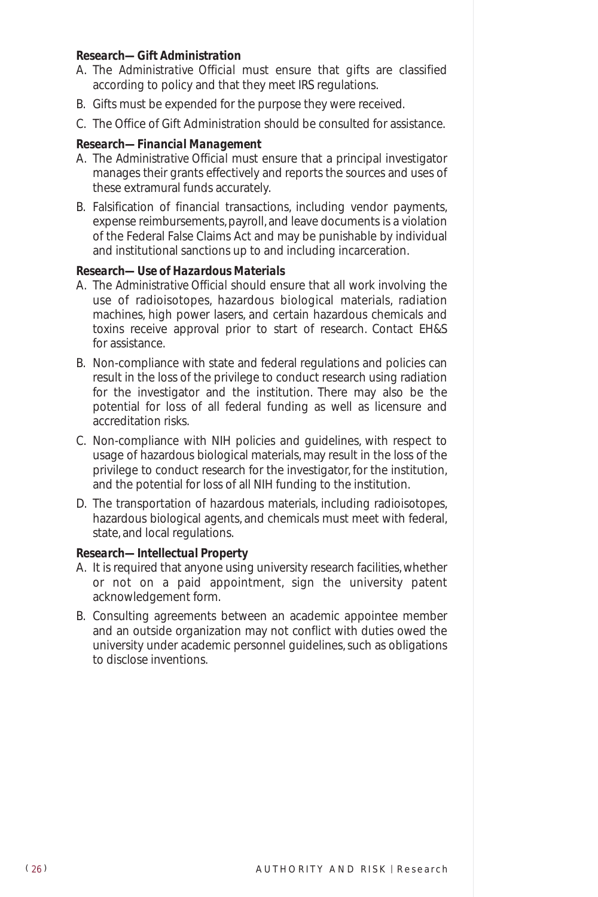***Research—Gift Administration***

A. The *Administrative Official* must ensure that gifts are classified according to policy and that they meet IRS regulations.

B. Gifts must be expended for the purpose they were received.

C. The Office of Gift Administration should be consulted for assistance.

***Research—Financial Management***

A. The *Administrative Official* must ensure that a principal investigator manages their grants effectively and reports the sources and uses of these extramural funds accurately.

B. Falsification of financial transactions, including vendor payments, expense reimbursements, payroll, and leave documents is a violation of the Federal False Claims Act and may be punishable by individual and institutional sanctions up to and including incarceration.

***Research—Use of Hazardous Materials***

A. The *Administrative Official* should ensure that all work involving the use of radioisotopes, hazardous biological materials, radiation machines, high power lasers, and certain hazardous chemicals and toxins receive approval prior to start of research. Contact EH&S for assistance.

B. Non-compliance with state and federal regulations and policies can result in the loss of the privilege to conduct research using radiation for the investigator and the institution. There may also be the potential for loss of all federal funding as well as licensure and accreditation risks.

C. Non-compliance with NIH policies and guidelines, with respect to usage of hazardous biological materials, may result in the loss of the privilege to conduct research for the investigator, for the institution, and the potential for loss of all NIH funding to the institution.

D. The transportation of hazardous materials, including radioisotopes, hazardous biological agents, and chemicals must meet with federal, state, and local regulations.

***Research—Intellectual Property***

A. It is required that anyone using university research facilities, whether or not on a paid appointment, sign the university patent acknowledgement form.

B. Consulting agreements between an academic appointee member and an outside organization may not conflict with duties owed the university under academic personnel guidelines, such as obligations to disclose inventions.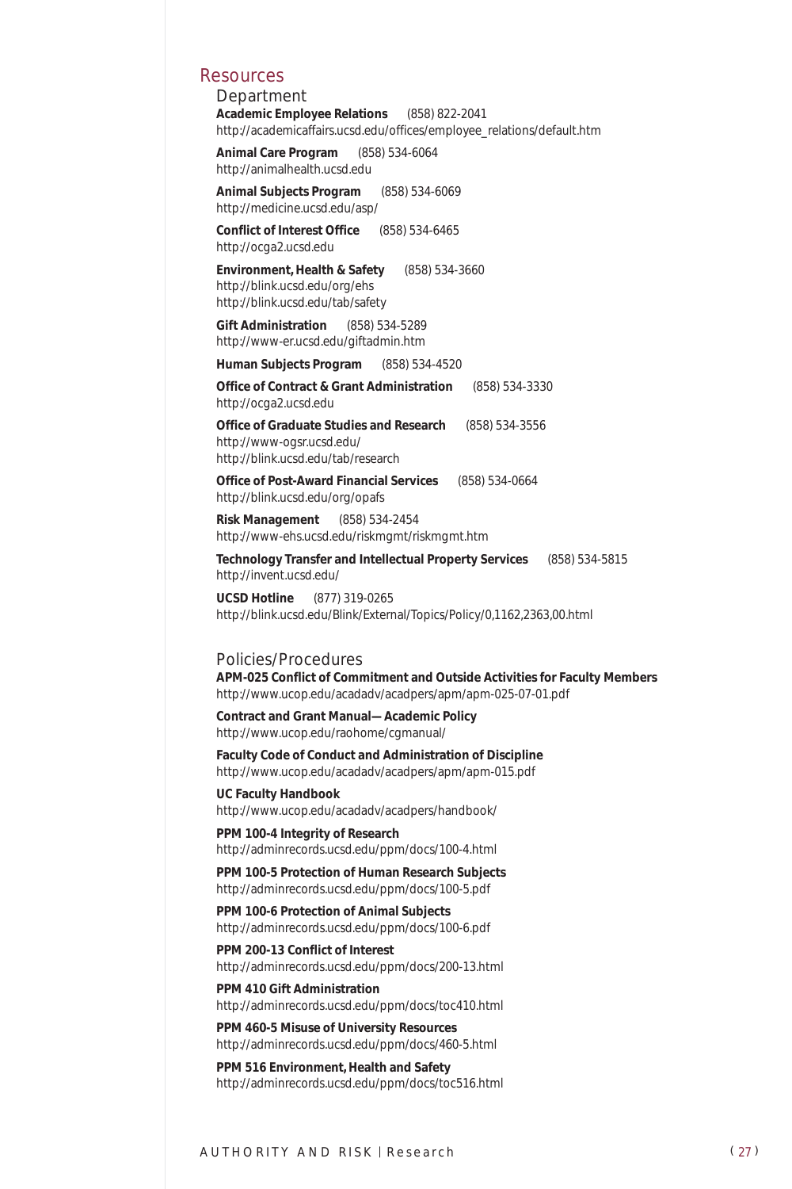## Resources

### Department

**Academic Employee Relations** (858) 822-2041
http://academicaffairs.ucsd.edu/offices/employee_relations/default.htm

**Animal Care Program** (858) 534-6064
http://animalhealth.ucsd.edu

**Animal Subjects Program** (858) 534-6069
http://medicine.ucsd.edu/asp/

**Conflict of Interest Office** (858) 534-6465
http://ocga2.ucsd.edu

**Environment, Health & Safety** (858) 534-3660
http://blink.ucsd.edu/org/ehs
http://blink.ucsd.edu/tab/safety

**Gift Administration** (858) 534-5289
http://www-er.ucsd.edu/giftadmin.htm

**Human Subjects Program** (858) 534-4520

**Office of Contract & Grant Administration** (858) 534-3330
http://ocga2.ucsd.edu

**Office of Graduate Studies and Research** (858) 534-3556
http://www-ogsr.ucsd.edu/
http://blink.ucsd.edu/tab/research

**Office of Post-Award Financial Services** (858) 534-0664
http://blink.ucsd.edu/org/opafs

**Risk Management** (858) 534-2454
http://www-ehs.ucsd.edu/riskmgmt/riskmgmt.htm

**Technology Transfer and Intellectual Property Services** (858) 534-5815
http://invent.ucsd.edu/

**UCSD Hotline** (877) 319-0265
http://blink.ucsd.edu/Blink/External/Topics/Policy/0,1162,2363,00.html

### Policies/Procedures

**APM-025 Conflict of Commitment and Outside Activities for Faculty Members**
http://www.ucop.edu/acadadv/acadpers/apm/apm-025-07-01.pdf

**Contract and Grant Manual—Academic Policy**
http://www.ucop.edu/raohome/cgmanual/

**Faculty Code of Conduct and Administration of Discipline**
http://www.ucop.edu/acadadv/acadpers/apm/apm-015.pdf

**UC Faculty Handbook**
http://www.ucop.edu/acadadv/acadpers/handbook/

**PPM 100-4 Integrity of Research**
http://adminrecords.ucsd.edu/ppm/docs/100-4.html

**PPM 100-5 Protection of Human Research Subjects**
http://adminrecords.ucsd.edu/ppm/docs/100-5.pdf

**PPM 100-6 Protection of Animal Subjects**
http://adminrecords.ucsd.edu/ppm/docs/100-6.pdf

**PPM 200-13 Conflict of Interest**
http://adminrecords.ucsd.edu/ppm/docs/200-13.html

**PPM 410 Gift Administration**
http://adminrecords.ucsd.edu/ppm/docs/toc410.html

**PPM 460-5 Misuse of University Resources**
http://adminrecords.ucsd.edu/ppm/docs/460-5.html

**PPM 516 Environment, Health and Safety**
http://adminrecords.ucsd.edu/ppm/docs/toc516.html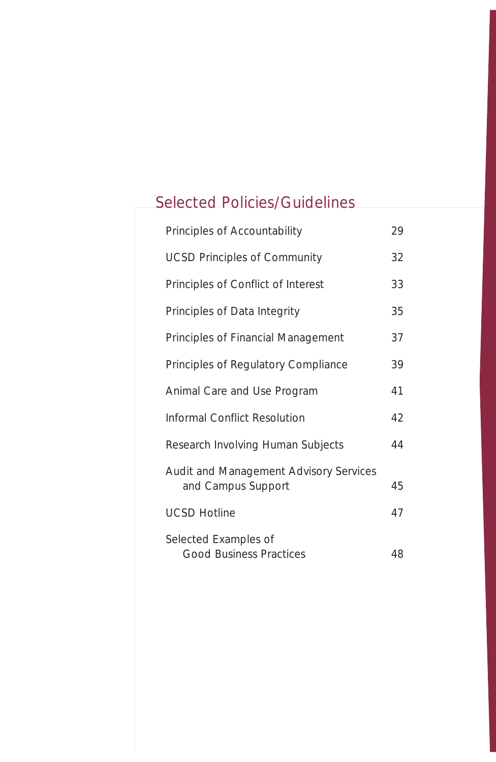## Selected Policies/Guidelines

| | |
|---|---|
| Principles of Accountability | 29 |
| UCSD Principles of Community | 32 |
| Principles of Conflict of Interest | 33 |
| Principles of Data Integrity | 35 |
| Principles of Financial Management | 37 |
| Principles of Regulatory Compliance | 39 |
| Animal Care and Use Program | 41 |
| Informal Conflict Resolution | 42 |
| Research Involving Human Subjects | 44 |
| Audit and Management Advisory Services and Campus Support | 45 |
| UCSD Hotline | 47 |
| Selected Examples of Good Business Practices | 48 |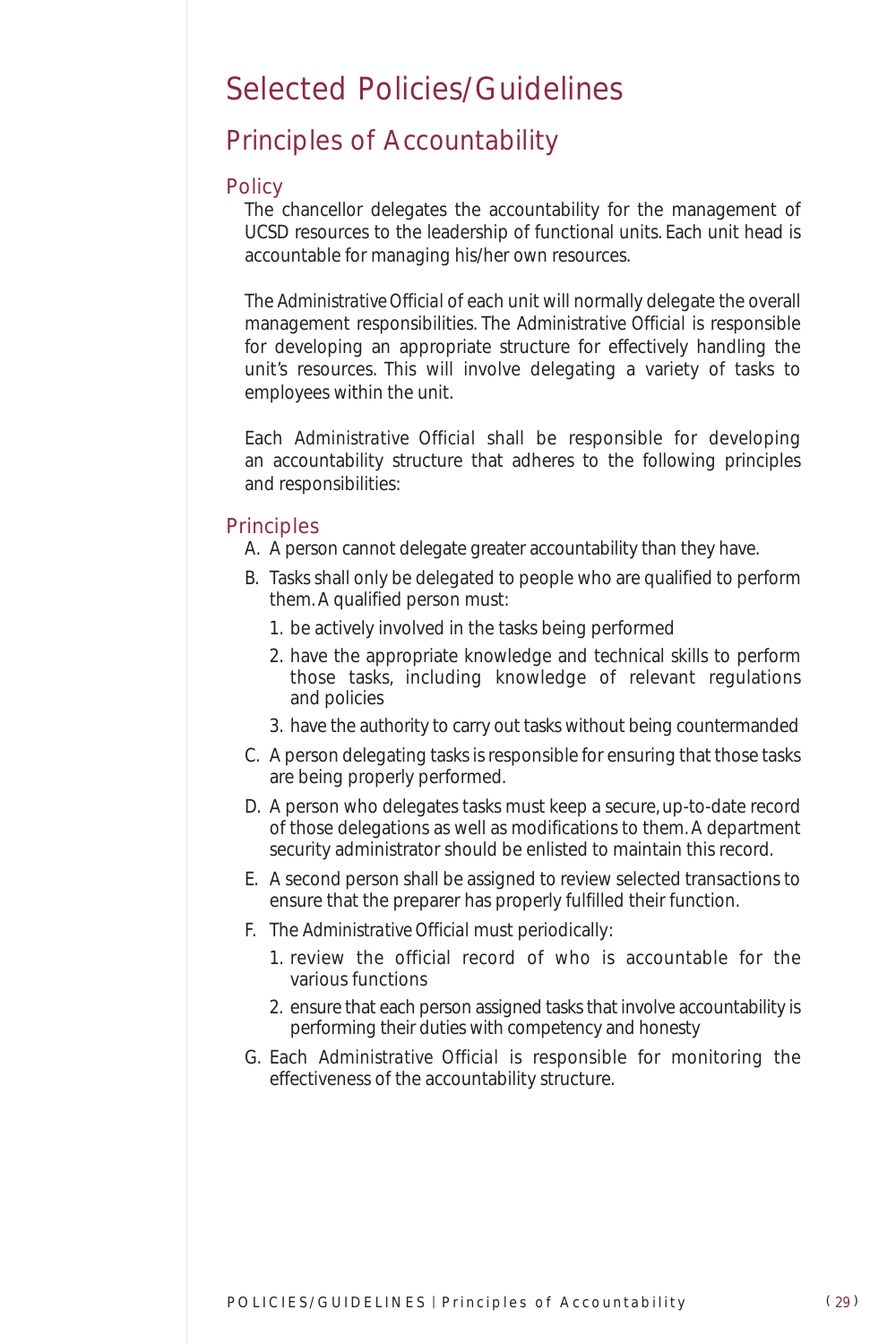# Selected Policies/Guidelines

## Principles of Accountability

### Policy

The chancellor delegates the accountability for the management of UCSD resources to the leadership of functional units. Each unit head is accountable for managing his/her own resources.

The *Administrative Official* of each unit will normally delegate the overall management responsibilities. The *Administrative Official* is responsible for developing an appropriate structure for effectively handling the unit's resources. This will involve delegating a variety of tasks to employees within the unit.

Each *Administrative Official* shall be responsible for developing an accountability structure that adheres to the following principles and responsibilities:

### Principles

A. A person cannot delegate greater accountability than they have.

B. Tasks shall only be delegated to people who are qualified to perform them. A qualified person must:
   1. be actively involved in the tasks being performed
   2. have the appropriate knowledge and technical skills to perform those tasks, including knowledge of relevant regulations and policies
   3. have the authority to carry out tasks without being countermanded

C. A person delegating tasks is responsible for ensuring that those tasks are being properly performed.

D. A person who delegates tasks must keep a secure, up-to-date record of those delegations as well as modifications to them. A department security administrator should be enlisted to maintain this record.

E. A second person shall be assigned to review selected transactions to ensure that the preparer has properly fulfilled their function.

F. The *Administrative Official* must periodically:
   1. review the official record of who is accountable for the various functions
   2. ensure that each person assigned tasks that involve accountability is performing their duties with competency and honesty

G. Each *Administrative Official* is responsible for monitoring the effectiveness of the accountability structure.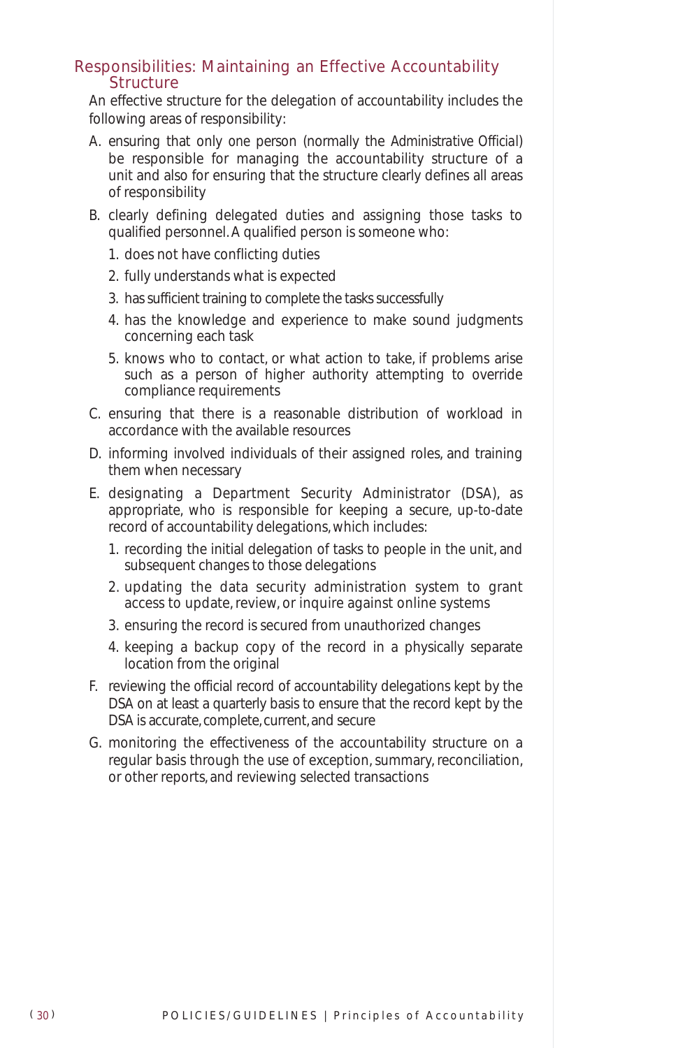## Responsibilities: Maintaining an Effective Accountability Structure

An effective structure for the delegation of accountability includes the following areas of responsibility:

A. ensuring that only one person (normally the Administrative Official) be responsible for managing the accountability structure of a unit and also for ensuring that the structure clearly defines all areas of responsibility

B. clearly defining delegated duties and assigning those tasks to qualified personnel. A qualified person is someone who:

   1. does not have conflicting duties
   2. fully understands what is expected
   3. has sufficient training to complete the tasks successfully
   4. has the knowledge and experience to make sound judgments concerning each task
   5. knows who to contact, or what action to take, if problems arise such as a person of higher authority attempting to override compliance requirements

C. ensuring that there is a reasonable distribution of workload in accordance with the available resources

D. informing involved individuals of their assigned roles, and training them when necessary

E. designating a Department Security Administrator (DSA), as appropriate, who is responsible for keeping a secure, up-to-date record of accountability delegations, which includes:

   1. recording the initial delegation of tasks to people in the unit, and subsequent changes to those delegations
   2. updating the data security administration system to grant access to update, review, or inquire against online systems
   3. ensuring the record is secured from unauthorized changes
   4. keeping a backup copy of the record in a physically separate location from the original

F. reviewing the official record of accountability delegations kept by the DSA on at least a quarterly basis to ensure that the record kept by the DSA is accurate, complete, current, and secure

G. monitoring the effectiveness of the accountability structure on a regular basis through the use of exception, summary, reconciliation, or other reports, and reviewing selected transactions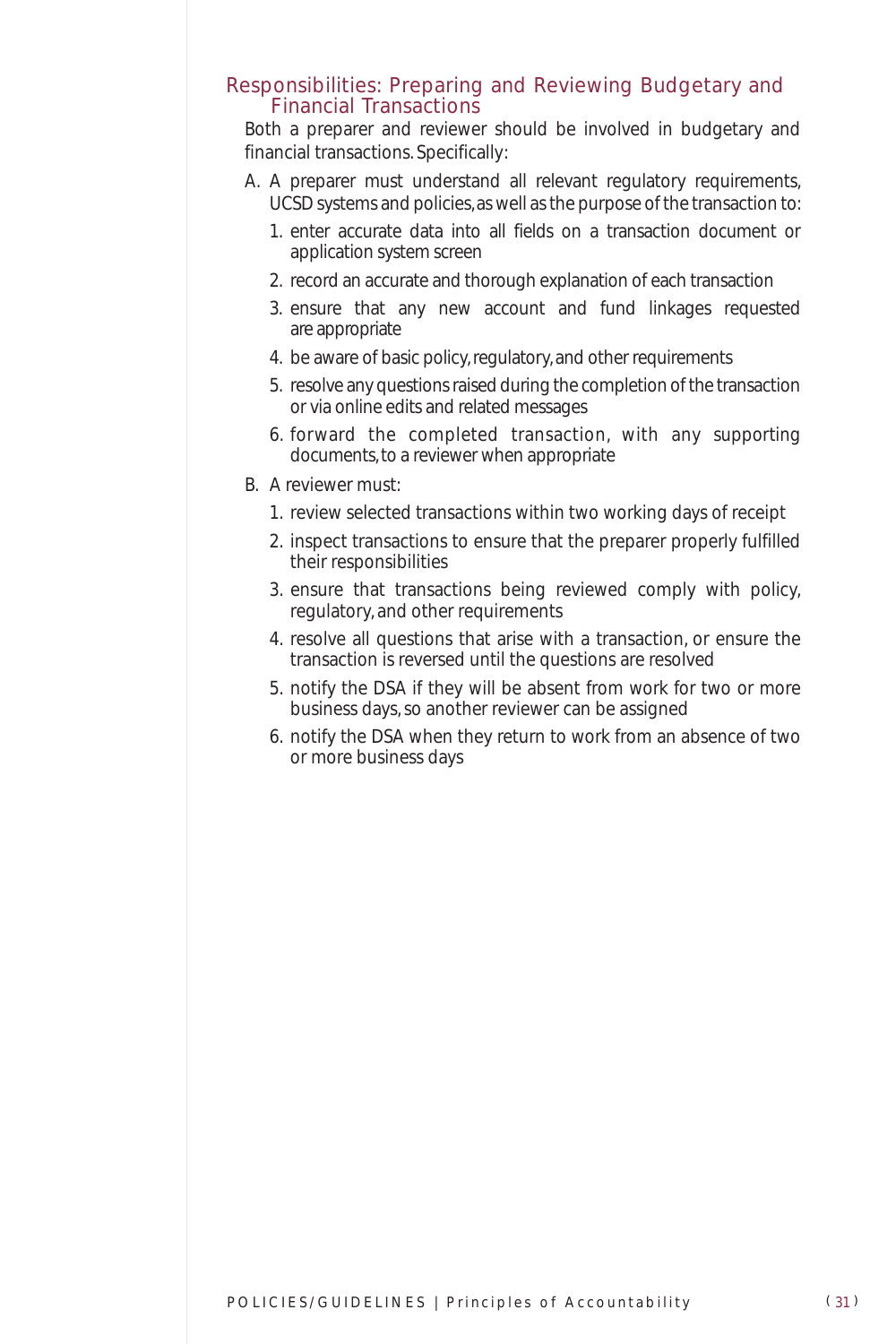## Responsibilities: Preparing and Reviewing Budgetary and Financial Transactions

Both a preparer and reviewer should be involved in budgetary and financial transactions. Specifically:

A. A preparer must understand all relevant regulatory requirements, UCSD systems and policies, as well as the purpose of the transaction to:

   1. enter accurate data into all fields on a transaction document or application system screen
   2. record an accurate and thorough explanation of each transaction
   3. ensure that any new account and fund linkages requested are appropriate
   4. be aware of basic policy, regulatory, and other requirements
   5. resolve any questions raised during the completion of the transaction or via online edits and related messages
   6. forward the completed transaction, with any supporting documents, to a reviewer when appropriate

B. A reviewer must:

   1. review selected transactions within two working days of receipt
   2. inspect transactions to ensure that the preparer properly fulfilled their responsibilities
   3. ensure that transactions being reviewed comply with policy, regulatory, and other requirements
   4. resolve all questions that arise with a transaction, or ensure the transaction is reversed until the questions are resolved
   5. notify the DSA if they will be absent from work for two or more business days, so another reviewer can be assigned
   6. notify the DSA when they return to work from an absence of two or more business days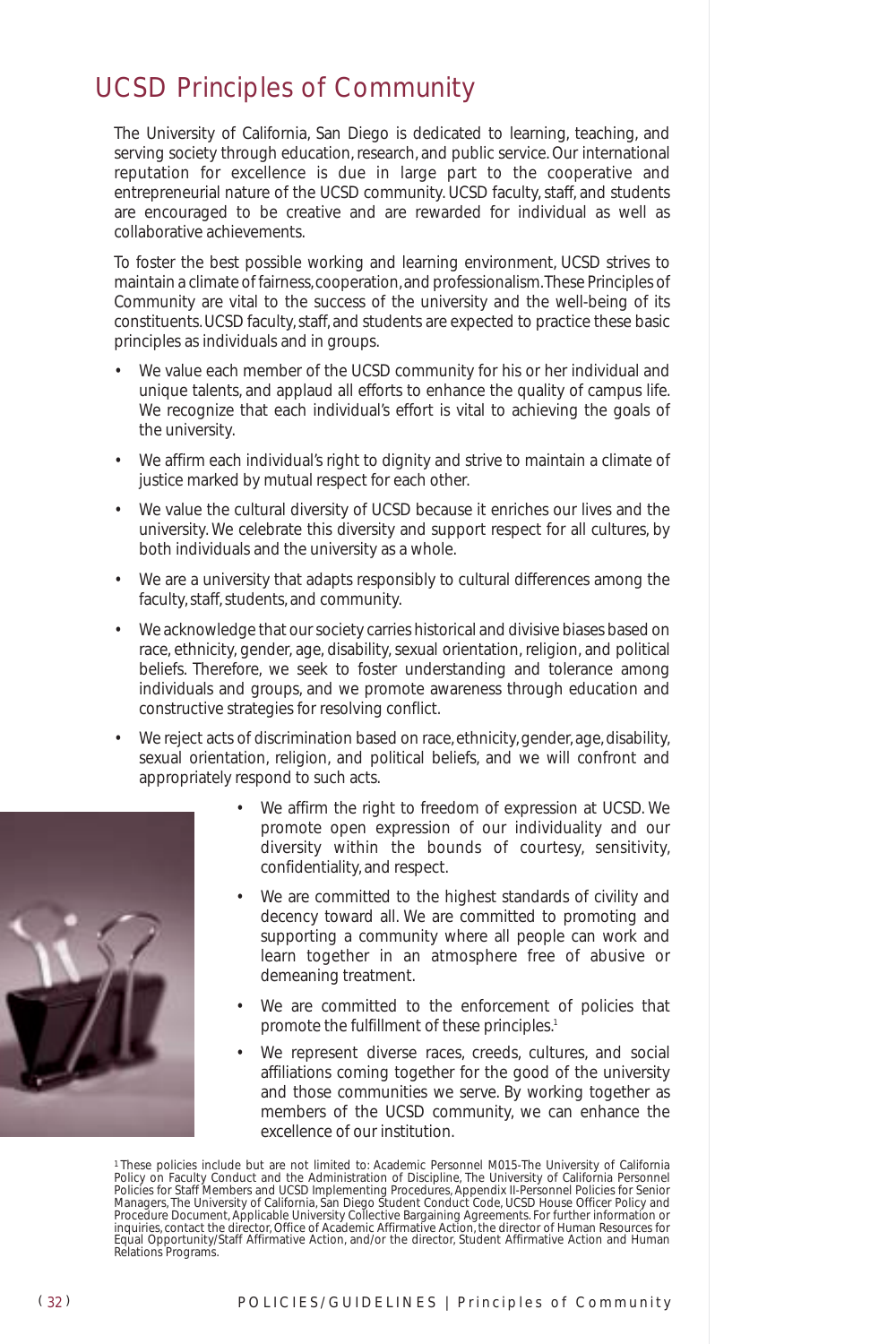# UCSD Principles of Community

The University of California, San Diego is dedicated to learning, teaching, and serving society through education, research, and public service. Our international reputation for excellence is due in large part to the cooperative and entrepreneurial nature of the UCSD community. UCSD faculty, staff, and students are encouraged to be creative and are rewarded for individual as well as collaborative achievements.

To foster the best possible working and learning environment, UCSD strives to maintain a climate of fairness, cooperation, and professionalism. These Principles of Community are vital to the success of the university and the well-being of its constituents. UCSD faculty, staff, and students are expected to practice these basic principles as individuals and in groups.

- We value each member of the UCSD community for his or her individual and unique talents, and applaud all efforts to enhance the quality of campus life. We recognize that each individual's effort is vital to achieving the goals of the university.
- We affirm each individual's right to dignity and strive to maintain a climate of justice marked by mutual respect for each other.
- We value the cultural diversity of UCSD because it enriches our lives and the university. We celebrate this diversity and support respect for all cultures, by both individuals and the university as a whole.
- We are a university that adapts responsibly to cultural differences among the faculty, staff, students, and community.
- We acknowledge that our society carries historical and divisive biases based on race, ethnicity, gender, age, disability, sexual orientation, religion, and political beliefs. Therefore, we seek to foster understanding and tolerance among individuals and groups, and we promote awareness through education and constructive strategies for resolving conflict.
- We reject acts of discrimination based on race, ethnicity, gender, age, disability, sexual orientation, religion, and political beliefs, and we will confront and appropriately respond to such acts.
- We affirm the right to freedom of expression at UCSD. We promote open expression of our individuality and our diversity within the bounds of courtesy, sensitivity, confidentiality, and respect.
- We are committed to the highest standards of civility and decency toward all. We are committed to promoting and supporting a community where all people can work and learn together in an atmosphere free of abusive or demeaning treatment.
- We are committed to the enforcement of policies that promote the fulfillment of these principles.[1]
- We represent diverse races, creeds, cultures, and social affiliations coming together for the good of the university and those communities we serve. By working together as members of the UCSD community, we can enhance the excellence of our institution.

[1] These policies include but are not limited to: Academic Personnel M015-The University of California Policy on Faculty Conduct and the Administration of Discipline, The University of California Personnel Policies for Staff Members and UCSD Implementing Procedures, Appendix II-Personnel Policies for Senior Managers, The University of California, San Diego Student Conduct Code, UCSD House Officer Policy and Procedure Document, Applicable University Collective Bargaining Agreements. For further information or inquiries, contact the director, Office of Academic Affirmative Action, the director of Human Resources for Equal Opportunity/Staff Affirmative Action, and/or the director, Student Affirmative Action and Human Relations Programs.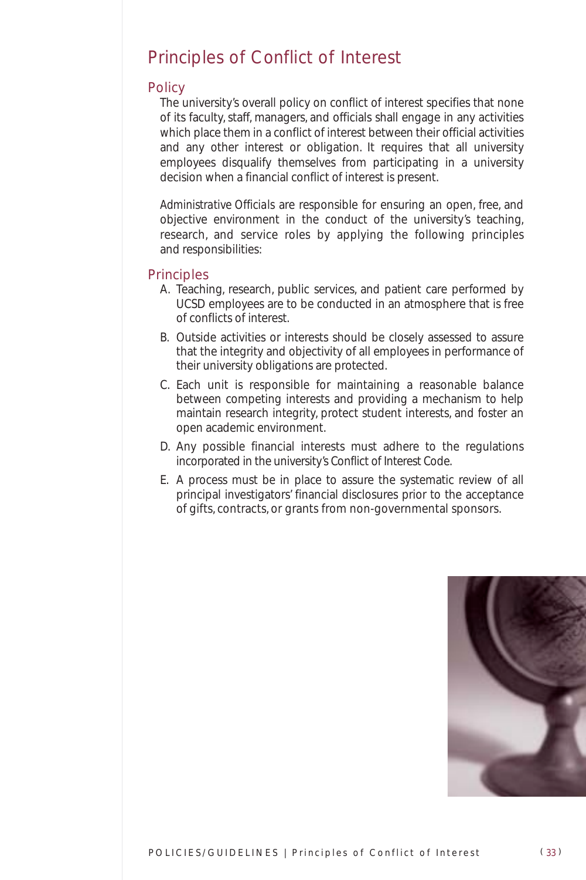# Principles of Conflict of Interest

## Policy

The university's overall policy on conflict of interest specifies that none of its faculty, staff, managers, and officials shall engage in any activities which place them in a conflict of interest between their official activities and any other interest or obligation. It requires that all university employees disqualify themselves from participating in a university decision when a financial conflict of interest is present.

*Administrative Officials* are responsible for ensuring an open, free, and objective environment in the conduct of the university's teaching, research, and service roles by applying the following principles and responsibilities:

## Principles

A. Teaching, research, public services, and patient care performed by UCSD employees are to be conducted in an atmosphere that is free of conflicts of interest.

B. Outside activities or interests should be closely assessed to assure that the integrity and objectivity of all employees in performance of their university obligations are protected.

C. Each unit is responsible for maintaining a reasonable balance between competing interests and providing a mechanism to help maintain research integrity, protect student interests, and foster an open academic environment.

D. Any possible financial interests must adhere to the regulations incorporated in the university's Conflict of Interest Code.

E. A process must be in place to assure the systematic review of all principal investigators' financial disclosures prior to the acceptance of gifts, contracts, or grants from non-governmental sponsors.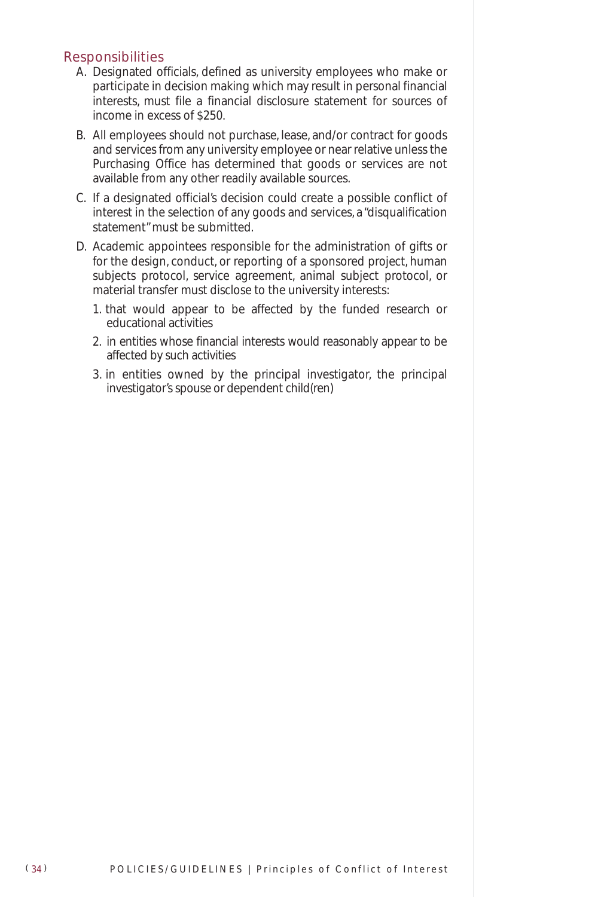## Responsibilities

A. Designated officials, defined as university employees who make or participate in decision making which may result in personal financial interests, must file a financial disclosure statement for sources of income in excess of $250.

B. All employees should not purchase, lease, and/or contract for goods and services from any university employee or near relative unless the Purchasing Office has determined that goods or services are not available from any other readily available sources.

C. If a designated official's decision could create a possible conflict of interest in the selection of any goods and services, a "disqualification statement" must be submitted.

D. Academic appointees responsible for the administration of gifts or for the design, conduct, or reporting of a sponsored project, human subjects protocol, service agreement, animal subject protocol, or material transfer must disclose to the university interests:

   1. that would appear to be affected by the funded research or educational activities
   2. in entities whose financial interests would reasonably appear to be affected by such activities
   3. in entities owned by the principal investigator, the principal investigator's spouse or dependent child(ren)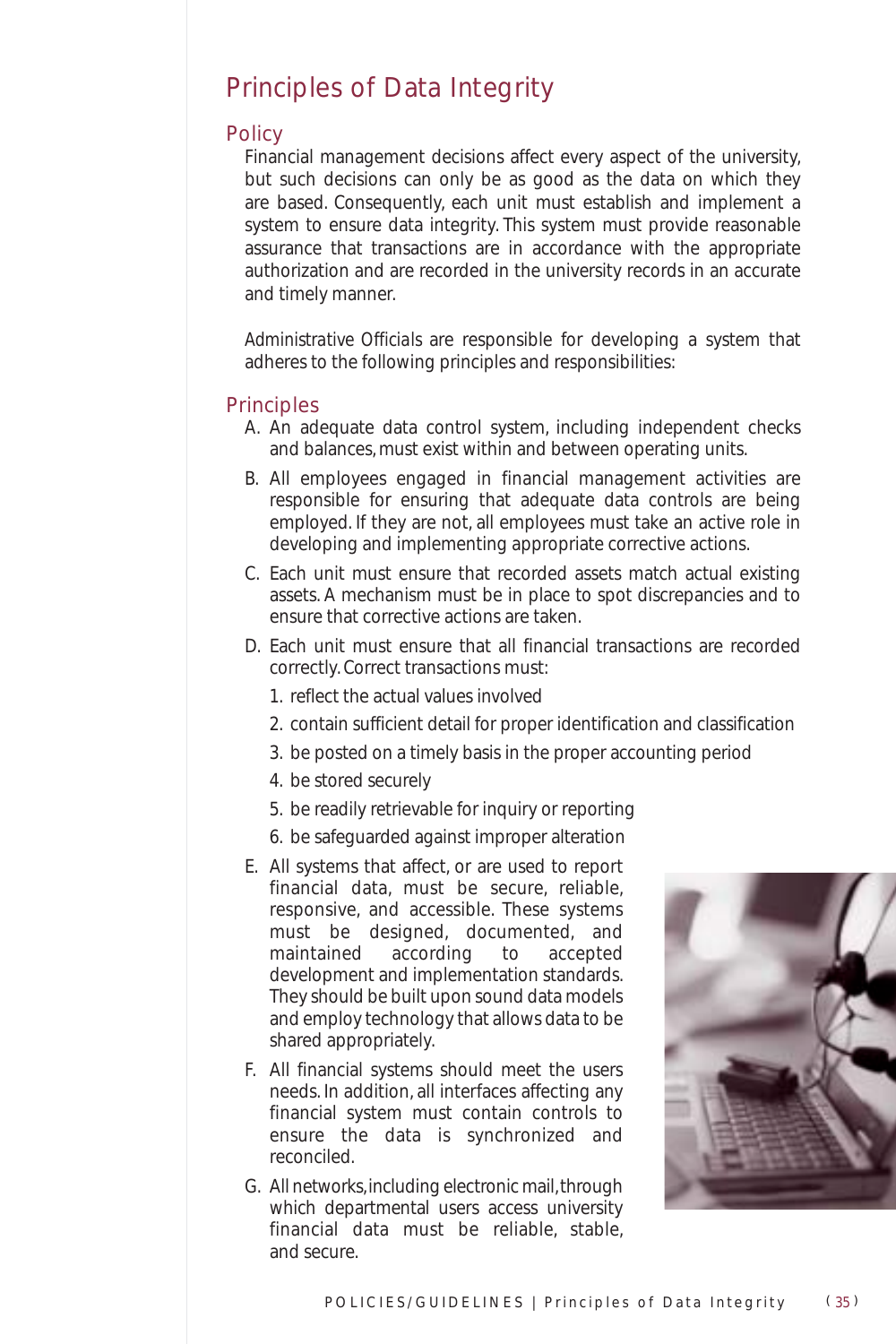# Principles of Data Integrity

## Policy

Financial management decisions affect every aspect of the university, but such decisions can only be as good as the data on which they are based. Consequently, each unit must establish and implement a system to ensure data integrity. This system must provide reasonable assurance that transactions are in accordance with the appropriate authorization and are recorded in the university records in an accurate and timely manner.

Administrative Officials are responsible for developing a system that adheres to the following principles and responsibilities:

## Principles

A. An adequate data control system, including independent checks and balances, must exist within and between operating units.

B. All employees engaged in financial management activities are responsible for ensuring that adequate data controls are being employed. If they are not, all employees must take an active role in developing and implementing appropriate corrective actions.

C. Each unit must ensure that recorded assets match actual existing assets. A mechanism must be in place to spot discrepancies and to ensure that corrective actions are taken.

D. Each unit must ensure that all financial transactions are recorded correctly. Correct transactions must:

   1. reflect the actual values involved
   2. contain sufficient detail for proper identification and classification
   3. be posted on a timely basis in the proper accounting period
   4. be stored securely
   5. be readily retrievable for inquiry or reporting
   6. be safeguarded against improper alteration

E. All systems that affect, or are used to report financial data, must be secure, reliable, responsive, and accessible. These systems must be designed, documented, and maintained according to accepted development and implementation standards. They should be built upon sound data models and employ technology that allows data to be shared appropriately.

F. All financial systems should meet the users needs. In addition, all interfaces affecting any financial system must contain controls to ensure the data is synchronized and reconciled.

G. All networks, including electronic mail, through which departmental users access university financial data must be reliable, stable, and secure.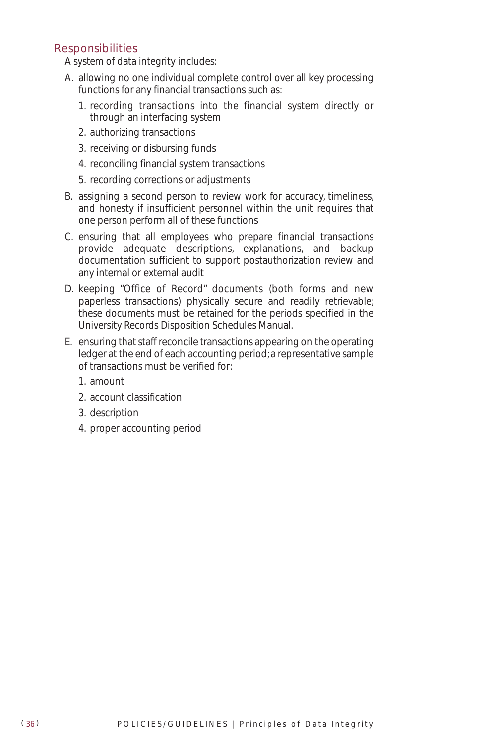## Responsibilities

A system of data integrity includes:

A. allowing no one individual complete control over all key processing functions for any financial transactions such as:

   1. recording transactions into the financial system directly or through an interfacing system
   2. authorizing transactions
   3. receiving or disbursing funds
   4. reconciling financial system transactions
   5. recording corrections or adjustments

B. assigning a second person to review work for accuracy, timeliness, and honesty if insufficient personnel within the unit requires that one person perform all of these functions

C. ensuring that all employees who prepare financial transactions provide adequate descriptions, explanations, and backup documentation sufficient to support postauthorization review and any internal or external audit

D. keeping "Office of Record" documents (both forms and new paperless transactions) physically secure and readily retrievable; these documents must be retained for the periods specified in the University Records Disposition Schedules Manual.

E. ensuring that staff reconcile transactions appearing on the operating ledger at the end of each accounting period; a representative sample of transactions must be verified for:

   1. amount
   2. account classification
   3. description
   4. proper accounting period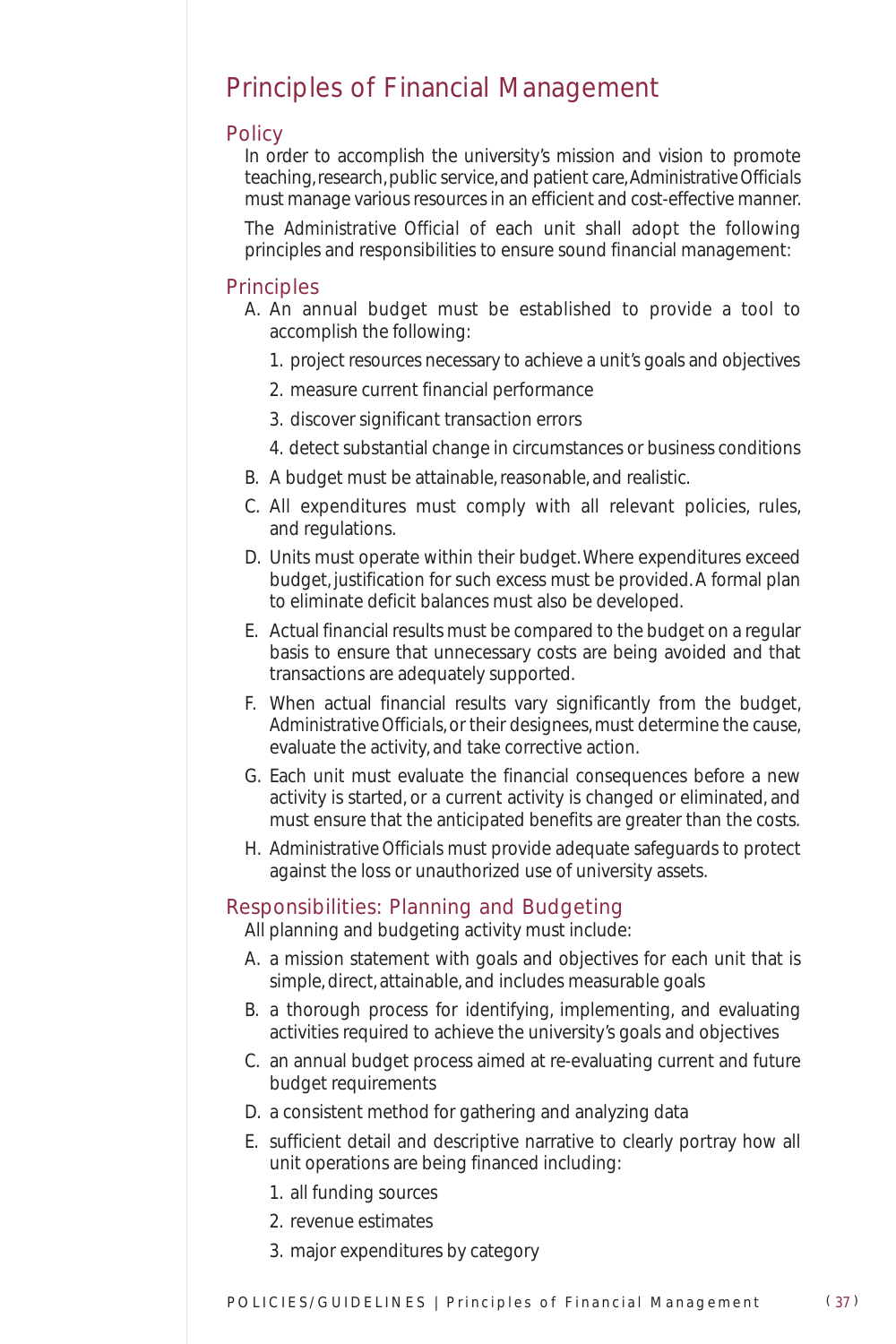# Principles of Financial Management

## Policy

In order to accomplish the university's mission and vision to promote teaching, research, public service, and patient care, *Administrative Officials* must manage various resources in an efficient and cost-effective manner.

The *Administrative Official* of each unit shall adopt the following principles and responsibilities to ensure sound financial management:

## Principles

A. An annual budget must be established to provide a tool to accomplish the following:

   1. project resources necessary to achieve a unit's goals and objectives
   2. measure current financial performance
   3. discover significant transaction errors
   4. detect substantial change in circumstances or business conditions

B. A budget must be attainable, reasonable, and realistic.

C. All expenditures must comply with all relevant policies, rules, and regulations.

D. Units must operate within their budget. Where expenditures exceed budget, justification for such excess must be provided. A formal plan to eliminate deficit balances must also be developed.

E. Actual financial results must be compared to the budget on a regular basis to ensure that unnecessary costs are being avoided and that transactions are adequately supported.

F. When actual financial results vary significantly from the budget, *Administrative Officials*, or their designees, must determine the cause, evaluate the activity, and take corrective action.

G. Each unit must evaluate the financial consequences before a new activity is started, or a current activity is changed or eliminated, and must ensure that the anticipated benefits are greater than the costs.

H. *Administrative Officials* must provide adequate safeguards to protect against the loss or unauthorized use of university assets.

## Responsibilities: Planning and Budgeting

All planning and budgeting activity must include:

A. a mission statement with goals and objectives for each unit that is simple, direct, attainable, and includes measurable goals

B. a thorough process for identifying, implementing, and evaluating activities required to achieve the university's goals and objectives

C. an annual budget process aimed at re-evaluating current and future budget requirements

D. a consistent method for gathering and analyzing data

E. sufficient detail and descriptive narrative to clearly portray how all unit operations are being financed including:

   1. all funding sources
   2. revenue estimates
   3. major expenditures by category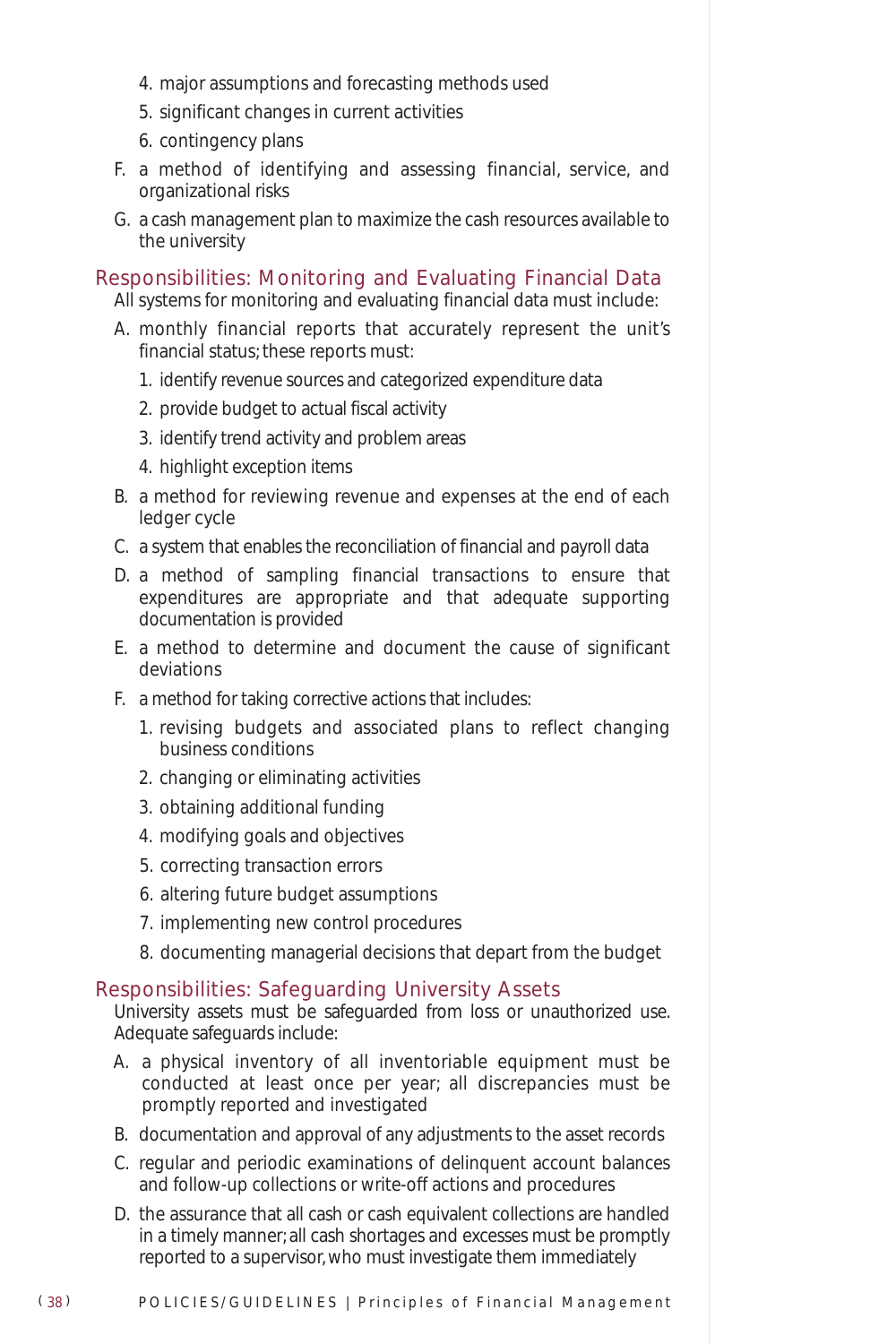4. major assumptions and forecasting methods used
5. significant changes in current activities
6. contingency plans

F. a method of identifying and assessing financial, service, and organizational risks

G. a cash management plan to maximize the cash resources available to the university

## Responsibilities: Monitoring and Evaluating Financial Data

All systems for monitoring and evaluating financial data must include:

A. monthly financial reports that accurately represent the unit's financial status; these reports must:
   1. identify revenue sources and categorized expenditure data
   2. provide budget to actual fiscal activity
   3. identify trend activity and problem areas
   4. highlight exception items

B. a method for reviewing revenue and expenses at the end of each ledger cycle

C. a system that enables the reconciliation of financial and payroll data

D. a method of sampling financial transactions to ensure that expenditures are appropriate and that adequate supporting documentation is provided

E. a method to determine and document the cause of significant deviations

F. a method for taking corrective actions that includes:
   1. revising budgets and associated plans to reflect changing business conditions
   2. changing or eliminating activities
   3. obtaining additional funding
   4. modifying goals and objectives
   5. correcting transaction errors
   6. altering future budget assumptions
   7. implementing new control procedures
   8. documenting managerial decisions that depart from the budget

## Responsibilities: Safeguarding University Assets

University assets must be safeguarded from loss or unauthorized use. Adequate safeguards include:

A. a physical inventory of all inventoriable equipment must be conducted at least once per year; all discrepancies must be promptly reported and investigated

B. documentation and approval of any adjustments to the asset records

C. regular and periodic examinations of delinquent account balances and follow-up collections or write-off actions and procedures

D. the assurance that all cash or cash equivalent collections are handled in a timely manner; all cash shortages and excesses must be promptly reported to a supervisor, who must investigate them immediately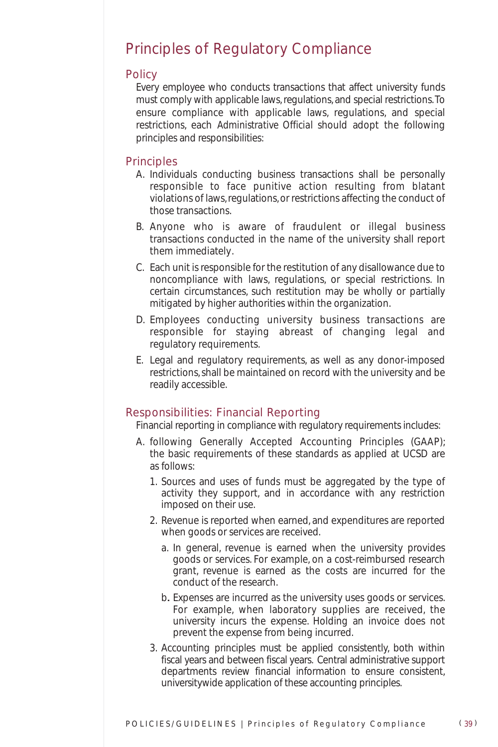# Principles of Regulatory Compliance

## Policy

Every employee who conducts transactions that affect university funds must comply with applicable laws, regulations, and special restrictions. To ensure compliance with applicable laws, regulations, and special restrictions, each Administrative Official should adopt the following principles and responsibilities:

## Principles

A. Individuals conducting business transactions shall be personally responsible to face punitive action resulting from blatant violations of laws, regulations, or restrictions affecting the conduct of those transactions.

B. Anyone who is aware of fraudulent or illegal business transactions conducted in the name of the university shall report them immediately.

C. Each unit is responsible for the restitution of any disallowance due to noncompliance with laws, regulations, or special restrictions. In certain circumstances, such restitution may be wholly or partially mitigated by higher authorities within the organization.

D. Employees conducting university business transactions are responsible for staying abreast of changing legal and regulatory requirements.

E. Legal and regulatory requirements, as well as any donor-imposed restrictions, shall be maintained on record with the university and be readily accessible.

## Responsibilities: Financial Reporting

Financial reporting in compliance with regulatory requirements includes:

A. following Generally Accepted Accounting Principles (GAAP); the basic requirements of these standards as applied at UCSD are as follows:

   1. Sources and uses of funds must be aggregated by the type of activity they support, and in accordance with any restriction imposed on their use.

   2. Revenue is reported when earned, and expenditures are reported when goods or services are received.

      a. In general, revenue is earned when the university provides goods or services. For example, on a cost-reimbursed research grant, revenue is earned as the costs are incurred for the conduct of the research.

      b. Expenses are incurred as the university uses goods or services. For example, when laboratory supplies are received, the university incurs the expense. Holding an invoice does not prevent the expense from being incurred.

   3. Accounting principles must be applied consistently, both within fiscal years and between fiscal years. Central administrative support departments review financial information to ensure consistent, universitywide application of these accounting principles.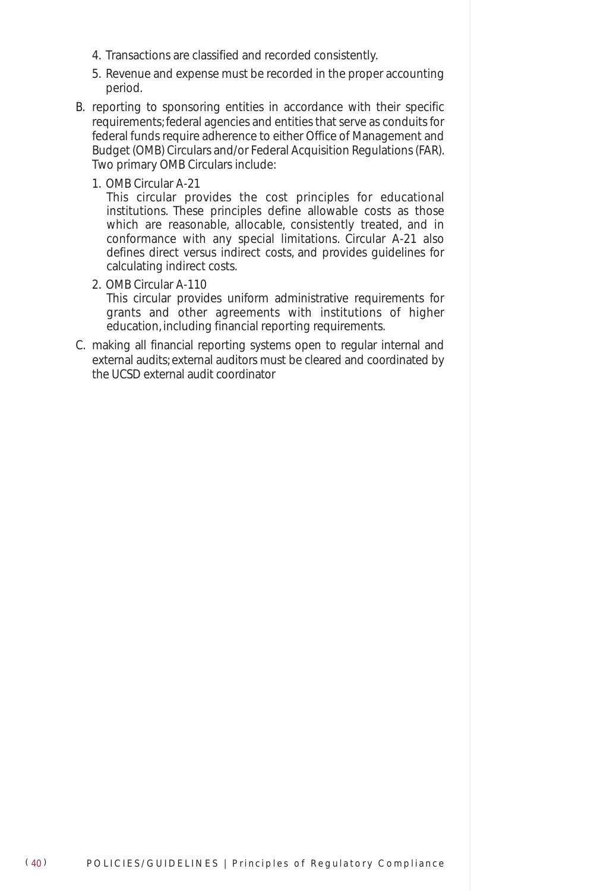4. Transactions are classified and recorded consistently.
5. Revenue and expense must be recorded in the proper accounting period.

B. reporting to sponsoring entities in accordance with their specific requirements; federal agencies and entities that serve as conduits for federal funds require adherence to either Office of Management and Budget (OMB) Circulars and/or Federal Acquisition Regulations (FAR). Two primary OMB Circulars include:

   1. OMB Circular A-21
      This circular provides the cost principles for educational institutions. These principles define allowable costs as those which are reasonable, allocable, consistently treated, and in conformance with any special limitations. Circular A-21 also defines direct versus indirect costs, and provides guidelines for calculating indirect costs.

   2. OMB Circular A-110
      This circular provides uniform administrative requirements for grants and other agreements with institutions of higher education, including financial reporting requirements.

C. making all financial reporting systems open to regular internal and external audits; external auditors must be cleared and coordinated by the UCSD external audit coordinator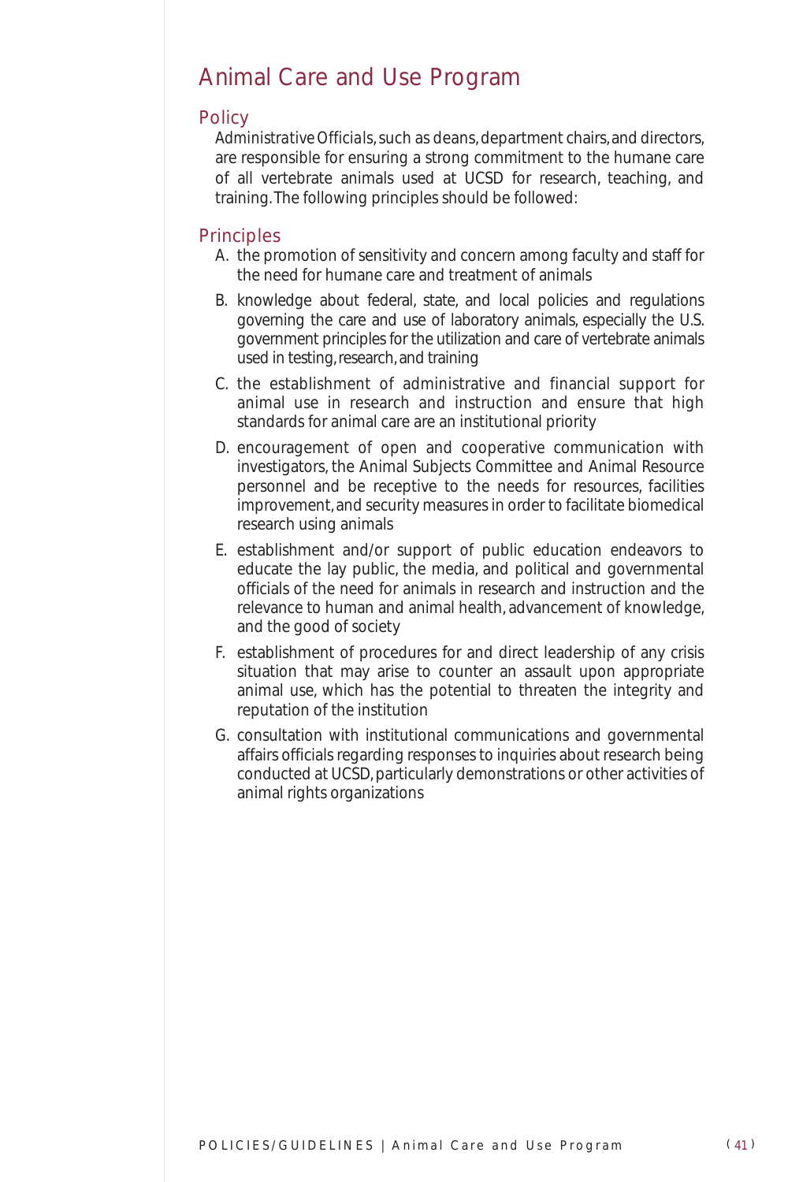# Animal Care and Use Program

## Policy

*Administrative Officials*, such as deans, department chairs, and directors, are responsible for ensuring a strong commitment to the humane care of all vertebrate animals used at UCSD for research, teaching, and training. The following principles should be followed:

## Principles

A. the promotion of sensitivity and concern among faculty and staff for the need for humane care and treatment of animals

B. knowledge about federal, state, and local policies and regulations governing the care and use of laboratory animals, especially the U.S. government principles for the utilization and care of vertebrate animals used in testing, research, and training

C. the establishment of administrative and financial support for animal use in research and instruction and ensure that high standards for animal care are an institutional priority

D. encouragement of open and cooperative communication with investigators, the Animal Subjects Committee and Animal Resource personnel and be receptive to the needs for resources, facilities improvement, and security measures in order to facilitate biomedical research using animals

E. establishment and/or support of public education endeavors to educate the lay public, the media, and political and governmental officials of the need for animals in research and instruction and the relevance to human and animal health, advancement of knowledge, and the good of society

F. establishment of procedures for and direct leadership of any crisis situation that may arise to counter an assault upon appropriate animal use, which has the potential to threaten the integrity and reputation of the institution

G. consultation with institutional communications and governmental affairs officials regarding responses to inquiries about research being conducted at UCSD, particularly demonstrations or other activities of animal rights organizations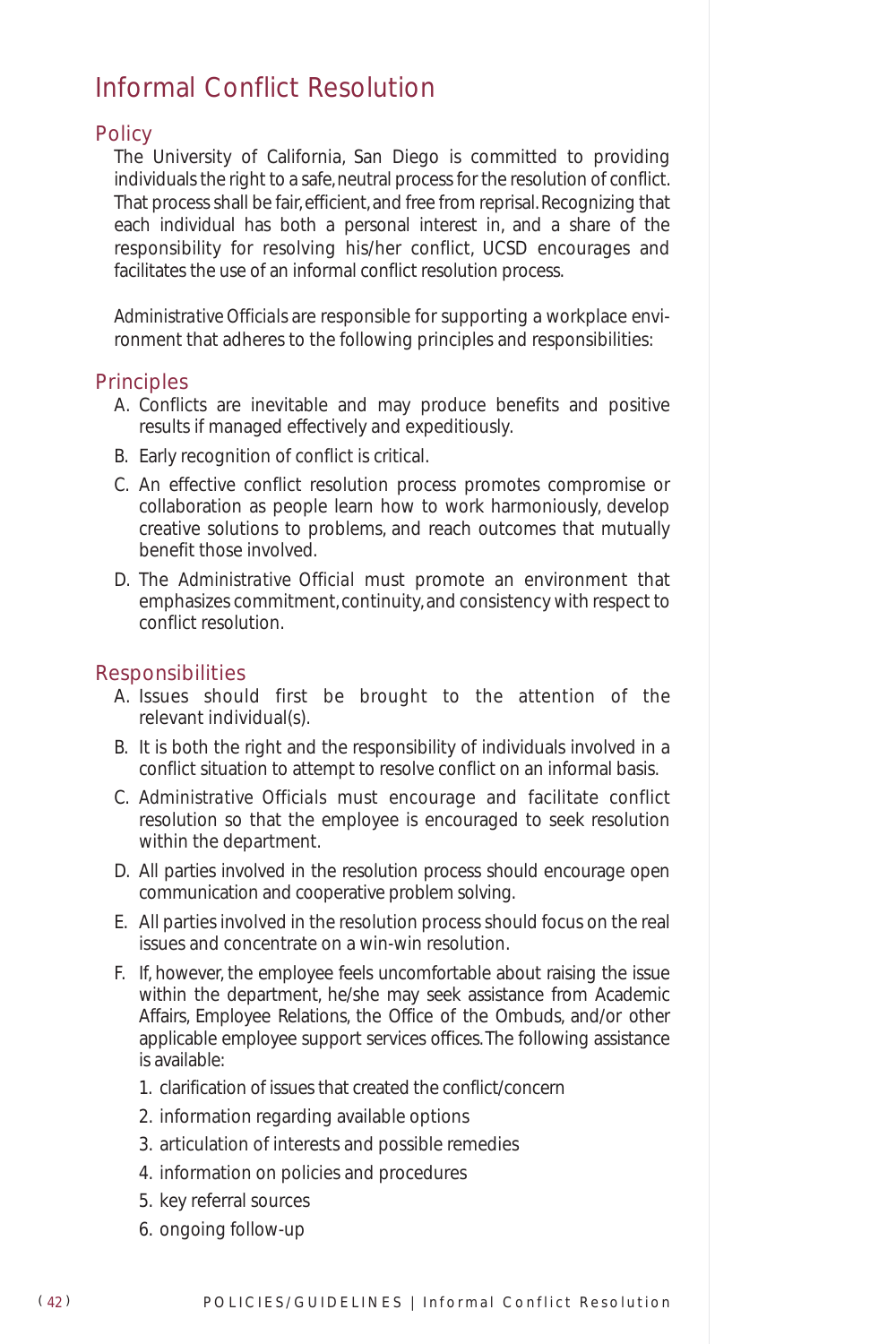# Informal Conflict Resolution

## Policy

The University of California, San Diego is committed to providing individuals the right to a safe, neutral process for the resolution of conflict. That process shall be fair, efficient, and free from reprisal. Recognizing that each individual has both a personal interest in, and a share of the responsibility for resolving his/her conflict, UCSD encourages and facilitates the use of an informal conflict resolution process.

*Administrative Officials* are responsible for supporting a workplace environment that adheres to the following principles and responsibilities:

## Principles

A. Conflicts are inevitable and may produce benefits and positive results if managed effectively and expeditiously.

B. Early recognition of conflict is critical.

C. An effective conflict resolution process promotes compromise or collaboration as people learn how to work harmoniously, develop creative solutions to problems, and reach outcomes that mutually benefit those involved.

D. The *Administrative Official* must promote an environment that emphasizes commitment, continuity, and consistency with respect to conflict resolution.

## Responsibilities

A. Issues should first be brought to the attention of the relevant individual(s).

B. It is both the right and the responsibility of individuals involved in a conflict situation to attempt to resolve conflict on an informal basis.

C. *Administrative Officials* must encourage and facilitate conflict resolution so that the employee is encouraged to seek resolution within the department.

D. All parties involved in the resolution process should encourage open communication and cooperative problem solving.

E. All parties involved in the resolution process should focus on the real issues and concentrate on a win-win resolution.

F. If, however, the employee feels uncomfortable about raising the issue within the department, he/she may seek assistance from Academic Affairs, Employee Relations, the Office of the Ombuds, and/or other applicable employee support services offices. The following assistance is available:

   1. clarification of issues that created the conflict/concern
   2. information regarding available options
   3. articulation of interests and possible remedies
   4. information on policies and procedures
   5. key referral sources
   6. ongoing follow-up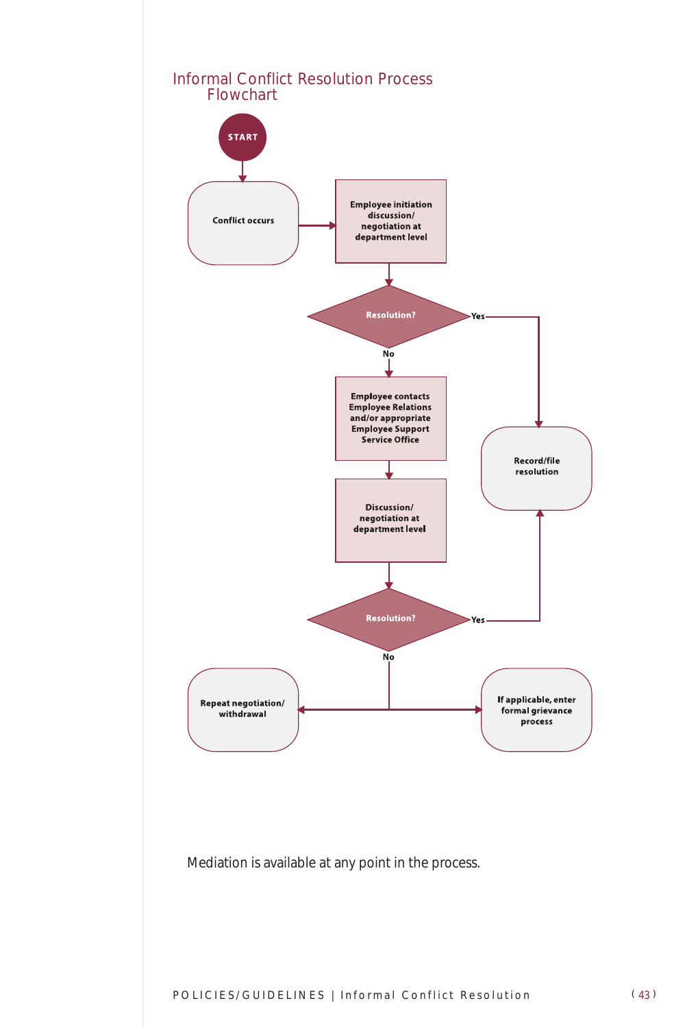## Informal Conflict Resolution Process Flowchart

START

Conflict occurs

Employee initiation discussion/ negotiation at department level

Resolution?

Yes → Record/file resolution

No

Employee contacts Employee Relations and/or appropriate Employee Support Service Office

Discussion/ negotiation at department level

Resolution?

Yes → Record/file resolution

No

Repeat negotiation/ withdrawal

If applicable, enter formal grievance process

Mediation is available at any point in the process.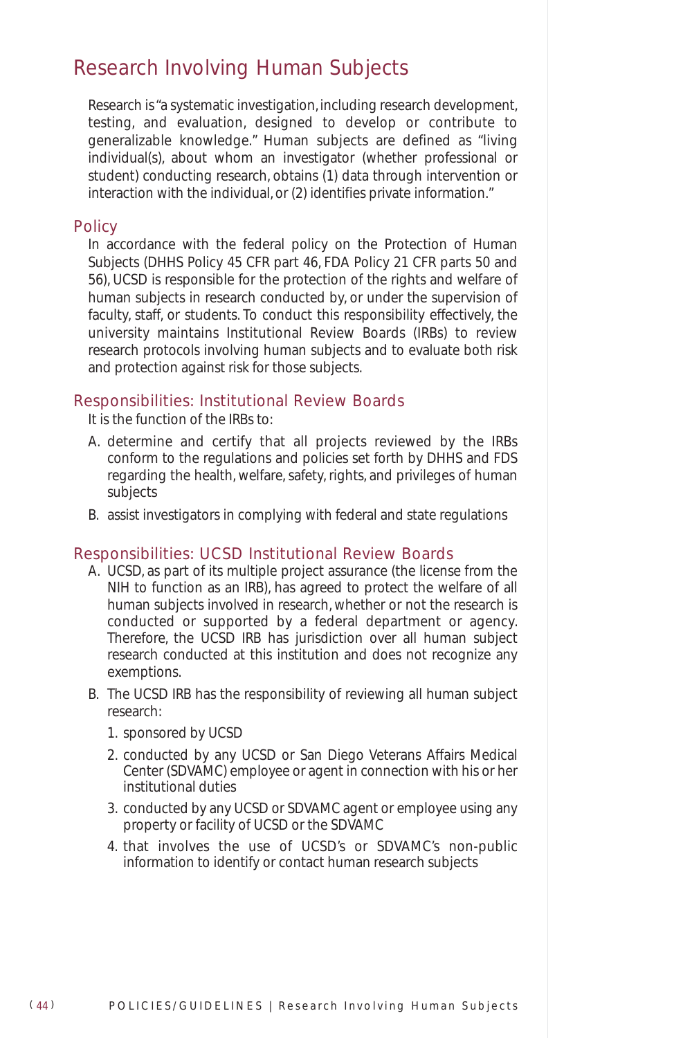# Research Involving Human Subjects

Research is "a systematic investigation, including research development, testing, and evaluation, designed to develop or contribute to generalizable knowledge." Human subjects are defined as "living individual(s), about whom an investigator (whether professional or student) conducting research, obtains (1) data through intervention or interaction with the individual, or (2) identifies private information."

## Policy

In accordance with the federal policy on the Protection of Human Subjects (DHHS Policy 45 CFR part 46, FDA Policy 21 CFR parts 50 and 56), UCSD is responsible for the protection of the rights and welfare of human subjects in research conducted by, or under the supervision of faculty, staff, or students. To conduct this responsibility effectively, the university maintains Institutional Review Boards (IRBs) to review research protocols involving human subjects and to evaluate both risk and protection against risk for those subjects.

## Responsibilities: Institutional Review Boards

It is the function of the IRBs to:

A. determine and certify that all projects reviewed by the IRBs conform to the regulations and policies set forth by DHHS and FDS regarding the health, welfare, safety, rights, and privileges of human subjects

B. assist investigators in complying with federal and state regulations

## Responsibilities: UCSD Institutional Review Boards

A. UCSD, as part of its multiple project assurance (the license from the NIH to function as an IRB), has agreed to protect the welfare of all human subjects involved in research, whether or not the research is conducted or supported by a federal department or agency. Therefore, the UCSD IRB has jurisdiction over all human subject research conducted at this institution and does not recognize any exemptions.

B. The UCSD IRB has the responsibility of reviewing all human subject research:

   1. sponsored by UCSD
   2. conducted by any UCSD or San Diego Veterans Affairs Medical Center (SDVAMC) employee or agent in connection with his or her institutional duties
   3. conducted by any UCSD or SDVAMC agent or employee using any property or facility of UCSD or the SDVAMC
   4. that involves the use of UCSD's or SDVAMC's non-public information to identify or contact human research subjects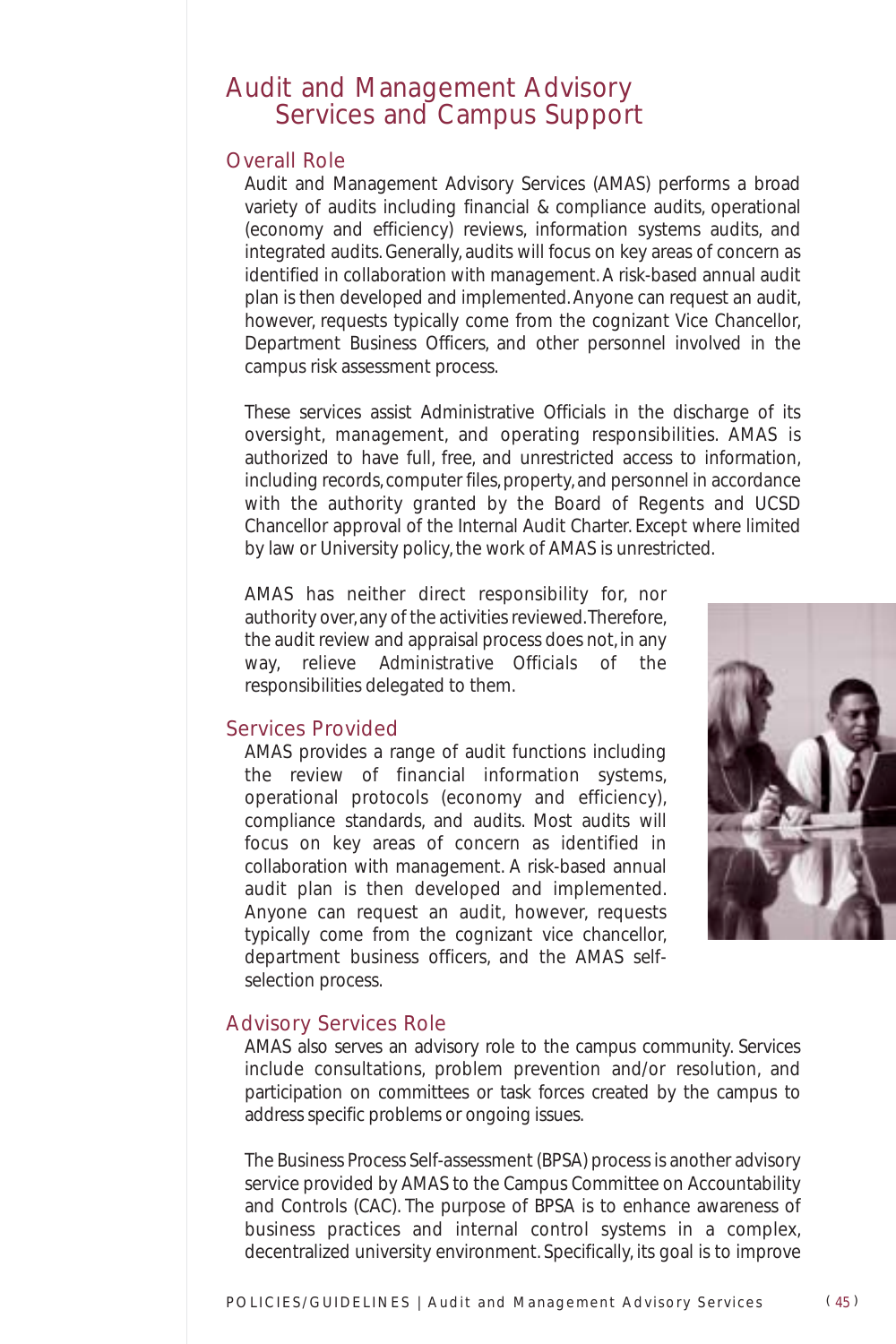# Audit and Management Advisory Services and Campus Support

## Overall Role

Audit and Management Advisory Services (AMAS) performs a broad variety of audits including financial & compliance audits, operational (economy and efficiency) reviews, information systems audits, and integrated audits. Generally, audits will focus on key areas of concern as identified in collaboration with management. A risk-based annual audit plan is then developed and implemented. Anyone can request an audit, however, requests typically come from the cognizant Vice Chancellor, Department Business Officers, and other personnel involved in the campus risk assessment process.

These services assist Administrative Officials in the discharge of its oversight, management, and operating responsibilities. AMAS is authorized to have full, free, and unrestricted access to information, including records, computer files, property, and personnel in accordance with the authority granted by the Board of Regents and UCSD Chancellor approval of the Internal Audit Charter. Except where limited by law or University policy, the work of AMAS is unrestricted.

AMAS has neither direct responsibility for, nor authority over, any of the activities reviewed. Therefore, the audit review and appraisal process does not, in any way, relieve Administrative Officials of the responsibilities delegated to them.

## Services Provided

AMAS provides a range of audit functions including the review of financial information systems, operational protocols (economy and efficiency), compliance standards, and audits. Most audits will focus on key areas of concern as identified in collaboration with management. A risk-based annual audit plan is then developed and implemented. Anyone can request an audit, however, requests typically come from the cognizant vice chancellor, department business officers, and the AMAS self-selection process.

## Advisory Services Role

AMAS also serves an advisory role to the campus community. Services include consultations, problem prevention and/or resolution, and participation on committees or task forces created by the campus to address specific problems or ongoing issues.

The Business Process Self-assessment (BPSA) process is another advisory service provided by AMAS to the Campus Committee on Accountability and Controls (CAC). The purpose of BPSA is to enhance awareness of business practices and internal control systems in a complex, decentralized university environment. Specifically, its goal is to improve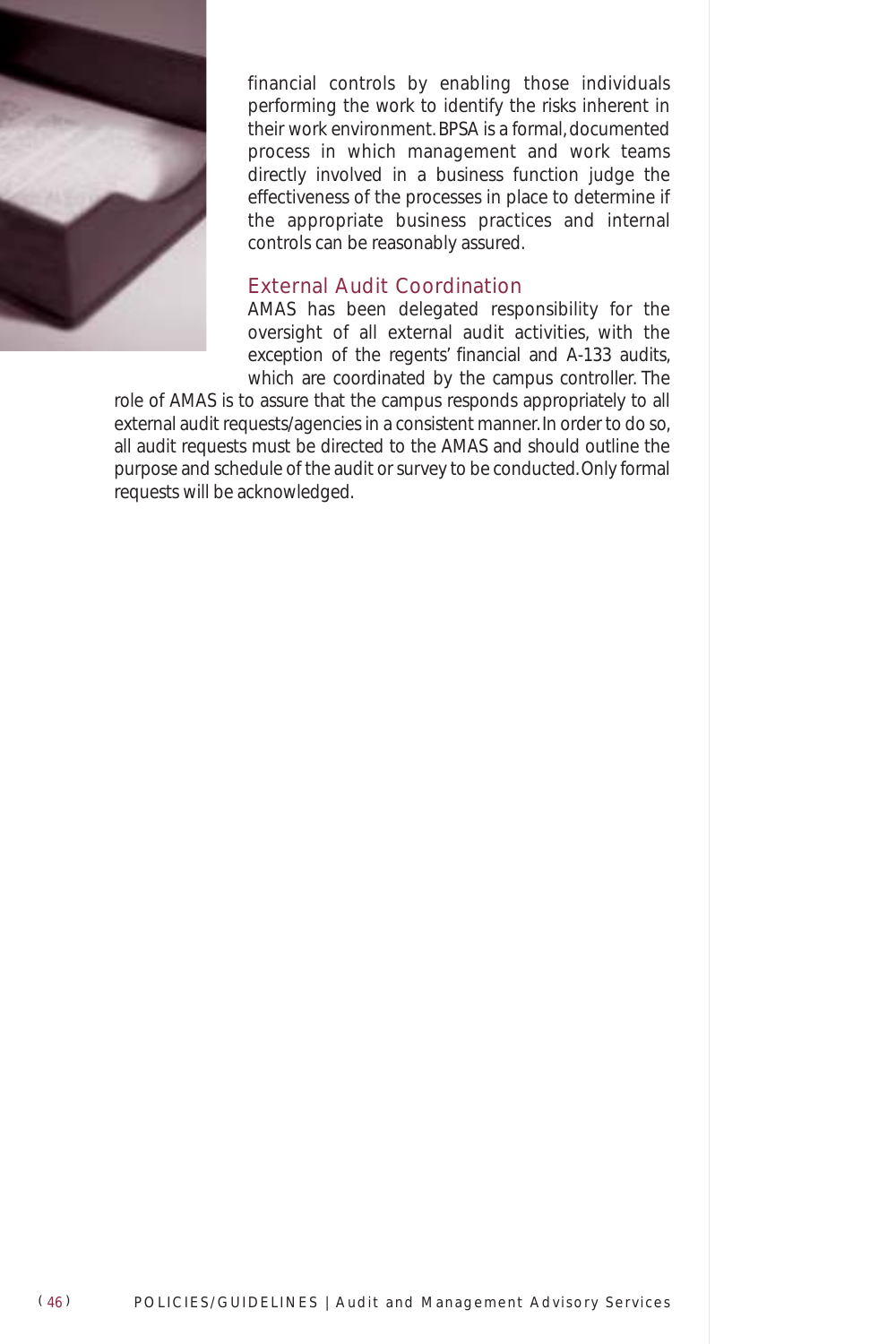financial controls by enabling those individuals performing the work to identify the risks inherent in their work environment. BPSA is a formal, documented process in which management and work teams directly involved in a business function judge the effectiveness of the processes in place to determine if the appropriate business practices and internal controls can be reasonably assured.

## External Audit Coordination

AMAS has been delegated responsibility for the oversight of all external audit activities, with the exception of the regents' financial and A-133 audits, which are coordinated by the campus controller. The role of AMAS is to assure that the campus responds appropriately to all external audit requests/agencies in a consistent manner. In order to do so, all audit requests must be directed to the AMAS and should outline the purpose and schedule of the audit or survey to be conducted. Only formal requests will be acknowledged.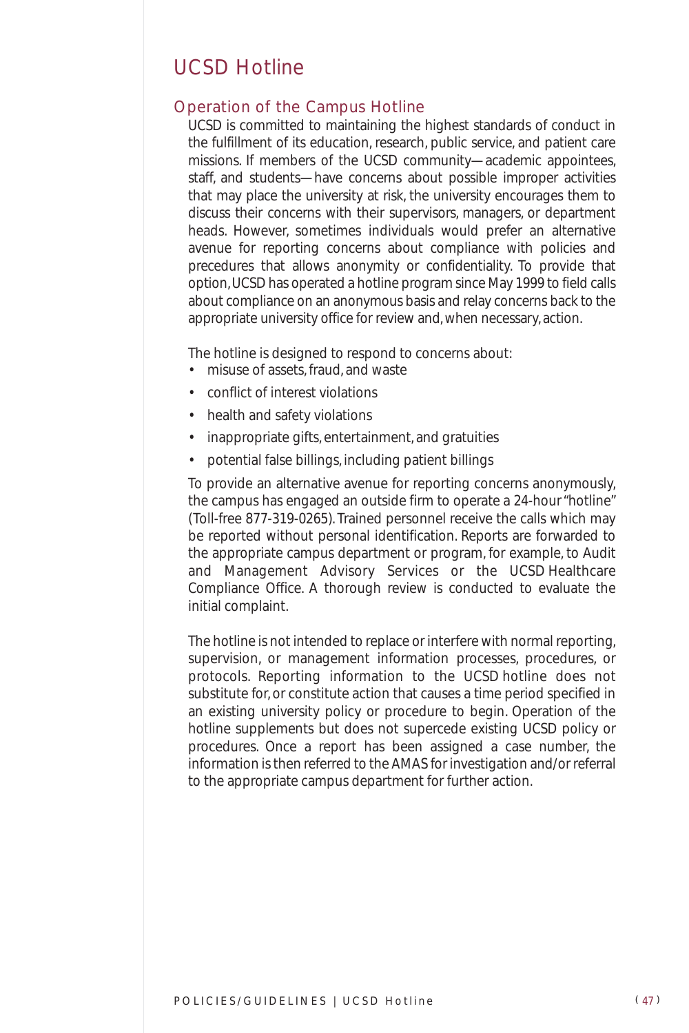# UCSD Hotline

## Operation of the Campus Hotline

UCSD is committed to maintaining the highest standards of conduct in the fulfillment of its education, research, public service, and patient care missions. If members of the UCSD community—academic appointees, staff, and students—have concerns about possible improper activities that may place the university at risk, the university encourages them to discuss their concerns with their supervisors, managers, or department heads. However, sometimes individuals would prefer an alternative avenue for reporting concerns about compliance with policies and precedures that allows anonymity or confidentiality. To provide that option, UCSD has operated a hotline program since May 1999 to field calls about compliance on an anonymous basis and relay concerns back to the appropriate university office for review and, when necessary, action.

The hotline is designed to respond to concerns about:

- misuse of assets, fraud, and waste
- conflict of interest violations
- health and safety violations
- inappropriate gifts, entertainment, and gratuities
- potential false billings, including patient billings

To provide an alternative avenue for reporting concerns anonymously, the campus has engaged an outside firm to operate a 24-hour "hotline" (Toll-free 877-319-0265). Trained personnel receive the calls which may be reported without personal identification. Reports are forwarded to the appropriate campus department or program, for example, to Audit and Management Advisory Services or the UCSD Healthcare Compliance Office. A thorough review is conducted to evaluate the initial complaint.

The hotline is not intended to replace or interfere with normal reporting, supervision, or management information processes, procedures, or protocols. Reporting information to the UCSD hotline does not substitute for, or constitute action that causes a time period specified in an existing university policy or procedure to begin. Operation of the hotline supplements but does not supercede existing UCSD policy or procedures. Once a report has been assigned a case number, the information is then referred to the AMAS for investigation and/or referral to the appropriate campus department for further action.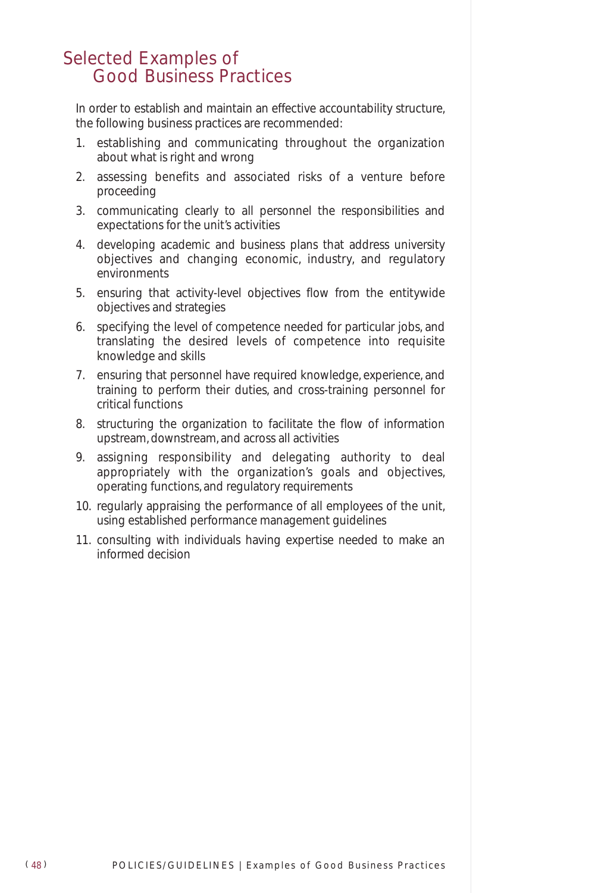# Selected Examples of Good Business Practices

In order to establish and maintain an effective accountability structure, the following business practices are recommended:

1. establishing and communicating throughout the organization about what is right and wrong
2. assessing benefits and associated risks of a venture before proceeding
3. communicating clearly to all personnel the responsibilities and expectations for the unit's activities
4. developing academic and business plans that address university objectives and changing economic, industry, and regulatory environments
5. ensuring that activity-level objectives flow from the entitywide objectives and strategies
6. specifying the level of competence needed for particular jobs, and translating the desired levels of competence into requisite knowledge and skills
7. ensuring that personnel have required knowledge, experience, and training to perform their duties, and cross-training personnel for critical functions
8. structuring the organization to facilitate the flow of information upstream, downstream, and across all activities
9. assigning responsibility and delegating authority to deal appropriately with the organization's goals and objectives, operating functions, and regulatory requirements
10. regularly appraising the performance of all employees of the unit, using established performance management guidelines
11. consulting with individuals having expertise needed to make an informed decision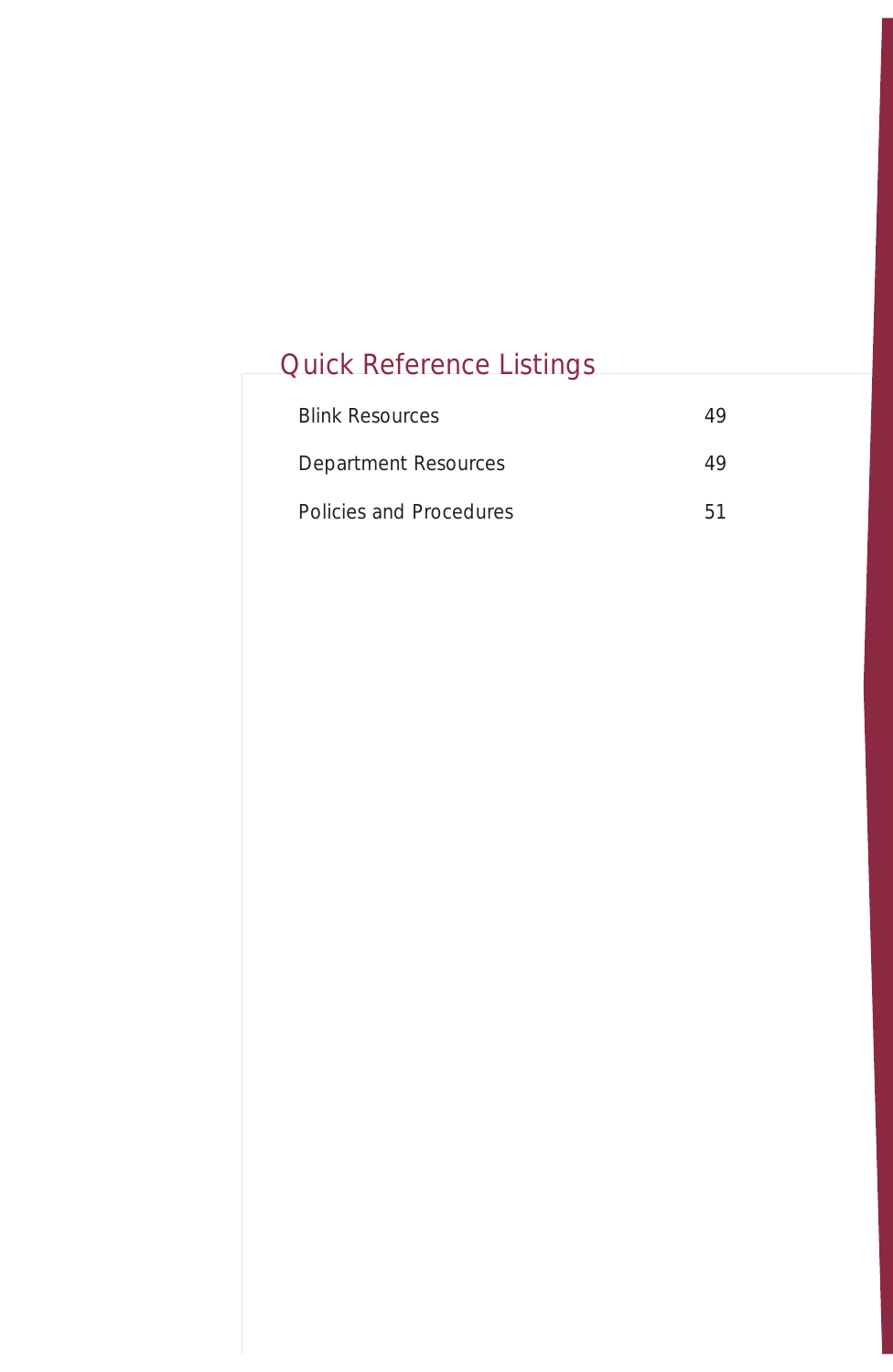# Quick Reference Listings

| | |
|---|---|
| Blink Resources | 49 |
| Department Resources | 49 |
| Policies and Procedures | 51 |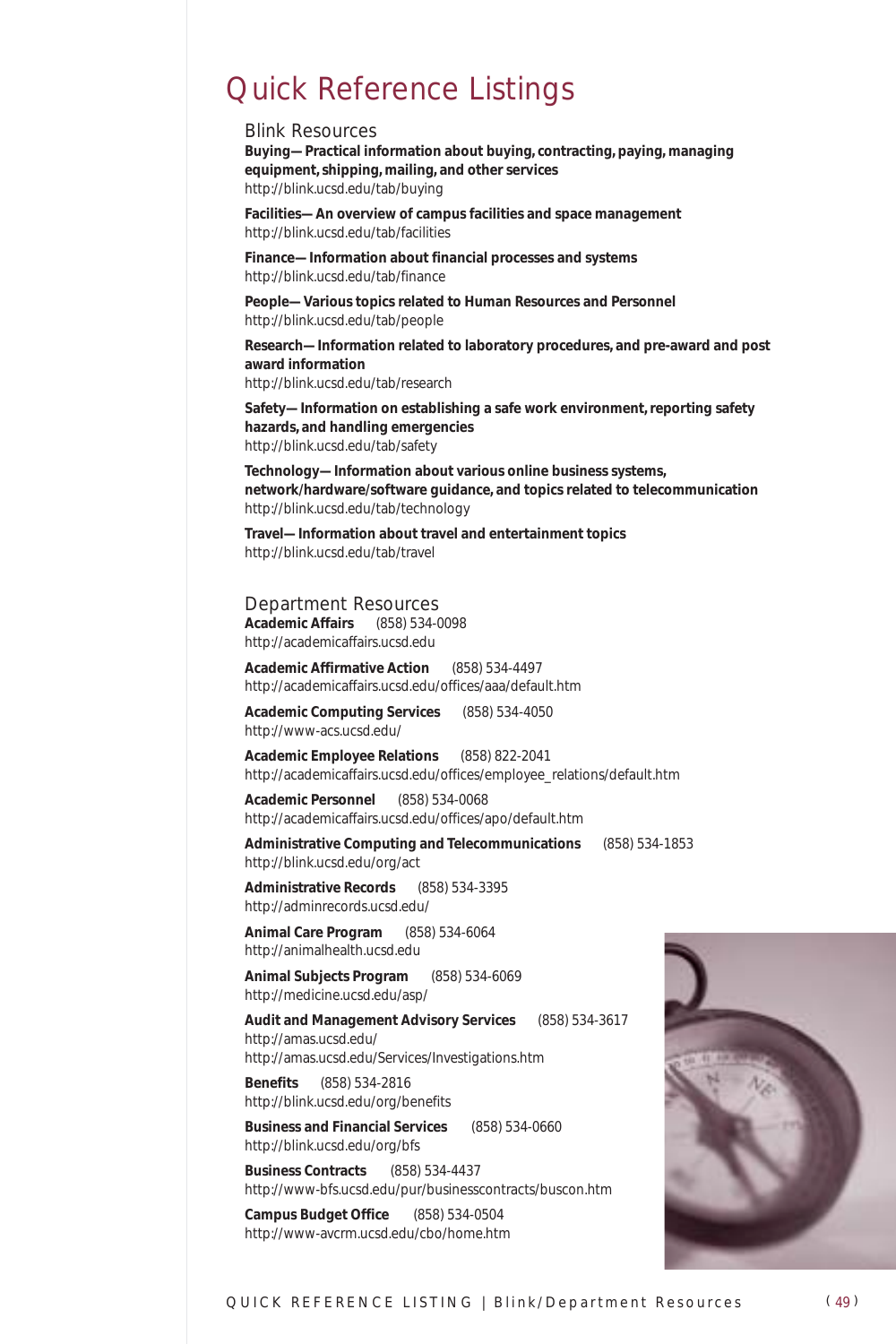# Quick Reference Listings

## Blink Resources

**Buying—Practical information about buying, contracting, paying, managing equipment, shipping, mailing, and other services**
http://blink.ucsd.edu/tab/buying

**Facilities—An overview of campus facilities and space management**
http://blink.ucsd.edu/tab/facilities

**Finance—Information about financial processes and systems**
http://blink.ucsd.edu/tab/finance

**People—Various topics related to Human Resources and Personnel**
http://blink.ucsd.edu/tab/people

**Research—Information related to laboratory procedures, and pre-award and post award information**
http://blink.ucsd.edu/tab/research

**Safety—Information on establishing a safe work environment, reporting safety hazards, and handling emergencies**
http://blink.ucsd.edu/tab/safety

**Technology—Information about various online business systems, network/hardware/software guidance, and topics related to telecommunication**
http://blink.ucsd.edu/tab/technology

**Travel—Information about travel and entertainment topics**
http://blink.ucsd.edu/tab/travel

## Department Resources

**Academic Affairs** (858) 534-0098
http://academicaffairs.ucsd.edu

**Academic Affirmative Action** (858) 534-4497
http://academicaffairs.ucsd.edu/offices/aaa/default.htm

**Academic Computing Services** (858) 534-4050
http://www-acs.ucsd.edu/

**Academic Employee Relations** (858) 822-2041
http://academicaffairs.ucsd.edu/offices/employee_relations/default.htm

**Academic Personnel** (858) 534-0068
http://academicaffairs.ucsd.edu/offices/apo/default.htm

**Administrative Computing and Telecommunications** (858) 534-1853
http://blink.ucsd.edu/org/act

**Administrative Records** (858) 534-3395
http://adminrecords.ucsd.edu/

**Animal Care Program** (858) 534-6064
http://animalhealth.ucsd.edu

**Animal Subjects Program** (858) 534-6069
http://medicine.ucsd.edu/asp/

**Audit and Management Advisory Services** (858) 534-3617
http://amas.ucsd.edu/
http://amas.ucsd.edu/Services/Investigations.htm

**Benefits** (858) 534-2816
http://blink.ucsd.edu/org/benefits

**Business and Financial Services** (858) 534-0660
http://blink.ucsd.edu/org/bfs

**Business Contracts** (858) 534-4437
http://www-bfs.ucsd.edu/pur/businesscontracts/buscon.htm

**Campus Budget Office** (858) 534-0504
http://www-avcrm.ucsd.edu/cbo/home.htm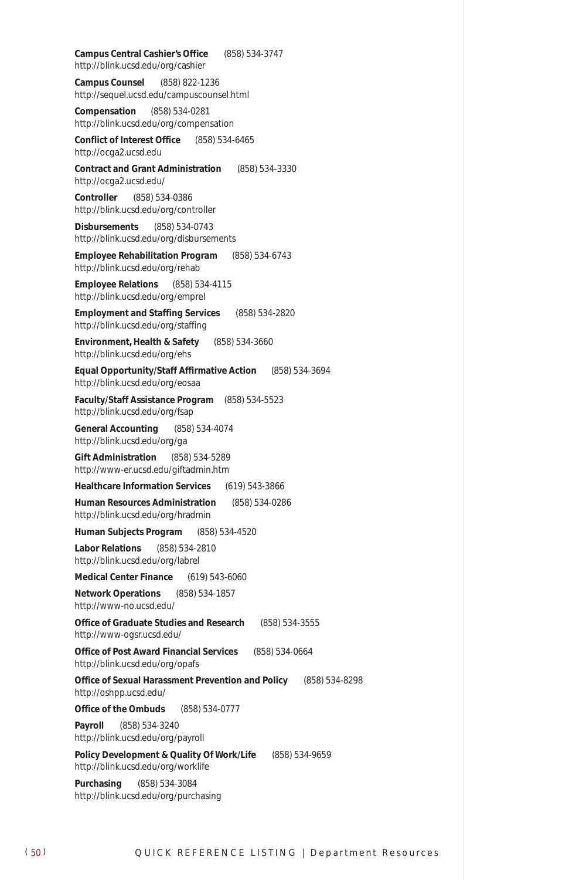**Campus Central Cashier's Office** (858) 534-3747
http://blink.ucsd.edu/org/cashier

**Campus Counsel** (858) 822-1236
http://sequel.ucsd.edu/campuscounsel.html

**Compensation** (858) 534-0281
http://blink.ucsd.edu/org/compensation

**Conflict of Interest Office** (858) 534-6465
http://ocga2.ucsd.edu

**Contract and Grant Administration** (858) 534-3330
http://ocga2.ucsd.edu/

**Controller** (858) 534-0386
http://blink.ucsd.edu/org/controller

**Disbursements** (858) 534-0743
http://blink.ucsd.edu/org/disbursements

**Employee Rehabilitation Program** (858) 534-6743
http://blink.ucsd.edu/org/rehab

**Employee Relations** (858) 534-4115
http://blink.ucsd.edu/org/emprel

**Employment and Staffing Services** (858) 534-2820
http://blink.ucsd.edu/org/staffing

**Environment, Health & Safety** (858) 534-3660
http://blink.ucsd.edu/org/ehs

**Equal Opportunity/Staff Affirmative Action** (858) 534-3694
http://blink.ucsd.edu/org/eosaa

**Faculty/Staff Assistance Program** (858) 534-5523
http://blink.ucsd.edu/org/fsap

**General Accounting** (858) 534-4074
http://blink.ucsd.edu/org/ga

**Gift Administration** (858) 534-5289
http://www-er.ucsd.edu/giftadmin.htm

**Healthcare Information Services** (619) 543-3866

**Human Resources Administration** (858) 534-0286
http://blink.ucsd.edu/org/hradmin

**Human Subjects Program** (858) 534-4520

**Labor Relations** (858) 534-2810
http://blink.ucsd.edu/org/labrel

**Medical Center Finance** (619) 543-6060

**Network Operations** (858) 534-1857
http://www-no.ucsd.edu/

**Office of Graduate Studies and Research** (858) 534-3555
http://www-ogsr.ucsd.edu/

**Office of Post Award Financial Services** (858) 534-0664
http://blink.ucsd.edu/org/opafs

**Office of Sexual Harassment Prevention and Policy** (858) 534-8298
http://oshpp.ucsd.edu/

**Office of the Ombuds** (858) 534-0777

**Payroll** (858) 534-3240
http://blink.ucsd.edu/org/payroll

**Policy Development & Quality Of Work/Life** (858) 534-9659
http://blink.ucsd.edu/org/worklife

**Purchasing** (858) 534-3084
http://blink.ucsd.edu/org/purchasing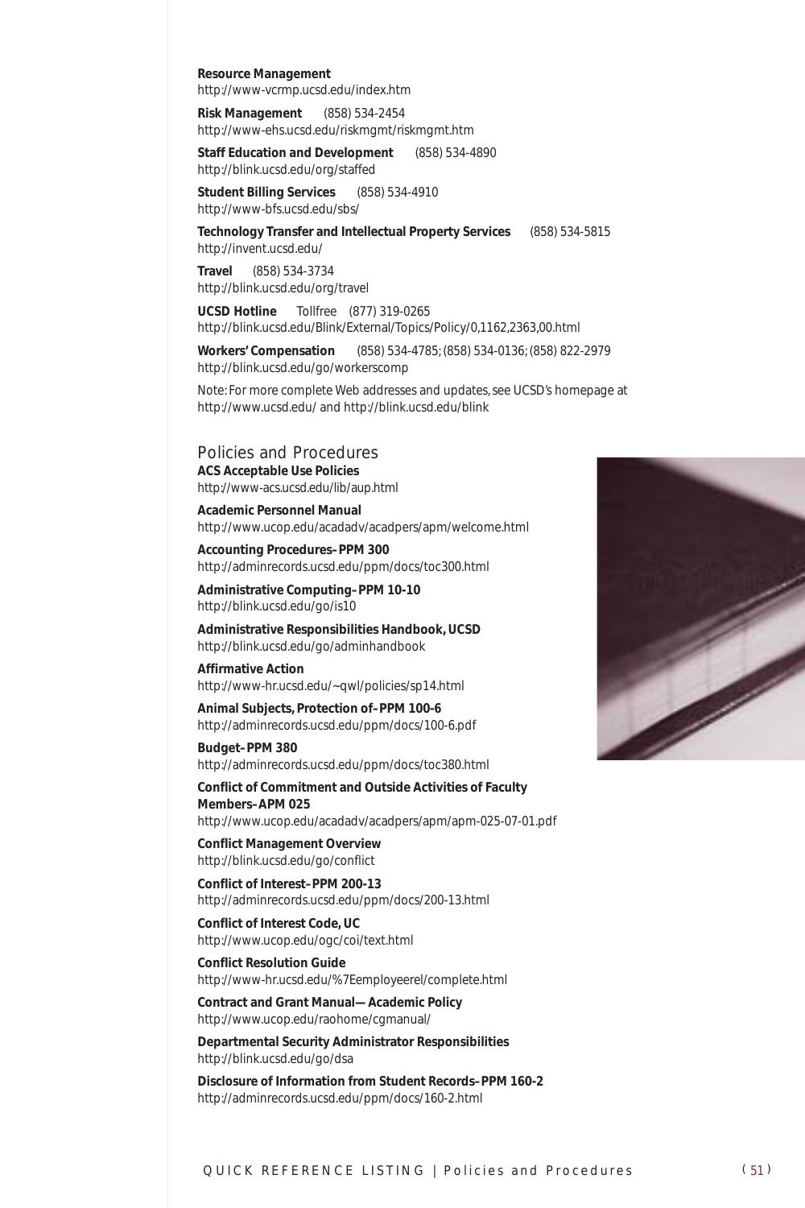**Resource Management**
http://www-vcrmp.ucsd.edu/index.htm

**Risk Management** (858) 534-2454
http://www-ehs.ucsd.edu/riskmgmt/riskmgmt.htm

**Staff Education and Development** (858) 534-4890
http://blink.ucsd.edu/org/staffed

**Student Billing Services** (858) 534-4910
http://www-bfs.ucsd.edu/sbs/

**Technology Transfer and Intellectual Property Services** (858) 534-5815
http://invent.ucsd.edu/

**Travel** (858) 534-3734
http://blink.ucsd.edu/org/travel

**UCSD Hotline** Tollfree (877) 319-0265
http://blink.ucsd.edu/Blink/External/Topics/Policy/0,1162,2363,00.html

**Workers' Compensation** (858) 534-4785; (858) 534-0136; (858) 822-2979
http://blink.ucsd.edu/go/workerscomp

Note: For more complete Web addresses and updates, see UCSD's homepage at http://www.ucsd.edu/ and http://blink.ucsd.edu/blink

## Policies and Procedures

**ACS Acceptable Use Policies**
http://www-acs.ucsd.edu/lib/aup.html

**Academic Personnel Manual**
http://www.ucop.edu/acadadv/acadpers/apm/welcome.html

**Accounting Procedures–PPM 300**
http://adminrecords.ucsd.edu/ppm/docs/toc300.html

**Administrative Computing–PPM 10-10**
http://blink.ucsd.edu/go/is10

**Administrative Responsibilities Handbook, UCSD**
http://blink.ucsd.edu/go/adminhandbook

**Affirmative Action**
http://www-hr.ucsd.edu/~qwl/policies/sp14.html

**Animal Subjects, Protection of–PPM 100-6**
http://adminrecords.ucsd.edu/ppm/docs/100-6.pdf

**Budget–PPM 380**
http://adminrecords.ucsd.edu/ppm/docs/toc380.html

**Conflict of Commitment and Outside Activities of Faculty Members–APM 025**
http://www.ucop.edu/acadadv/acadpers/apm/apm-025-07-01.pdf

**Conflict Management Overview**
http://blink.ucsd.edu/go/conflict

**Conflict of Interest–PPM 200-13**
http://adminrecords.ucsd.edu/ppm/docs/200-13.html

**Conflict of Interest Code, UC**
http://www.ucop.edu/ogc/coi/text.html

**Conflict Resolution Guide**
http://www-hr.ucsd.edu/%7Eemployeerel/complete.html

**Contract and Grant Manual—Academic Policy**
http://www.ucop.edu/raohome/cgmanual/

**Departmental Security Administrator Responsibilities**
http://blink.ucsd.edu/go/dsa

**Disclosure of Information from Student Records–PPM 160-2**
http://adminrecords.ucsd.edu/ppm/docs/160-2.html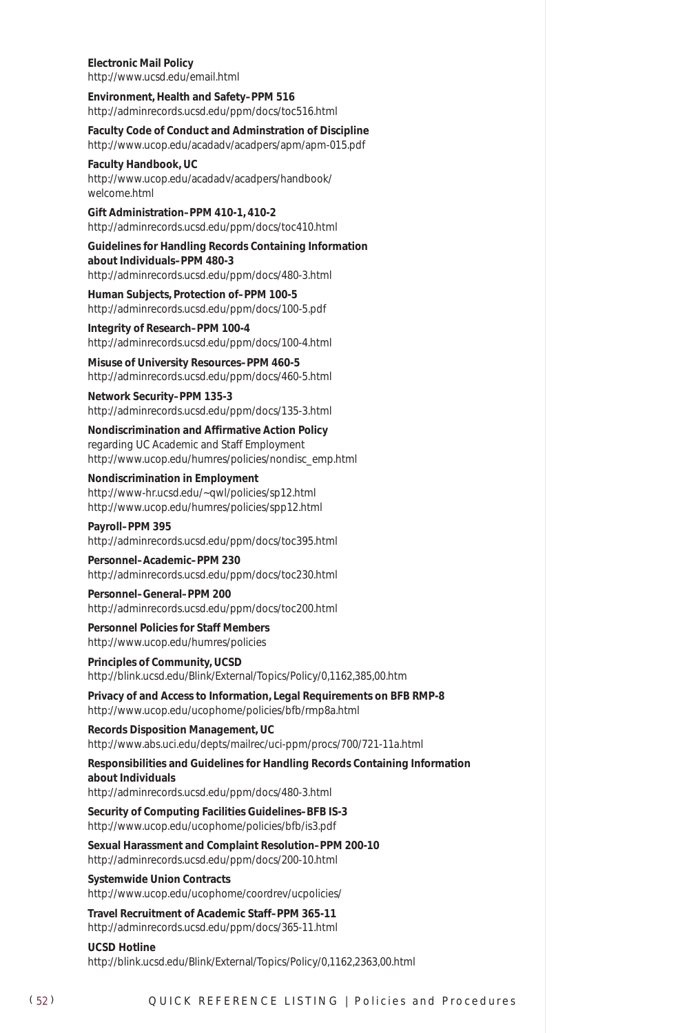**Electronic Mail Policy**
http://www.ucsd.edu/email.html

**Environment, Health and Safety–PPM 516**
http://adminrecords.ucsd.edu/ppm/docs/toc516.html

**Faculty Code of Conduct and Adminstration of Discipline**
http://www.ucop.edu/acadadv/acadpers/apm/apm-015.pdf

**Faculty Handbook, UC**
http://www.ucop.edu/acadadv/acadpers/handbook/welcome.html

**Gift Administration–PPM 410-1, 410-2**
http://adminrecords.ucsd.edu/ppm/docs/toc410.html

**Guidelines for Handling Records Containing Information about Individuals–PPM 480-3**
http://adminrecords.ucsd.edu/ppm/docs/480-3.html

**Human Subjects, Protection of–PPM 100-5**
http://adminrecords.ucsd.edu/ppm/docs/100-5.pdf

**Integrity of Research–PPM 100-4**
http://adminrecords.ucsd.edu/ppm/docs/100-4.html

**Misuse of University Resources–PPM 460-5**
http://adminrecords.ucsd.edu/ppm/docs/460-5.html

**Network Security–PPM 135-3**
http://adminrecords.ucsd.edu/ppm/docs/135-3.html

**Nondiscrimination and Affirmative Action Policy** regarding UC Academic and Staff Employment
http://www.ucop.edu/humres/policies/nondisc_emp.html

**Nondiscrimination in Employment**
http://www-hr.ucsd.edu/~qwl/policies/sp12.html
http://www.ucop.edu/humres/policies/spp12.html

**Payroll–PPM 395**
http://adminrecords.ucsd.edu/ppm/docs/toc395.html

**Personnel–Academic–PPM 230**
http://adminrecords.ucsd.edu/ppm/docs/toc230.html

**Personnel–General–PPM 200**
http://adminrecords.ucsd.edu/ppm/docs/toc200.html

**Personnel Policies for Staff Members**
http://www.ucop.edu/humres/policies

**Principles of Community, UCSD**
http://blink.ucsd.edu/Blink/External/Topics/Policy/0,1162,385,00.htm

**Privacy of and Access to Information, Legal Requirements on BFB RMP-8**
http://www.ucop.edu/ucophome/policies/bfb/rmp8a.html

**Records Disposition Management, UC**
http://www.abs.uci.edu/depts/mailrec/uci-ppm/procs/700/721-11a.html

**Responsibilities and Guidelines for Handling Records Containing Information about Individuals**
http://adminrecords.ucsd.edu/ppm/docs/480-3.html

**Security of Computing Facilities Guidelines–BFB IS-3**
http://www.ucop.edu/ucophome/policies/bfb/is3.pdf

**Sexual Harassment and Complaint Resolution–PPM 200-10**
http://adminrecords.ucsd.edu/ppm/docs/200-10.html

**Systemwide Union Contracts**
http://www.ucop.edu/ucophome/coordrev/ucpolicies/

**Travel Recruitment of Academic Staff–PPM 365-11**
http://adminrecords.ucsd.edu/ppm/docs/365-11.html

**UCSD Hotline**
http://blink.ucsd.edu/Blink/External/Topics/Policy/0,1162,2363,00.html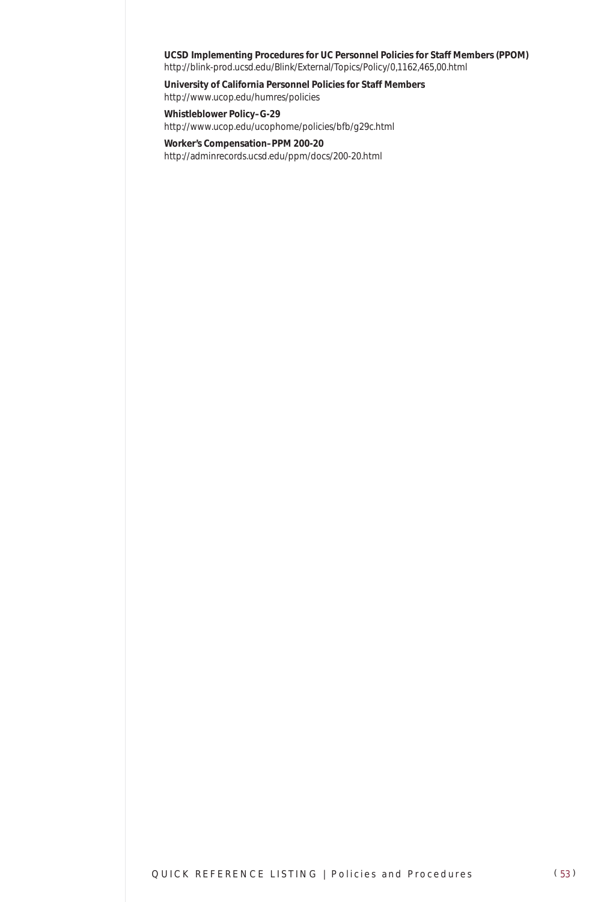**UCSD Implementing Procedures for UC Personnel Policies for Staff Members (PPOM)**
http://blink-prod.ucsd.edu/Blink/External/Topics/Policy/0,1162,465,00.html

**University of California Personnel Policies for Staff Members**
http://www.ucop.edu/humres/policies

**Whistleblower Policy–G-29**
http://www.ucop.edu/ucophome/policies/bfb/g29c.html

**Worker's Compensation–PPM 200-20**
http://adminrecords.ucsd.edu/ppm/docs/200-20.html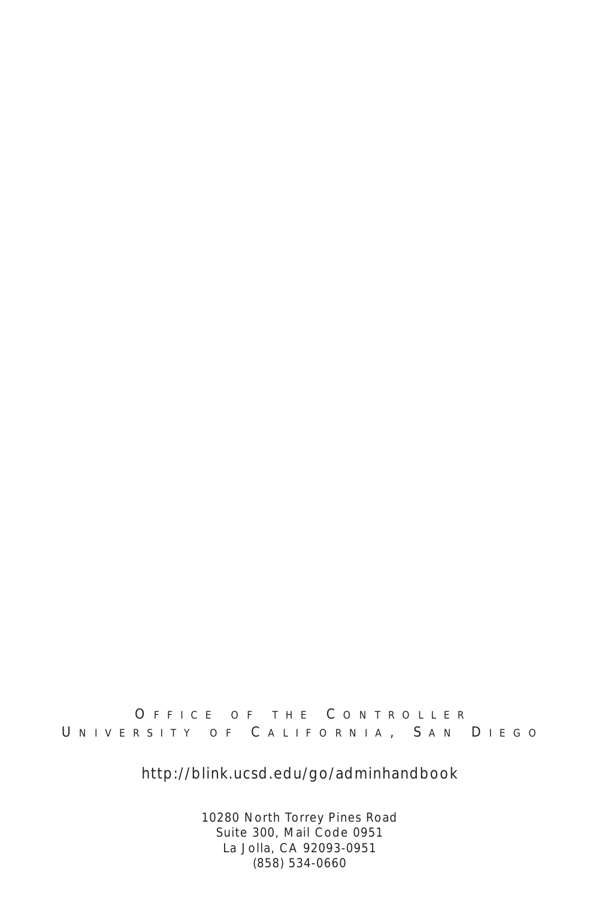OFFICE OF THE CONTROLLER
UNIVERSITY OF CALIFORNIA, SAN DIEGO

http://blink.ucsd.edu/go/adminhandbook

10280 North Torrey Pines Road
Suite 300, Mail Code 0951
La Jolla, CA 92093-0951
(858) 534-0660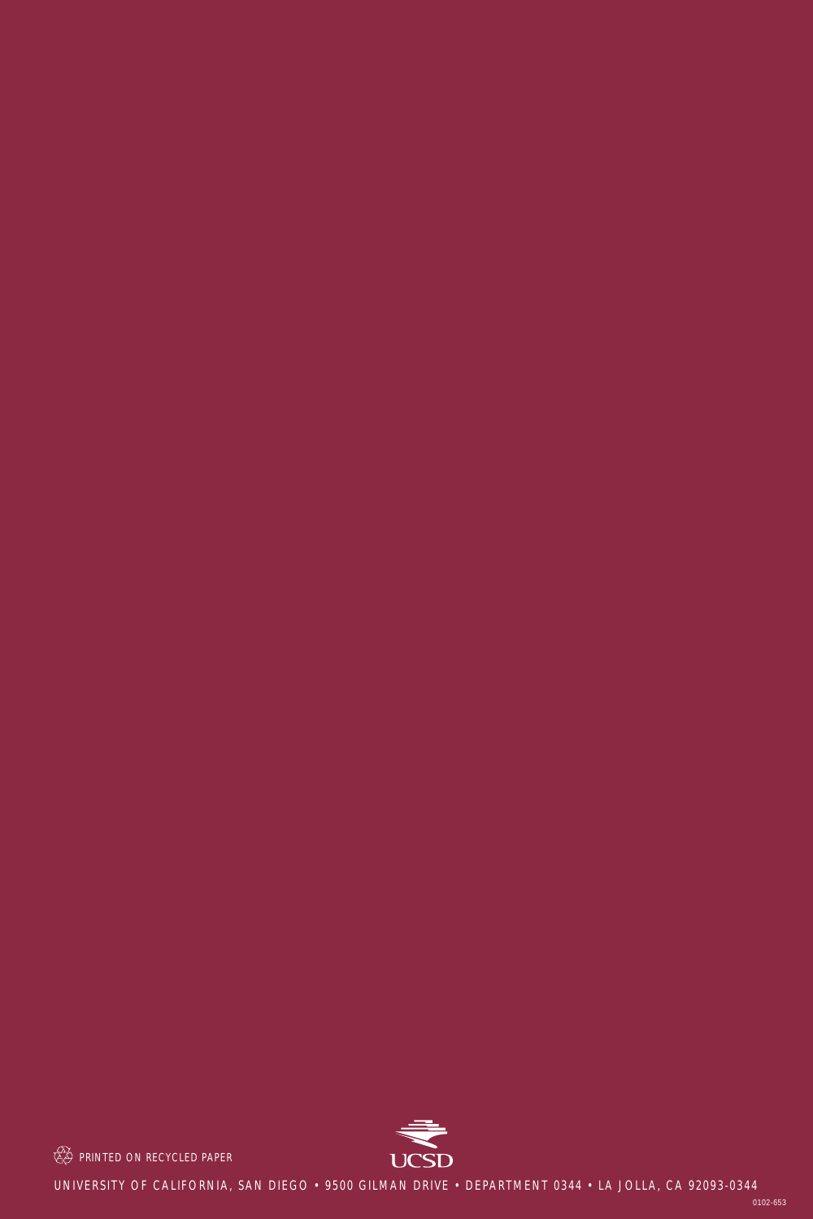PRINTED ON RECYCLED PAPER

UCSD

UNIVERSITY OF CALIFORNIA, SAN DIEGO • 9500 GILMAN DRIVE • DEPARTMENT 0344 • LA JOLLA, CA 92093-0344

0102-653